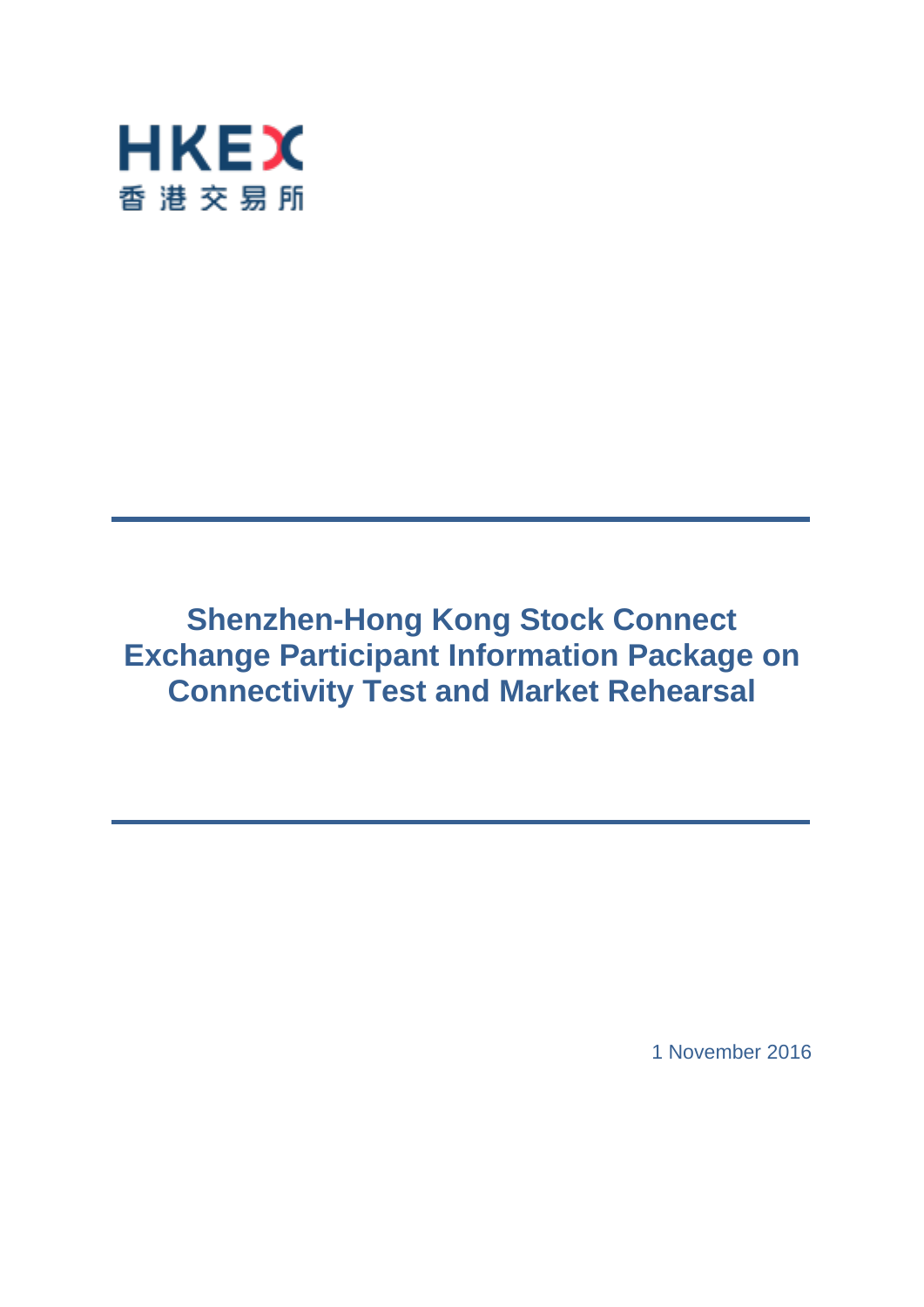HKEX
香港交易所

# Shenzhen-Hong Kong Stock Connect Exchange Participant Information Package on Connectivity Test and Market Rehearsal

1 November 2016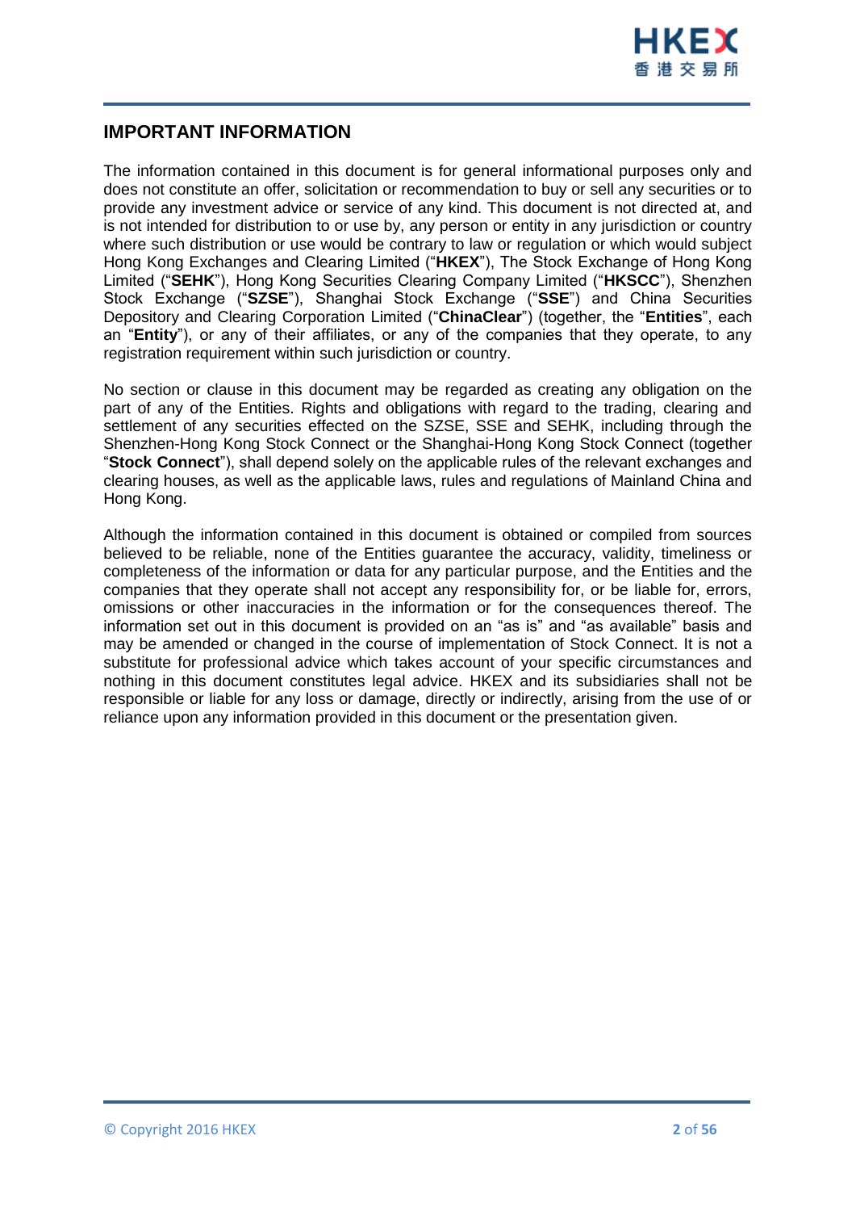## IMPORTANT INFORMATION

The information contained in this document is for general informational purposes only and does not constitute an offer, solicitation or recommendation to buy or sell any securities or to provide any investment advice or service of any kind. This document is not directed at, and is not intended for distribution to or use by, any person or entity in any jurisdiction or country where such distribution or use would be contrary to law or regulation or which would subject Hong Kong Exchanges and Clearing Limited ("**HKEX**"), The Stock Exchange of Hong Kong Limited ("**SEHK**"), Hong Kong Securities Clearing Company Limited ("**HKSCC**"), Shenzhen Stock Exchange ("**SZSE**"), Shanghai Stock Exchange ("**SSE**") and China Securities Depository and Clearing Corporation Limited ("**ChinaClear**") (together, the "**Entities**", each an "**Entity**"), or any of their affiliates, or any of the companies that they operate, to any registration requirement within such jurisdiction or country.

No section or clause in this document may be regarded as creating any obligation on the part of any of the Entities. Rights and obligations with regard to the trading, clearing and settlement of any securities effected on the SZSE, SSE and SEHK, including through the Shenzhen-Hong Kong Stock Connect or the Shanghai-Hong Kong Stock Connect (together "**Stock Connect**"), shall depend solely on the applicable rules of the relevant exchanges and clearing houses, as well as the applicable laws, rules and regulations of Mainland China and Hong Kong.

Although the information contained in this document is obtained or compiled from sources believed to be reliable, none of the Entities guarantee the accuracy, validity, timeliness or completeness of the information or data for any particular purpose, and the Entities and the companies that they operate shall not accept any responsibility for, or be liable for, errors, omissions or other inaccuracies in the information or for the consequences thereof. The information set out in this document is provided on an "as is" and "as available" basis and may be amended or changed in the course of implementation of Stock Connect. It is not a substitute for professional advice which takes account of your specific circumstances and nothing in this document constitutes legal advice. HKEX and its subsidiaries shall not be responsible or liable for any loss or damage, directly or indirectly, arising from the use of or reliance upon any information provided in this document or the presentation given.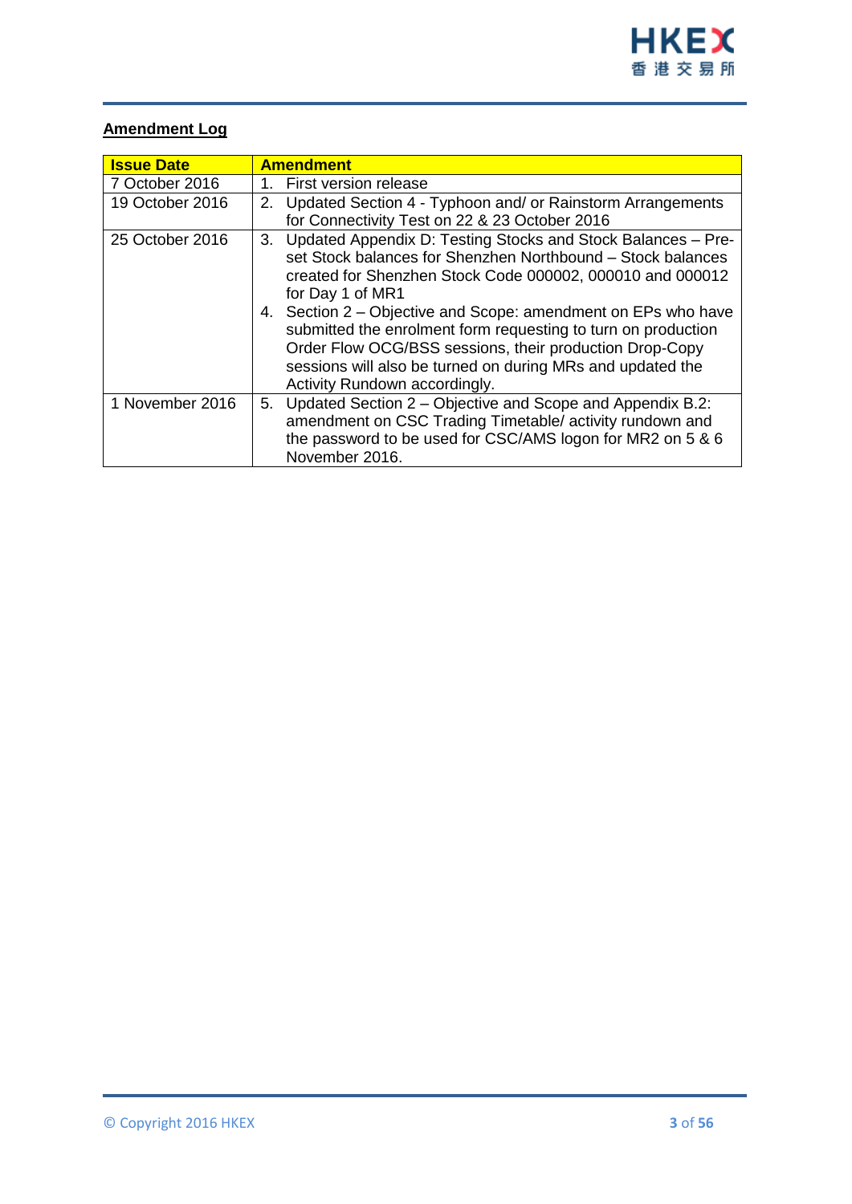**Amendment Log**

| Issue Date | Amendment |
|---|---|
| 7 October 2016 | 1. First version release |
| 19 October 2016 | 2. Updated Section 4 - Typhoon and/ or Rainstorm Arrangements for Connectivity Test on 22 & 23 October 2016 |
| 25 October 2016 | 3. Updated Appendix D: Testing Stocks and Stock Balances – Pre-set Stock balances for Shenzhen Northbound – Stock balances created for Shenzhen Stock Code 000002, 000010 and 000012 for Day 1 of MR1<br>4. Section 2 – Objective and Scope: amendment on EPs who have submitted the enrolment form requesting to turn on production Order Flow OCG/BSS sessions, their production Drop-Copy sessions will also be turned on during MRs and updated the Activity Rundown accordingly. |
| 1 November 2016 | 5. Updated Section 2 – Objective and Scope and Appendix B.2: amendment on CSC Trading Timetable/ activity rundown and the password to be used for CSC/AMS logon for MR2 on 5 & 6 November 2016. |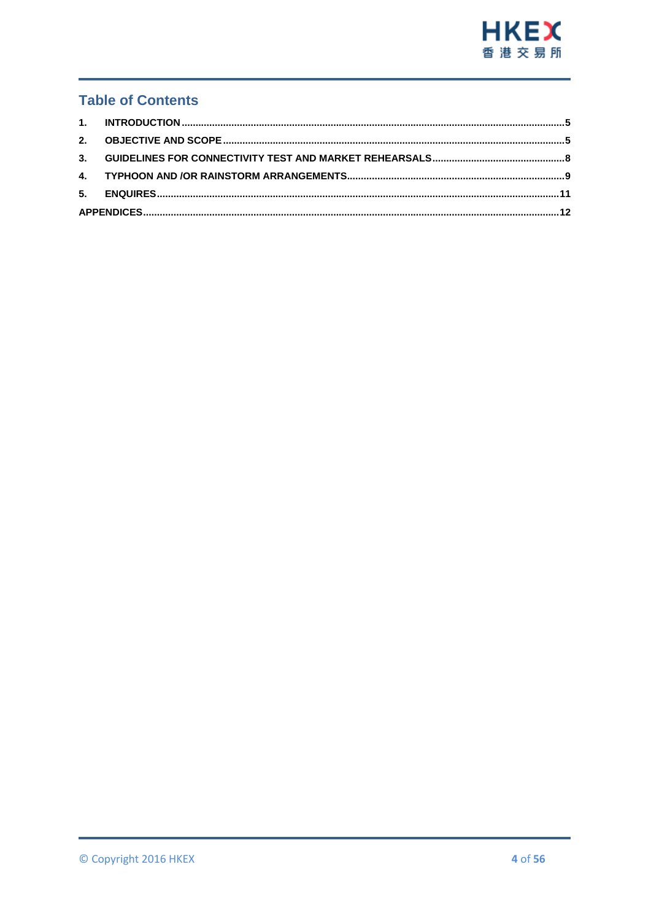## Table of Contents

1. INTRODUCTION ..... 5
2. OBJECTIVE AND SCOPE ..... 5
3. GUIDELINES FOR CONNECTIVITY TEST AND MARKET REHEARSALS ..... 8
4. TYPHOON AND /OR RAINSTORM ARRANGEMENTS ..... 9
5. ENQUIRES ..... 11

APPENDICES ..... 12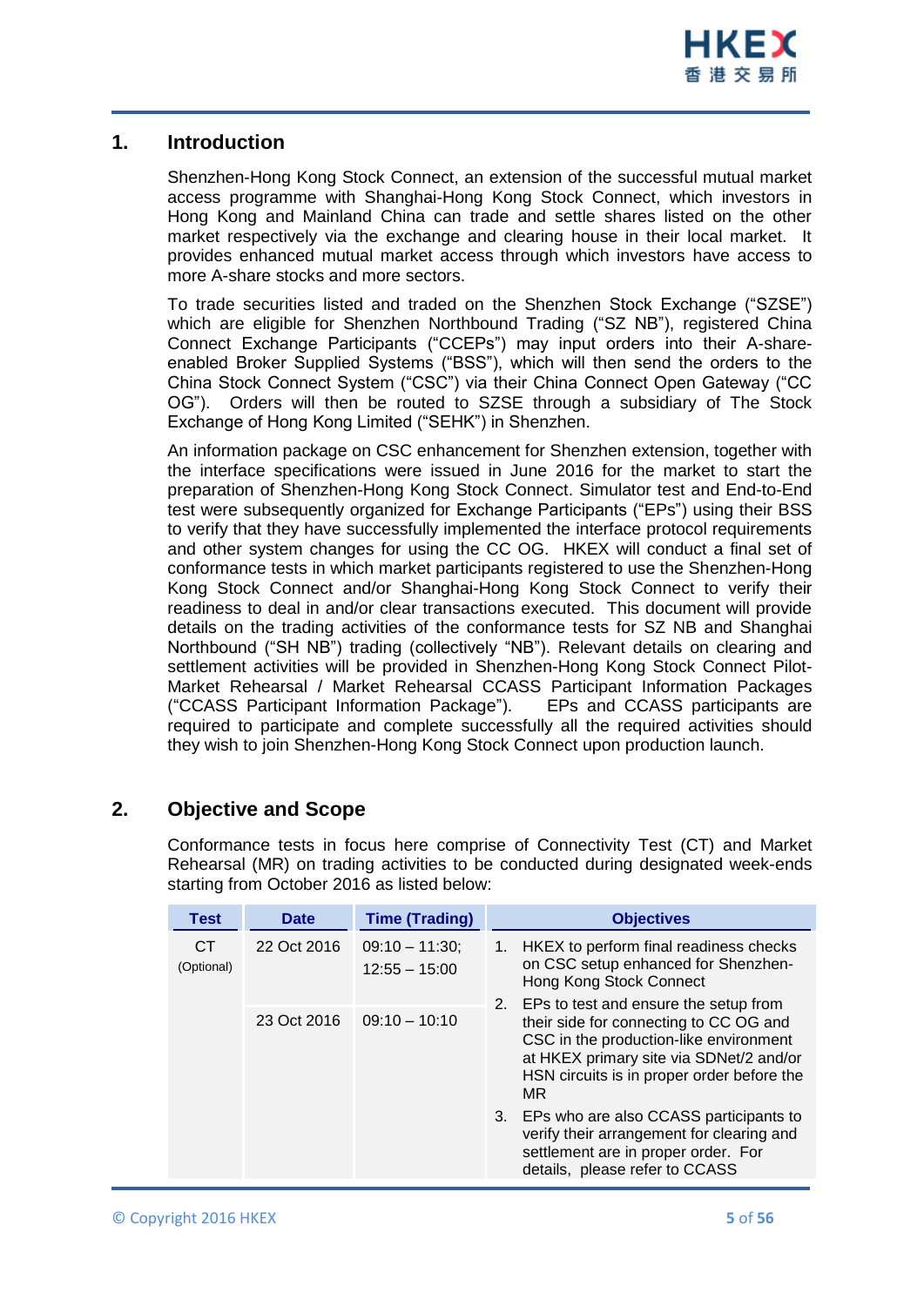## 1. Introduction

Shenzhen-Hong Kong Stock Connect, an extension of the successful mutual market access programme with Shanghai-Hong Kong Stock Connect, which investors in Hong Kong and Mainland China can trade and settle shares listed on the other market respectively via the exchange and clearing house in their local market. It provides enhanced mutual market access through which investors have access to more A-share stocks and more sectors.

To trade securities listed and traded on the Shenzhen Stock Exchange ("SZSE") which are eligible for Shenzhen Northbound Trading ("SZ NB"), registered China Connect Exchange Participants ("CCEPs") may input orders into their A-share-enabled Broker Supplied Systems ("BSS"), which will then send the orders to the China Stock Connect System ("CSC") via their China Connect Open Gateway ("CC OG"). Orders will then be routed to SZSE through a subsidiary of The Stock Exchange of Hong Kong Limited ("SEHK") in Shenzhen.

An information package on CSC enhancement for Shenzhen extension, together with the interface specifications were issued in June 2016 for the market to start the preparation of Shenzhen-Hong Kong Stock Connect. Simulator test and End-to-End test were subsequently organized for Exchange Participants ("EPs") using their BSS to verify that they have successfully implemented the interface protocol requirements and other system changes for using the CC OG. HKEX will conduct a final set of conformance tests in which market participants registered to use the Shenzhen-Hong Kong Stock Connect and/or Shanghai-Hong Kong Stock Connect to verify their readiness to deal in and/or clear transactions executed. This document will provide details on the trading activities of the conformance tests for SZ NB and Shanghai Northbound ("SH NB") trading (collectively "NB"). Relevant details on clearing and settlement activities will be provided in Shenzhen-Hong Kong Stock Connect Pilot-Market Rehearsal / Market Rehearsal CCASS Participant Information Packages ("CCASS Participant Information Package"). EPs and CCASS participants are required to participate and complete successfully all the required activities should they wish to join Shenzhen-Hong Kong Stock Connect upon production launch.

## 2. Objective and Scope

Conformance tests in focus here comprise of Connectivity Test (CT) and Market Rehearsal (MR) on trading activities to be conducted during designated week-ends starting from October 2016 as listed below:

| Test | Date | Time (Trading) | Objectives |
|---|---|---|---|
| CT (Optional) | 22 Oct 2016 | 09:10 – 11:30; 12:55 – 15:00 | 1. HKEX to perform final readiness checks on CSC setup enhanced for Shenzhen-Hong Kong Stock Connect<br>2. EPs to test and ensure the setup from their side for connecting to CC OG and CSC in the production-like environment at HKEX primary site via SDNet/2 and/or HSN circuits is in proper order before the MR<br>3. EPs who are also CCASS participants to verify their arrangement for clearing and settlement are in proper order. For details, please refer to CCASS |
| | 23 Oct 2016 | 09:10 – 10:10 | |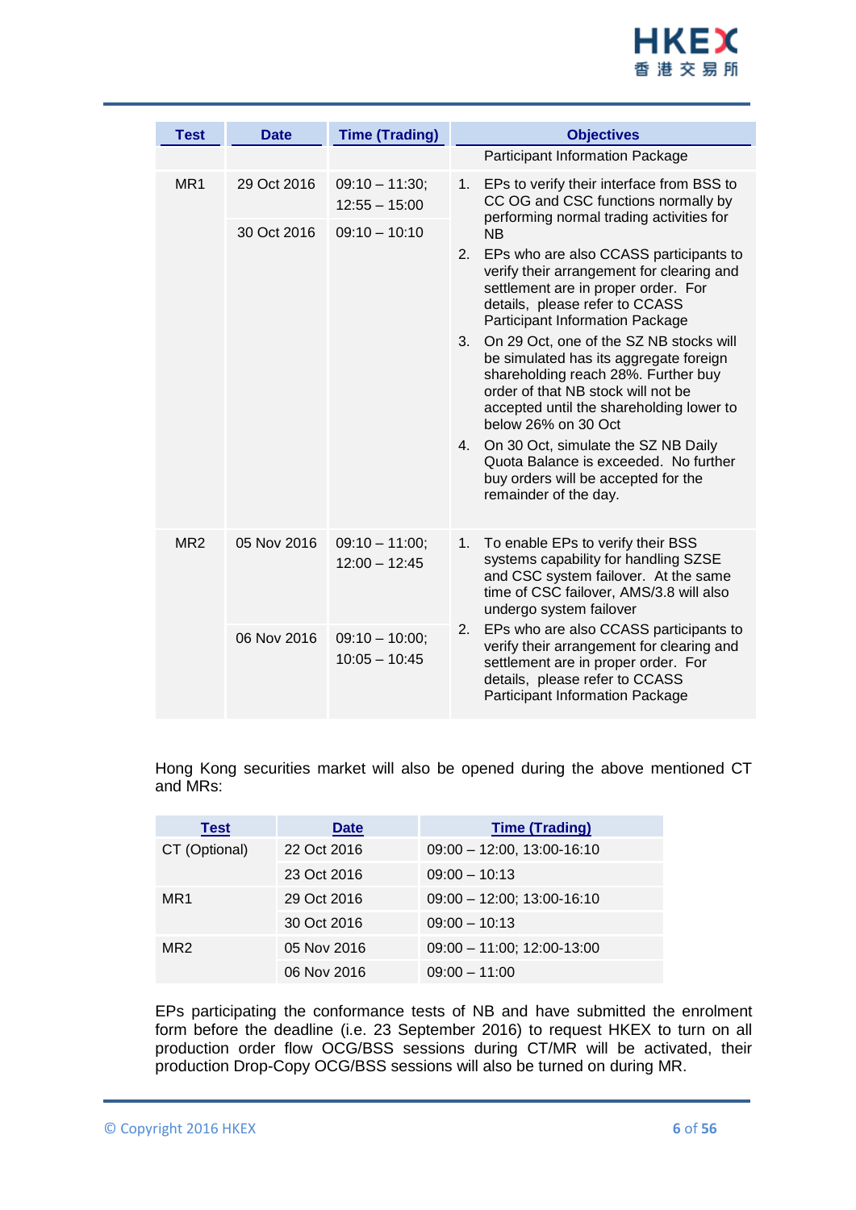| Test | Date | Time (Trading) | Objectives |
|---|---|---|---|
| | | | Participant Information Package |
| MR1 | 29 Oct 2016 | 09:10 – 11:30; 12:55 – 15:00 | 1. EPs to verify their interface from BSS to CC OG and CSC functions normally by performing normal trading activities for NB<br>2. EPs who are also CCASS participants to verify their arrangement for clearing and settlement are in proper order. For details, please refer to CCASS Participant Information Package<br>3. On 29 Oct, one of the SZ NB stocks will be simulated has its aggregate foreign shareholding reach 28%. Further buy order of that NB stock will not be accepted until the shareholding lower to below 26% on 30 Oct<br>4. On 30 Oct, simulate the SZ NB Daily Quota Balance is exceeded. No further buy orders will be accepted for the remainder of the day. |
| | 30 Oct 2016 | 09:10 – 10:10 | |
| MR2 | 05 Nov 2016 | 09:10 – 11:00; 12:00 – 12:45 | 1. To enable EPs to verify their BSS systems capability for handling SZSE and CSC system failover. At the same time of CSC failover, AMS/3.8 will also undergo system failover<br>2. EPs who are also CCASS participants to verify their arrangement for clearing and settlement are in proper order. For details, please refer to CCASS Participant Information Package |
| | 06 Nov 2016 | 09:10 – 10:00; 10:05 – 10:45 | |

Hong Kong securities market will also be opened during the above mentioned CT and MRs:

| Test | Date | Time (Trading) |
|---|---|---|
| CT (Optional) | 22 Oct 2016 | 09:00 – 12:00, 13:00-16:10 |
| | 23 Oct 2016 | 09:00 – 10:13 |
| MR1 | 29 Oct 2016 | 09:00 – 12:00; 13:00-16:10 |
| | 30 Oct 2016 | 09:00 – 10:13 |
| MR2 | 05 Nov 2016 | 09:00 – 11:00; 12:00-13:00 |
| | 06 Nov 2016 | 09:00 – 11:00 |

EPs participating the conformance tests of NB and have submitted the enrolment form before the deadline (i.e. 23 September 2016) to request HKEX to turn on all production order flow OCG/BSS sessions during CT/MR will be activated, their production Drop-Copy OCG/BSS sessions will also be turned on during MR.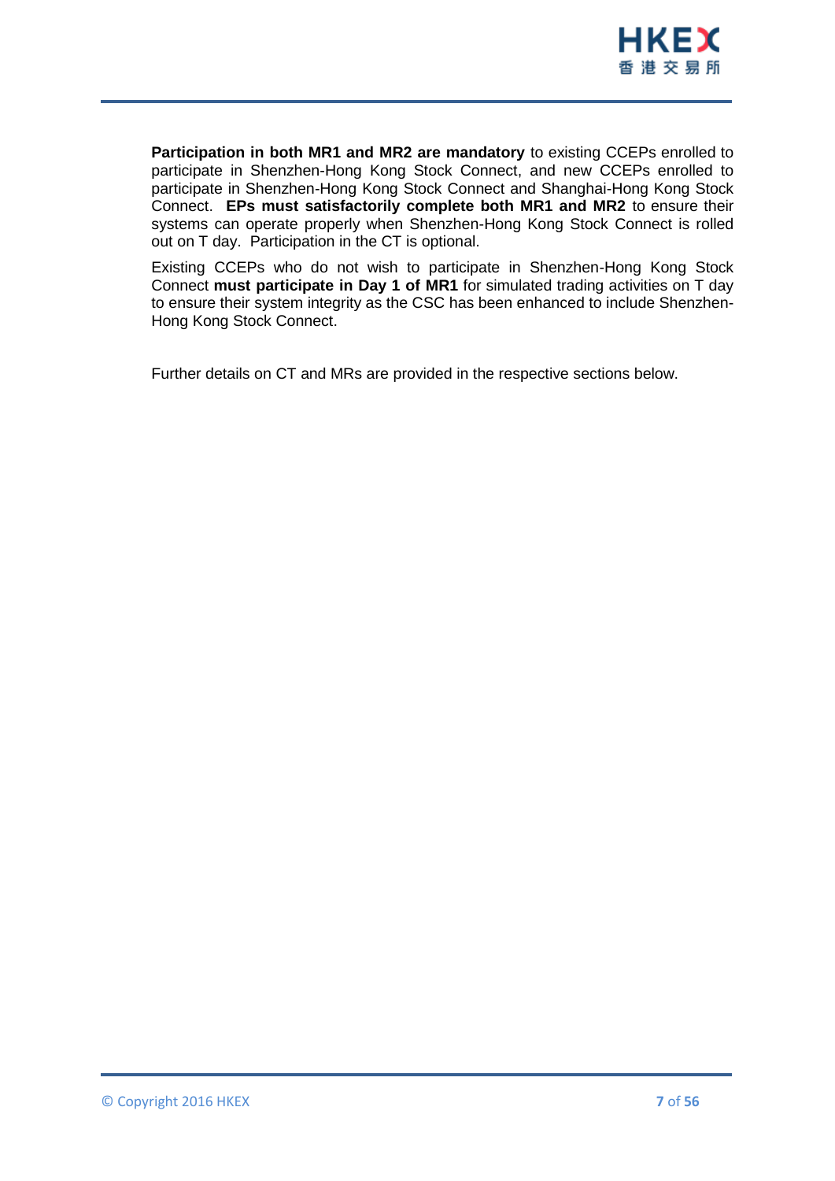**Participation in both MR1 and MR2 are mandatory** to existing CCEPs enrolled to participate in Shenzhen-Hong Kong Stock Connect, and new CCEPs enrolled to participate in Shenzhen-Hong Kong Stock Connect and Shanghai-Hong Kong Stock Connect. **EPs must satisfactorily complete both MR1 and MR2** to ensure their systems can operate properly when Shenzhen-Hong Kong Stock Connect is rolled out on T day. Participation in the CT is optional.

Existing CCEPs who do not wish to participate in Shenzhen-Hong Kong Stock Connect **must participate in Day 1 of MR1** for simulated trading activities on T day to ensure their system integrity as the CSC has been enhanced to include Shenzhen-Hong Kong Stock Connect.

Further details on CT and MRs are provided in the respective sections below.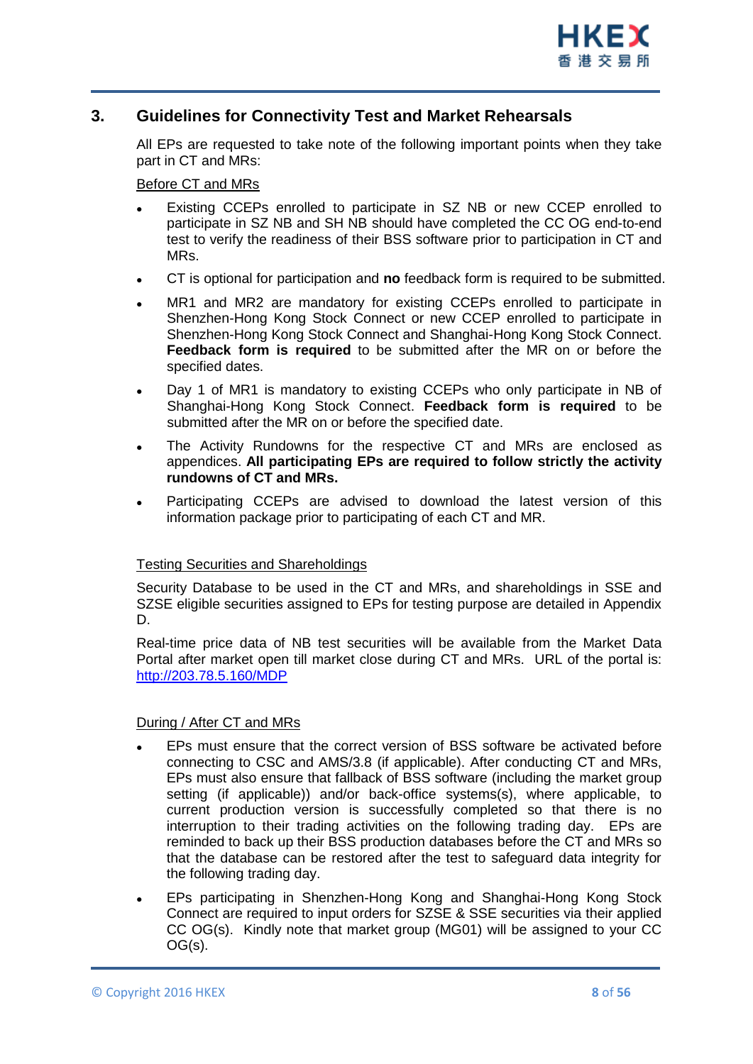## 3. Guidelines for Connectivity Test and Market Rehearsals

All EPs are requested to take note of the following important points when they take part in CT and MRs:

Before CT and MRs

- Existing CCEPs enrolled to participate in SZ NB or new CCEP enrolled to participate in SZ NB and SH NB should have completed the CC OG end-to-end test to verify the readiness of their BSS software prior to participation in CT and MRs.
- CT is optional for participation and **no** feedback form is required to be submitted.
- MR1 and MR2 are mandatory for existing CCEPs enrolled to participate in Shenzhen-Hong Kong Stock Connect or new CCEP enrolled to participate in Shenzhen-Hong Kong Stock Connect and Shanghai-Hong Kong Stock Connect. **Feedback form is required** to be submitted after the MR on or before the specified dates.
- Day 1 of MR1 is mandatory to existing CCEPs who only participate in NB of Shanghai-Hong Kong Stock Connect. **Feedback form is required** to be submitted after the MR on or before the specified date.
- The Activity Rundowns for the respective CT and MRs are enclosed as appendices. **All participating EPs are required to follow strictly the activity rundowns of CT and MRs.**
- Participating CCEPs are advised to download the latest version of this information package prior to participating of each CT and MR.

Testing Securities and Shareholdings

Security Database to be used in the CT and MRs, and shareholdings in SSE and SZSE eligible securities assigned to EPs for testing purpose are detailed in Appendix D.

Real-time price data of NB test securities will be available from the Market Data Portal after market open till market close during CT and MRs. URL of the portal is: http://203.78.5.160/MDP

During / After CT and MRs

- EPs must ensure that the correct version of BSS software be activated before connecting to CSC and AMS/3.8 (if applicable). After conducting CT and MRs, EPs must also ensure that fallback of BSS software (including the market group setting (if applicable)) and/or back-office systems(s), where applicable, to current production version is successfully completed so that there is no interruption to their trading activities on the following trading day. EPs are reminded to back up their BSS production databases before the CT and MRs so that the database can be restored after the test to safeguard data integrity for the following trading day.
- EPs participating in Shenzhen-Hong Kong and Shanghai-Hong Kong Stock Connect are required to input orders for SZSE & SSE securities via their applied CC OG(s). Kindly note that market group (MG01) will be assigned to your CC OG(s).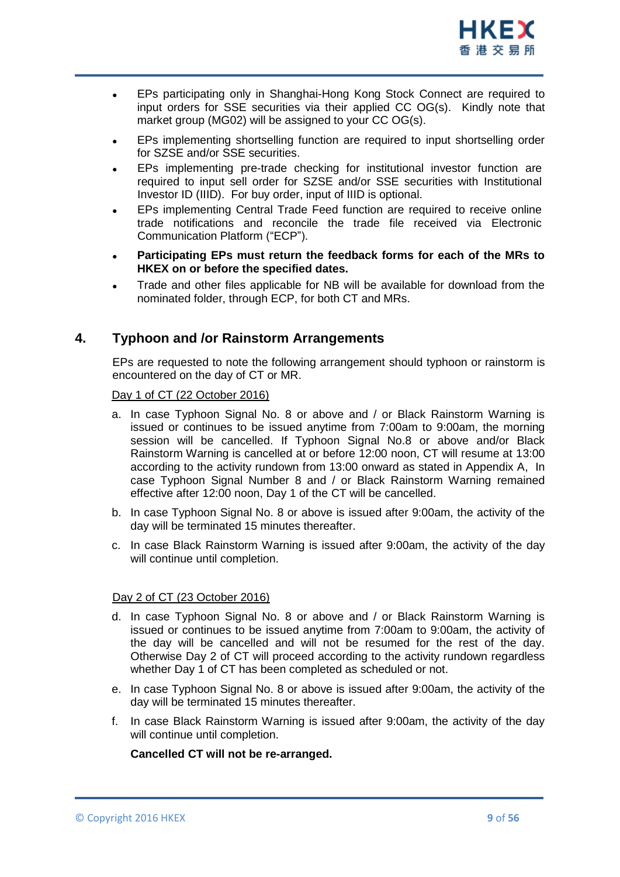- EPs participating only in Shanghai-Hong Kong Stock Connect are required to input orders for SSE securities via their applied CC OG(s). Kindly note that market group (MG02) will be assigned to your CC OG(s).
- EPs implementing shortselling function are required to input shortselling order for SZSE and/or SSE securities.
- EPs implementing pre-trade checking for institutional investor function are required to input sell order for SZSE and/or SSE securities with Institutional Investor ID (IIID). For buy order, input of IIID is optional.
- EPs implementing Central Trade Feed function are required to receive online trade notifications and reconcile the trade file received via Electronic Communication Platform ("ECP").
- **Participating EPs must return the feedback forms for each of the MRs to HKEX on or before the specified dates.**
- Trade and other files applicable for NB will be available for download from the nominated folder, through ECP, for both CT and MRs.

## 4. Typhoon and /or Rainstorm Arrangements

EPs are requested to note the following arrangement should typhoon or rainstorm is encountered on the day of CT or MR.

Day 1 of CT (22 October 2016)

a. In case Typhoon Signal No. 8 or above and / or Black Rainstorm Warning is issued or continues to be issued anytime from 7:00am to 9:00am, the morning session will be cancelled. If Typhoon Signal No.8 or above and/or Black Rainstorm Warning is cancelled at or before 12:00 noon, CT will resume at 13:00 according to the activity rundown from 13:00 onward as stated in Appendix A, In case Typhoon Signal Number 8 and / or Black Rainstorm Warning remained effective after 12:00 noon, Day 1 of the CT will be cancelled.

b. In case Typhoon Signal No. 8 or above is issued after 9:00am, the activity of the day will be terminated 15 minutes thereafter.

c. In case Black Rainstorm Warning is issued after 9:00am, the activity of the day will continue until completion.

Day 2 of CT (23 October 2016)

d. In case Typhoon Signal No. 8 or above and / or Black Rainstorm Warning is issued or continues to be issued anytime from 7:00am to 9:00am, the activity of the day will be cancelled and will not be resumed for the rest of the day. Otherwise Day 2 of CT will proceed according to the activity rundown regardless whether Day 1 of CT has been completed as scheduled or not.

e. In case Typhoon Signal No. 8 or above is issued after 9:00am, the activity of the day will be terminated 15 minutes thereafter.

f. In case Black Rainstorm Warning is issued after 9:00am, the activity of the day will continue until completion.

**Cancelled CT will not be re-arranged.**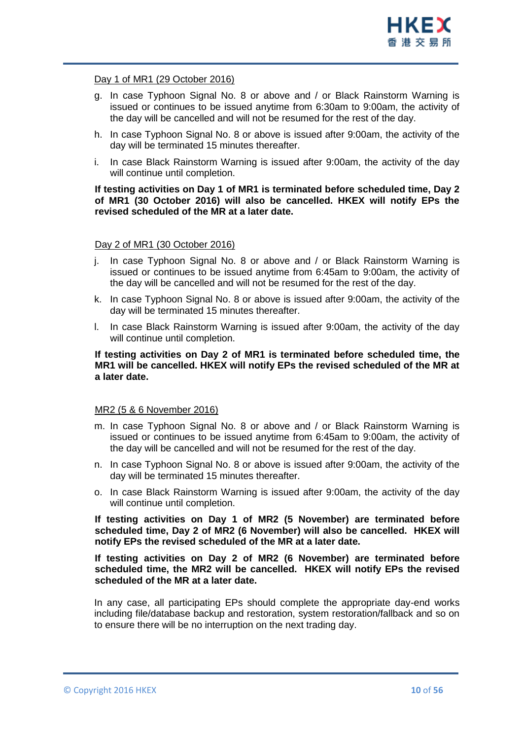Day 1 of MR1 (29 October 2016)

g. In case Typhoon Signal No. 8 or above and / or Black Rainstorm Warning is issued or continues to be issued anytime from 6:30am to 9:00am, the activity of the day will be cancelled and will not be resumed for the rest of the day.

h. In case Typhoon Signal No. 8 or above is issued after 9:00am, the activity of the day will be terminated 15 minutes thereafter.

i. In case Black Rainstorm Warning is issued after 9:00am, the activity of the day will continue until completion.

**If testing activities on Day 1 of MR1 is terminated before scheduled time, Day 2 of MR1 (30 October 2016) will also be cancelled. HKEX will notify EPs the revised scheduled of the MR at a later date.**

Day 2 of MR1 (30 October 2016)

j. In case Typhoon Signal No. 8 or above and / or Black Rainstorm Warning is issued or continues to be issued anytime from 6:45am to 9:00am, the activity of the day will be cancelled and will not be resumed for the rest of the day.

k. In case Typhoon Signal No. 8 or above is issued after 9:00am, the activity of the day will be terminated 15 minutes thereafter.

l. In case Black Rainstorm Warning is issued after 9:00am, the activity of the day will continue until completion.

**If testing activities on Day 2 of MR1 is terminated before scheduled time, the MR1 will be cancelled. HKEX will notify EPs the revised scheduled of the MR at a later date.**

MR2 (5 & 6 November 2016)

m. In case Typhoon Signal No. 8 or above and / or Black Rainstorm Warning is issued or continues to be issued anytime from 6:45am to 9:00am, the activity of the day will be cancelled and will not be resumed for the rest of the day.

n. In case Typhoon Signal No. 8 or above is issued after 9:00am, the activity of the day will be terminated 15 minutes thereafter.

o. In case Black Rainstorm Warning is issued after 9:00am, the activity of the day will continue until completion.

**If testing activities on Day 1 of MR2 (5 November) are terminated before scheduled time, Day 2 of MR2 (6 November) will also be cancelled. HKEX will notify EPs the revised scheduled of the MR at a later date.**

**If testing activities on Day 2 of MR2 (6 November) are terminated before scheduled time, the MR2 will be cancelled. HKEX will notify EPs the revised scheduled of the MR at a later date.**

In any case, all participating EPs should complete the appropriate day-end works including file/database backup and restoration, system restoration/fallback and so on to ensure there will be no interruption on the next trading day.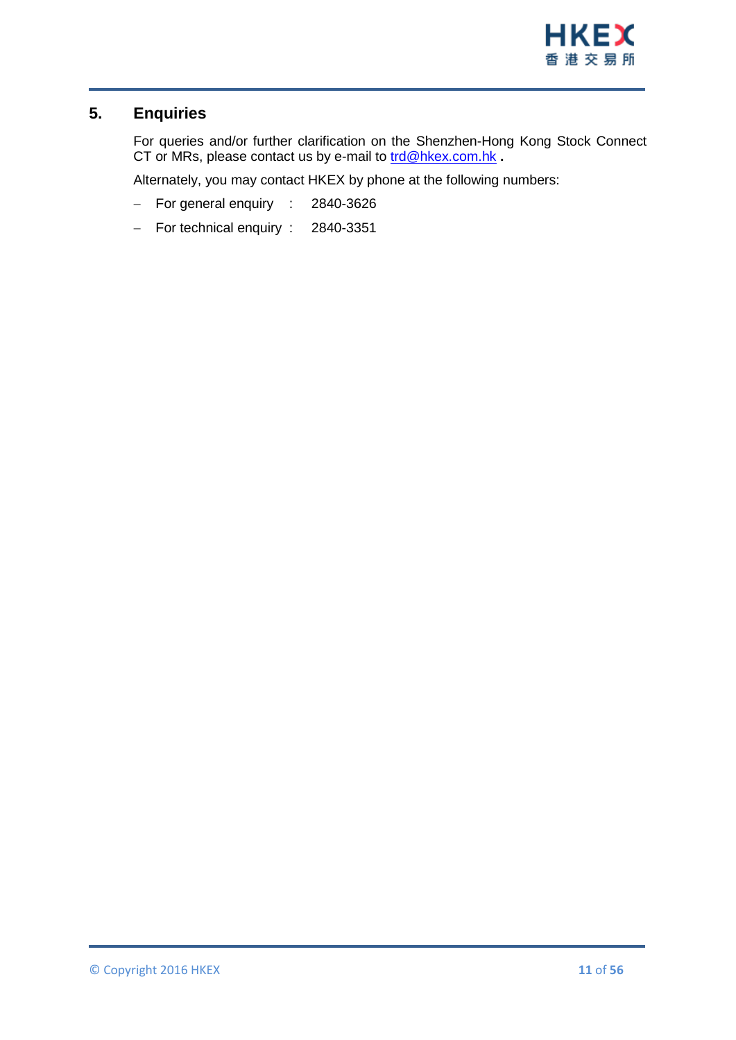## 5. Enquiries

For queries and/or further clarification on the Shenzhen-Hong Kong Stock Connect CT or MRs, please contact us by e-mail to trd@hkex.com.hk .

Alternately, you may contact HKEX by phone at the following numbers:

- For general enquiry : 2840-3626
- For technical enquiry : 2840-3351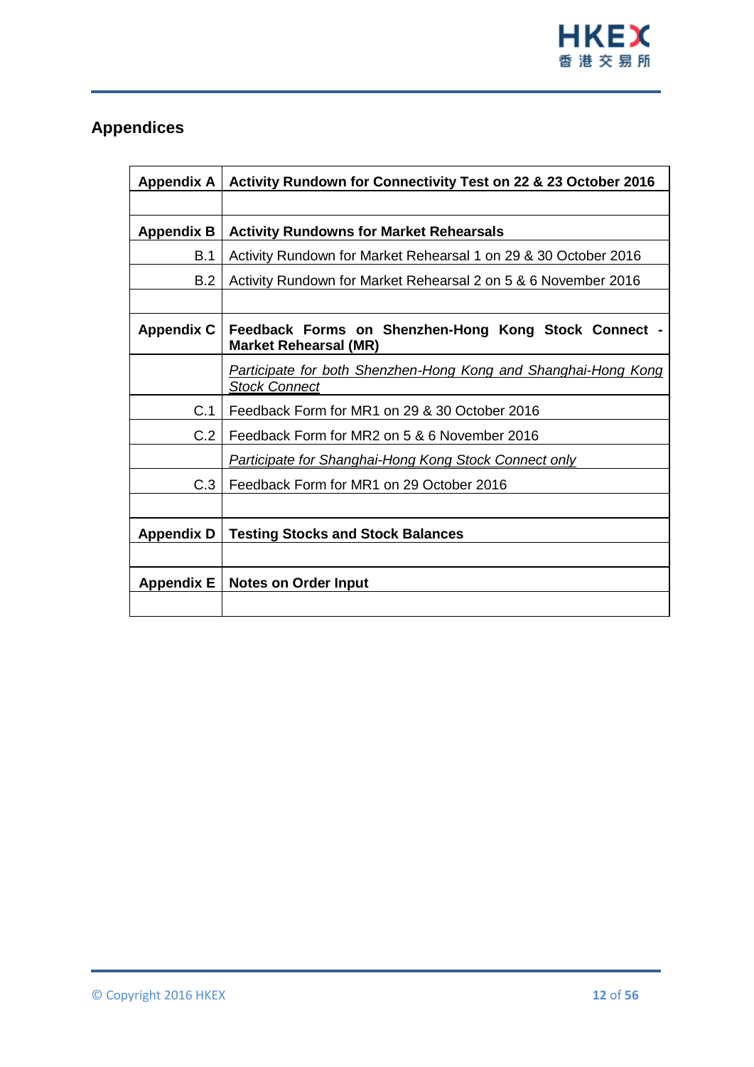## Appendices

| Appendix A | **Activity Rundown for Connectivity Test on 22 & 23 October 2016** |
|---|---|
| | |
| **Appendix B** | **Activity Rundowns for Market Rehearsals** |
| B.1 | Activity Rundown for Market Rehearsal 1 on 29 & 30 October 2016 |
| B.2 | Activity Rundown for Market Rehearsal 2 on 5 & 6 November 2016 |
| | |
| **Appendix C** | **Feedback Forms on Shenzhen-Hong Kong Stock Connect - Market Rehearsal (MR)** |
| | *Participate for both Shenzhen-Hong Kong and Shanghai-Hong Kong Stock Connect* |
| C.1 | Feedback Form for MR1 on 29 & 30 October 2016 |
| C.2 | Feedback Form for MR2 on 5 & 6 November 2016 |
| | *Participate for Shanghai-Hong Kong Stock Connect only* |
| C.3 | Feedback Form for MR1 on 29 October 2016 |
| | |
| **Appendix D** | **Testing Stocks and Stock Balances** |
| | |
| **Appendix E** | **Notes on Order Input** |
| | |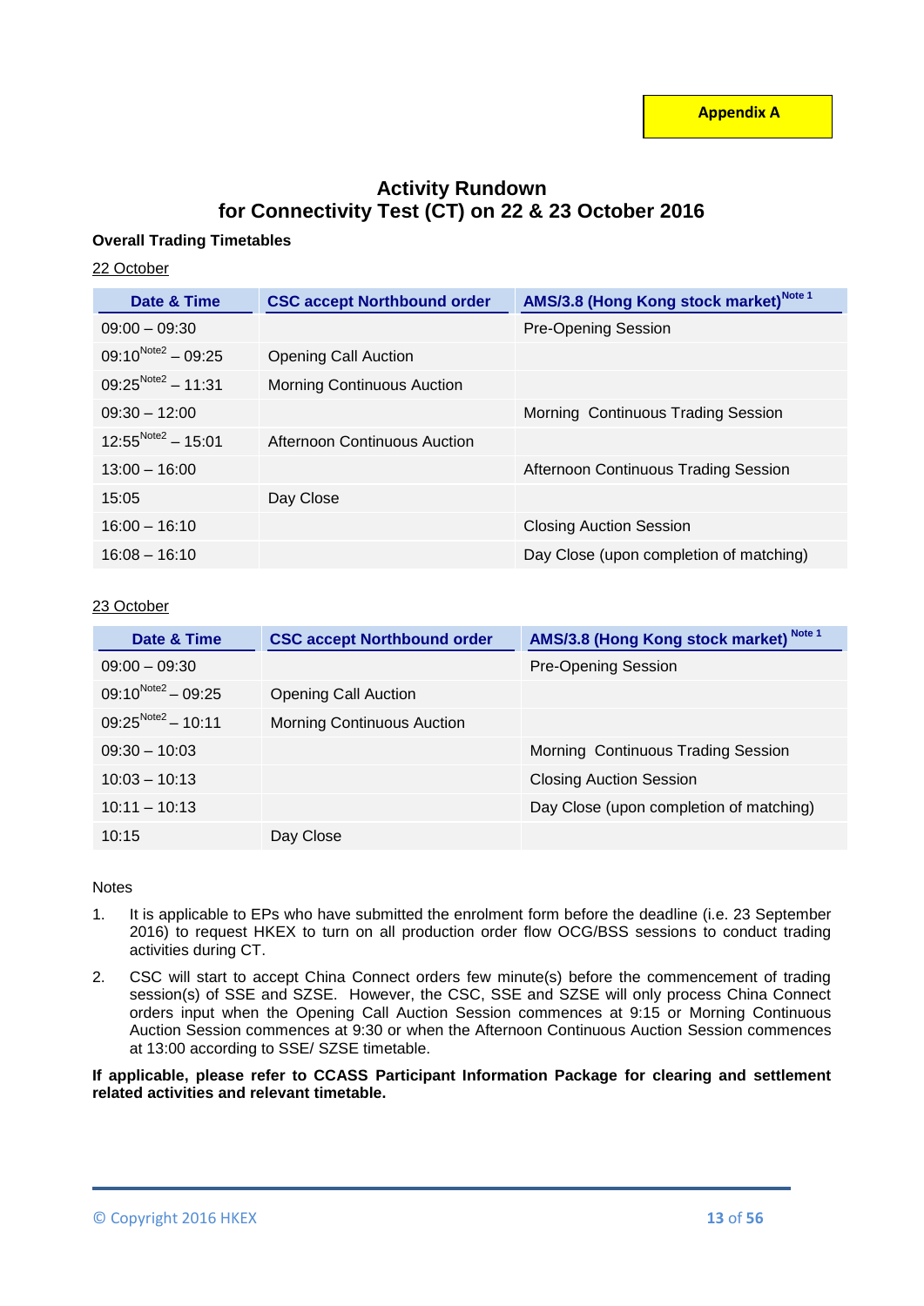**Appendix A**

# Activity Rundown
# for Connectivity Test (CT) on 22 & 23 October 2016

**Overall Trading Timetables**

22 October

| Date & Time | CSC accept Northbound order | AMS/3.8 (Hong Kong stock market)[Note 1] |
|---|---|---|
| 09:00 – 09:30 | | Pre-Opening Session |
| 09:10[Note2] – 09:25 | Opening Call Auction | |
| 09:25[Note2] – 11:31 | Morning Continuous Auction | |
| 09:30 – 12:00 | | Morning Continuous Trading Session |
| 12:55[Note2] – 15:01 | Afternoon Continuous Auction | |
| 13:00 – 16:00 | | Afternoon Continuous Trading Session |
| 15:05 | Day Close | |
| 16:00 – 16:10 | | Closing Auction Session |
| 16:08 – 16:10 | | Day Close (upon completion of matching) |

23 October

| Date & Time | CSC accept Northbound order | AMS/3.8 (Hong Kong stock market)[Note 1] |
|---|---|---|
| 09:00 – 09:30 | | Pre-Opening Session |
| 09:10[Note2] – 09:25 | Opening Call Auction | |
| 09:25[Note2] – 10:11 | Morning Continuous Auction | |
| 09:30 – 10:03 | | Morning Continuous Trading Session |
| 10:03 – 10:13 | | Closing Auction Session |
| 10:11 – 10:13 | | Day Close (upon completion of matching) |
| 10:15 | Day Close | |

Notes

1. It is applicable to EPs who have submitted the enrolment form before the deadline (i.e. 23 September 2016) to request HKEX to turn on all production order flow OCG/BSS sessions to conduct trading activities during CT.
2. CSC will start to accept China Connect orders few minute(s) before the commencement of trading session(s) of SSE and SZSE. However, the CSC, SSE and SZSE will only process China Connect orders input when the Opening Call Auction Session commences at 9:15 or Morning Continuous Auction Session commences at 9:30 or when the Afternoon Continuous Auction Session commences at 13:00 according to SSE/ SZSE timetable.

**If applicable, please refer to CCASS Participant Information Package for clearing and settlement related activities and relevant timetable.**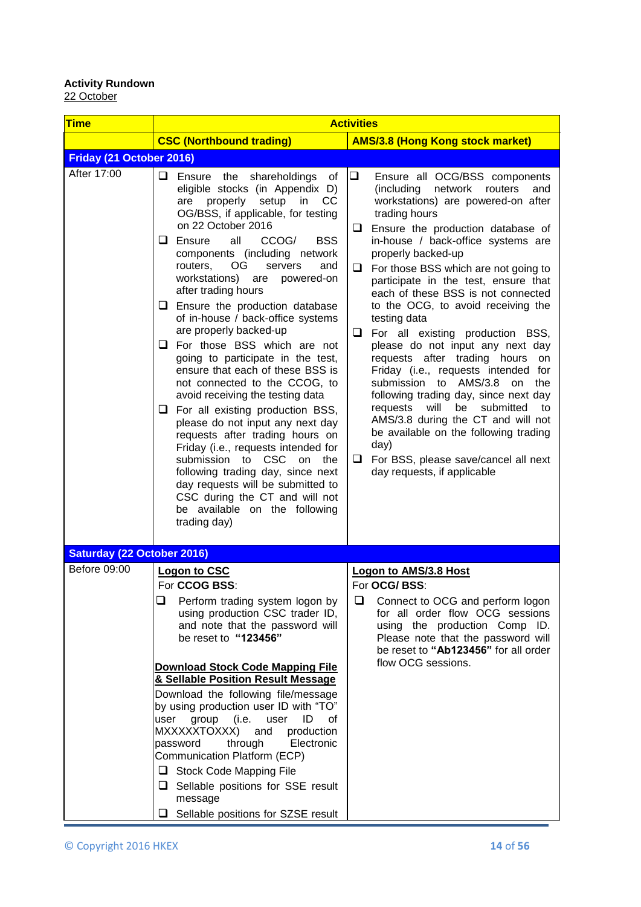**Activity Rundown**
22 October

| Time | Activities | |
|---|---|---|
| | **CSC (Northbound trading)** | **AMS/3.8 (Hong Kong stock market)** |
| **Friday (21 October 2016)** | | |
| After 17:00 | ❑ Ensure the shareholdings of eligible stocks (in Appendix D) are properly setup in CC OG/BSS, if applicable, for testing on 22 October 2016<br>❑ Ensure all CCOG/ BSS components (including network routers, OG servers and workstations) are powered-on after trading hours<br>❑ Ensure the production database of in-house / back-office systems are properly backed-up<br>❑ For those BSS which are not going to participate in the test, ensure that each of these BSS is not connected to the CCOG, to avoid receiving the testing data<br>❑ For all existing production BSS, please do not input any next day requests after trading hours on Friday (i.e., requests intended for submission to CSC on the following trading day, since next day requests will be submitted to CSC during the CT and will not be available on the following trading day) | ❑ Ensure all OCG/BSS components (including network routers and workstations) are powered-on after trading hours<br>❑ Ensure the production database of in-house / back-office systems are properly backed-up<br>❑ For those BSS which are not going to participate in the test, ensure that each of these BSS is not connected to the OCG, to avoid receiving the testing data<br>❑ For all existing production BSS, please do not input any next day requests after trading hours on Friday (i.e., requests intended for submission to AMS/3.8 on the following trading day, since next day requests will be submitted to AMS/3.8 during the CT and will not be available on the following trading day)<br>❑ For BSS, please save/cancel all next day requests, if applicable |
| **Saturday (22 October 2016)** | | |
| Before 09:00 | **Logon to CSC**<br>For **CCOG BSS**:<br>❑ Perform trading system logon by using production CSC trader ID, and note that the password will be reset to **"123456"**<br><br>**Download Stock Code Mapping File & Sellable Position Result Message**<br>Download the following file/message by using production user ID with "TO" user group (i.e. user ID of MXXXXXTOXXX) and production password through Electronic Communication Platform (ECP)<br>❑ Stock Code Mapping File<br>❑ Sellable positions for SSE result message<br>❑ Sellable positions for SZSE result | **Logon to AMS/3.8 Host**<br>For **OCG/ BSS**:<br>❑ Connect to OCG and perform logon for all order flow OCG sessions using the production Comp ID. Please note that the password will be reset to **"Ab123456"** for all order flow OCG sessions. |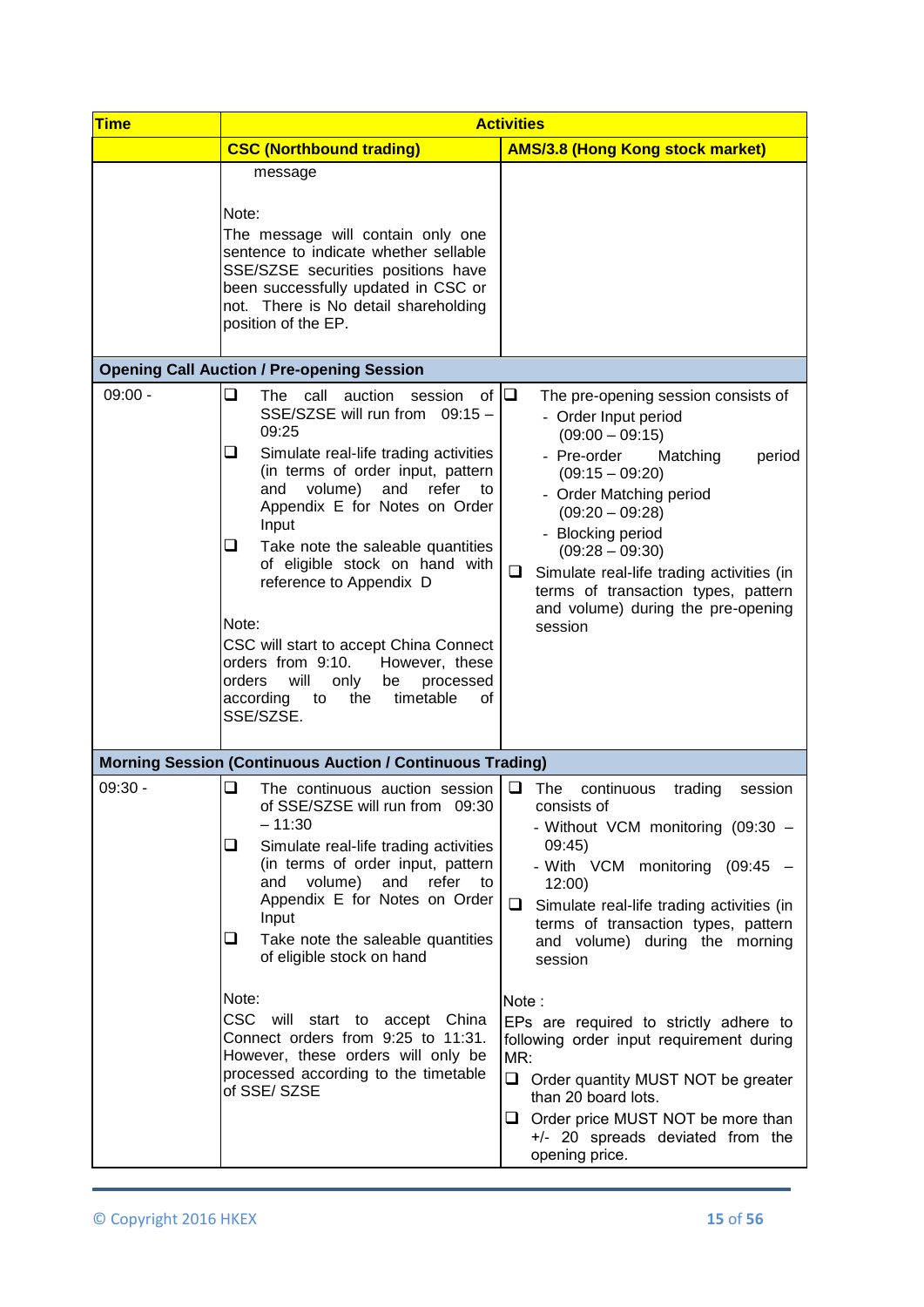| Time | Activities | |
|---|---|---|
| | **CSC (Northbound trading)** | **AMS/3.8 (Hong Kong stock market)** |
| | message<br><br>Note:<br>The message will contain only one sentence to indicate whether sellable SSE/SZSE securities positions have been successfully updated in CSC or not. There is No detail shareholding position of the EP. | |
| **Opening Call Auction / Pre-opening Session** | | |
| 09:00 - | ❑ The call auction session of SSE/SZSE will run from 09:15 – 09:25<br>❑ Simulate real-life trading activities (in terms of order input, pattern and volume) and refer to Appendix E for Notes on Order Input<br>❑ Take note the saleable quantities of eligible stock on hand with reference to Appendix D<br><br>Note:<br>CSC will start to accept China Connect orders from 9:10. However, these orders will only be processed according to the timetable of SSE/SZSE. | ❑ The pre-opening session consists of<br>- Order Input period (09:00 – 09:15)<br>- Pre-order Matching period (09:15 – 09:20)<br>- Order Matching period (09:20 – 09:28)<br>- Blocking period (09:28 – 09:30)<br>❑ Simulate real-life trading activities (in terms of transaction types, pattern and volume) during the pre-opening session |
| **Morning Session (Continuous Auction / Continuous Trading)** | | |
| 09:30 - | ❑ The continuous auction session of SSE/SZSE will run from 09:30 – 11:30<br>❑ Simulate real-life trading activities (in terms of order input, pattern and volume) and refer to Appendix E for Notes on Order Input<br>❑ Take note the saleable quantities of eligible stock on hand<br><br>Note:<br>CSC will start to accept China Connect orders from 9:25 to 11:31. However, these orders will only be processed according to the timetable of SSE/ SZSE | ❑ The continuous trading session consists of<br>- Without VCM monitoring (09:30 – 09:45)<br>- With VCM monitoring (09:45 – 12:00)<br>❑ Simulate real-life trading activities (in terms of transaction types, pattern and volume) during the morning session<br><br>Note :<br>EPs are required to strictly adhere to following order input requirement during MR:<br>❑ Order quantity MUST NOT be greater than 20 board lots.<br>❑ Order price MUST NOT be more than +/- 20 spreads deviated from the opening price. |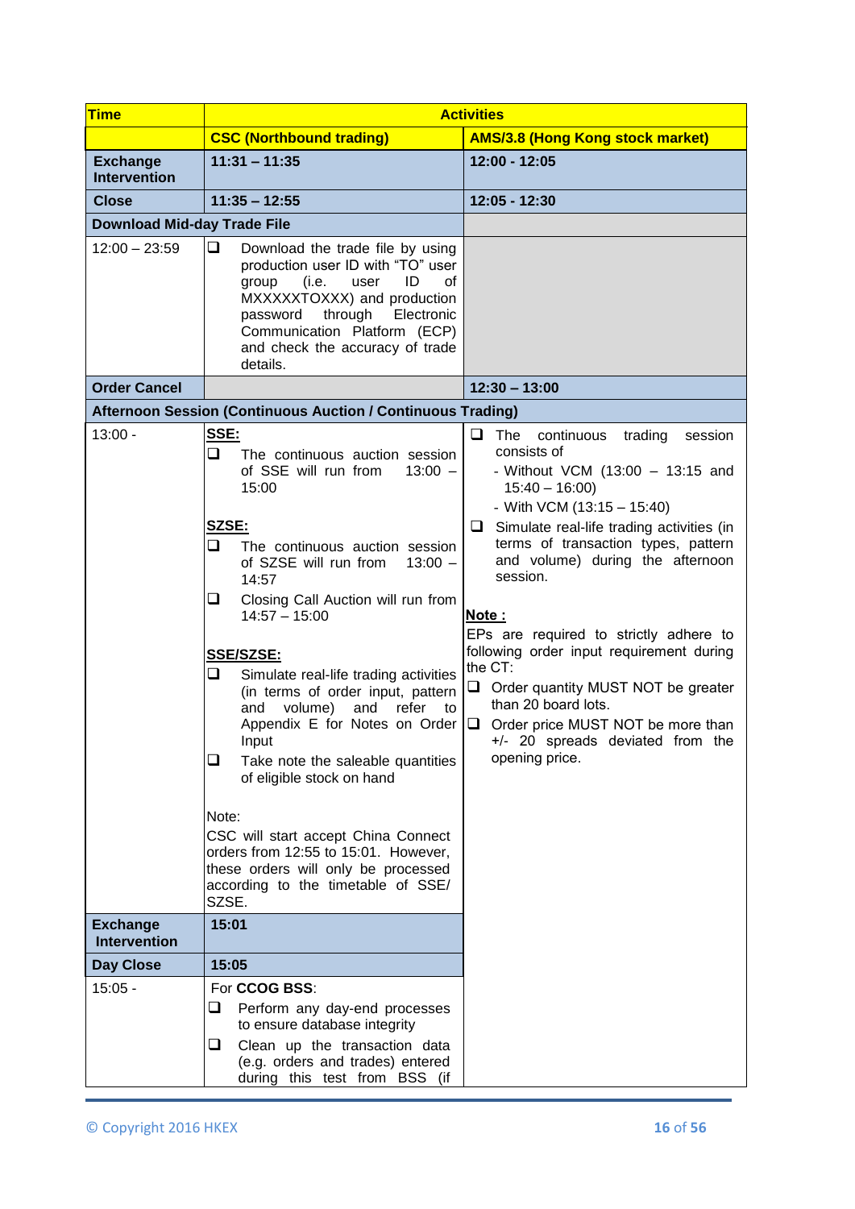| Time | Activities | |
|---|---|---|
| | **CSC (Northbound trading)** | **AMS/3.8 (Hong Kong stock market)** |
| **Exchange Intervention** | **11:31 – 11:35** | **12:00 - 12:05** |
| **Close** | **11:35 – 12:55** | **12:05 - 12:30** |
| **Download Mid-day Trade File** | | |
| 12:00 – 23:59 | ❑ Download the trade file by using production user ID with "TO" user group (i.e. user ID of MXXXXXTOXXX) and production password through Electronic Communication Platform (ECP) and check the accuracy of trade details. | |
| **Order Cancel** | | **12:30 – 13:00** |
| **Afternoon Session (Continuous Auction / Continuous Trading)** | | |
| 13:00 - | **SSE:**<br>❑ The continuous auction session of SSE will run from 13:00 – 15:00<br><br>**SZSE:**<br>❑ The continuous auction session of SZSE will run from 13:00 – 14:57<br>❑ Closing Call Auction will run from 14:57 – 15:00<br><br>**SSE/SZSE:**<br>❑ Simulate real-life trading activities (in terms of order input, pattern and volume) and refer to Appendix E for Notes on Order Input<br>❑ Take note the saleable quantities of eligible stock on hand<br><br>Note:<br>CSC will start accept China Connect orders from 12:55 to 15:01. However, these orders will only be processed according to the timetable of SSE/ SZSE. | ❑ The continuous trading session consists of<br>- Without VCM (13:00 – 13:15 and 15:40 – 16:00)<br>- With VCM (13:15 – 15:40)<br>❑ Simulate real-life trading activities (in terms of transaction types, pattern and volume) during the afternoon session.<br><br>**Note :**<br>EPs are required to strictly adhere to following order input requirement during the CT:<br>❑ Order quantity MUST NOT be greater than 20 board lots.<br>❑ Order price MUST NOT be more than +/- 20 spreads deviated from the opening price. |
| **Exchange Intervention** | **15:01** | |
| **Day Close** | **15:05** | |
| 15:05 - | For **CCOG BSS**:<br>❑ Perform any day-end processes to ensure database integrity<br>❑ Clean up the transaction data (e.g. orders and trades) entered during this test from BSS (if | |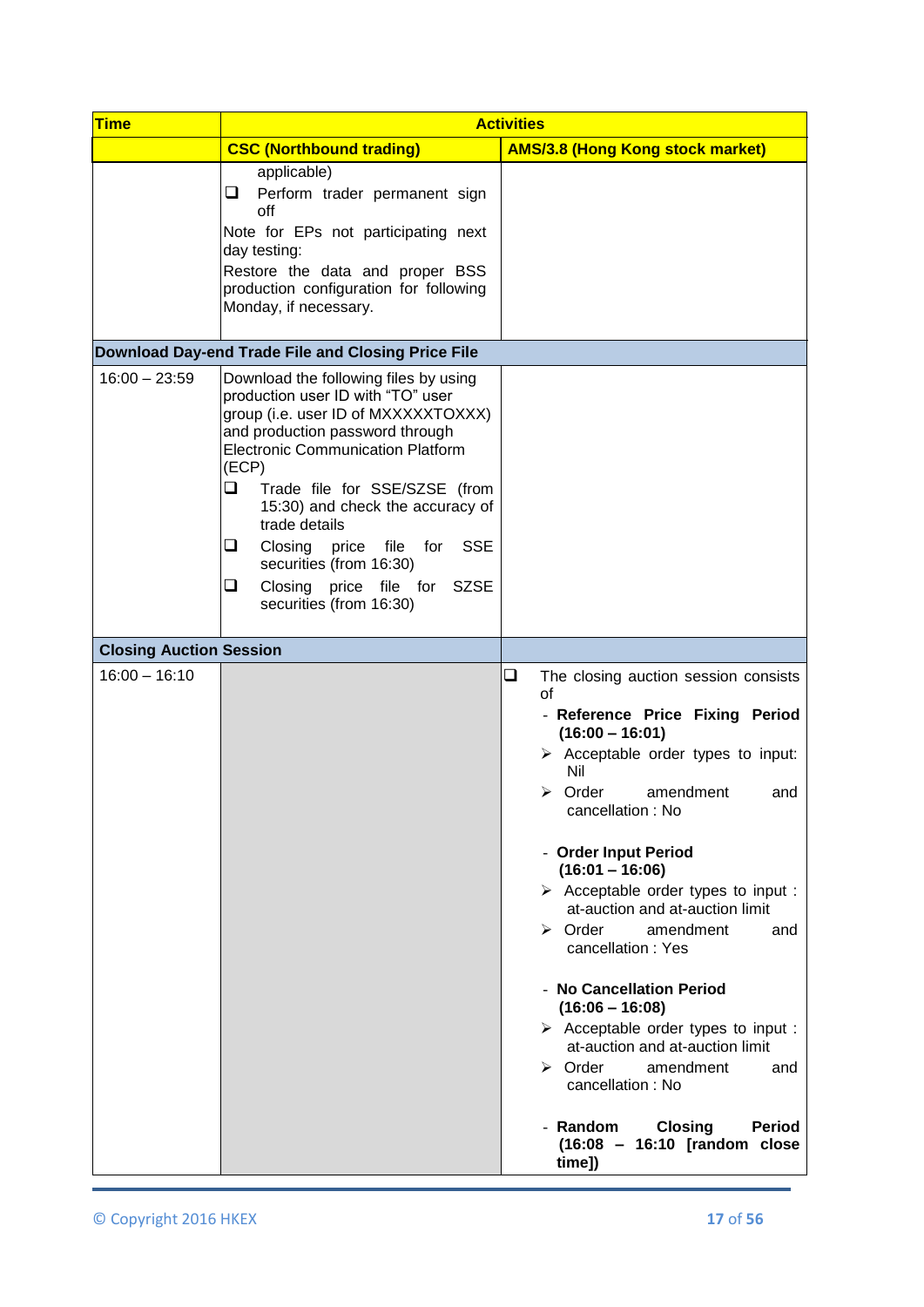| Time | Activities | |
|---|---|---|
| | **CSC (Northbound trading)** | **AMS/3.8 (Hong Kong stock market)** |
| | applicable)<br>❑ Perform trader permanent sign off<br>Note for EPs not participating next day testing:<br>Restore the data and proper BSS production configuration for following Monday, if necessary. | |
| **Download Day-end Trade File and Closing Price File** | | |
| 16:00 – 23:59 | Download the following files by using production user ID with "TO" user group (i.e. user ID of MXXXXXTOXXX) and production password through Electronic Communication Platform (ECP)<br>❑ Trade file for SSE/SZSE (from 15:30) and check the accuracy of trade details<br>❑ Closing price file for SSE securities (from 16:30)<br>❑ Closing price file for SZSE securities (from 16:30) | |
| **Closing Auction Session** | | |
| 16:00 – 16:10 | | ❑ The closing auction session consists of<br>- **Reference Price Fixing Period (16:00 – 16:01)**<br>➢ Acceptable order types to input: Nil<br>➢ Order amendment and cancellation : No<br><br>- **Order Input Period (16:01 – 16:06)**<br>➢ Acceptable order types to input : at-auction and at-auction limit<br>➢ Order amendment and cancellation : Yes<br><br>- **No Cancellation Period (16:06 – 16:08)**<br>➢ Acceptable order types to input : at-auction and at-auction limit<br>➢ Order amendment and cancellation : No<br><br>- **Random Closing Period (16:08 – 16:10 [random close time])** |

© Copyright 2016 HKEX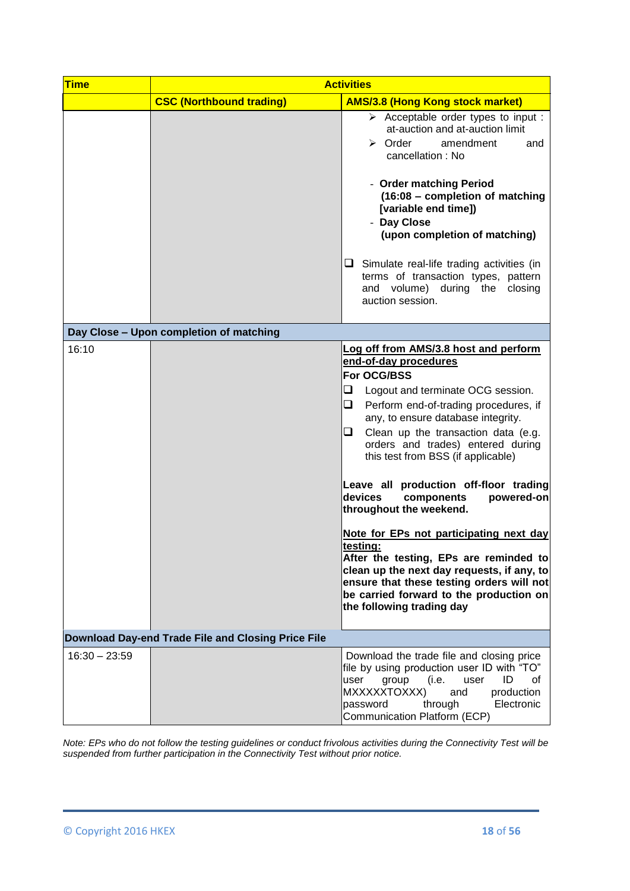| Time | Activities | |
|---|---|---|
| | **CSC (Northbound trading)** | **AMS/3.8 (Hong Kong stock market)** |
| | | ➢ Acceptable order types to input : at-auction and at-auction limit<br>➢ Order amendment and cancellation : No<br><br>- **Order matching Period (16:08 – completion of matching [variable end time])**<br>- **Day Close (upon completion of matching)**<br><br>❑ Simulate real-life trading activities (in terms of transaction types, pattern and volume) during the closing auction session. |
| **Day Close – Upon completion of matching** | | |
| 16:10 | | **<u>Log off from AMS/3.8 host and perform end-of-day procedures</u>**<br>**For OCG/BSS**<br>❑ Logout and terminate OCG session.<br>❑ Perform end-of-trading procedures, if any, to ensure database integrity.<br>❑ Clean up the transaction data (e.g. orders and trades) entered during this test from BSS (if applicable)<br><br>**Leave all production off-floor trading devices components powered-on throughout the weekend.**<br><br>**<u>Note for EPs not participating next day testing:</u>**<br>**After the testing, EPs are reminded to clean up the next day requests, if any, to ensure that these testing orders will not be carried forward to the production on the following trading day** |
| **Download Day-end Trade File and Closing Price File** | | |
| 16:30 – 23:59 | | Download the trade file and closing price file by using production user ID with "TO" user group (i.e. user ID of MXXXXXTOXXX) and production password through Electronic Communication Platform (ECP) |

*Note: EPs who do not follow the testing guidelines or conduct frivolous activities during the Connectivity Test will be suspended from further participation in the Connectivity Test without prior notice.*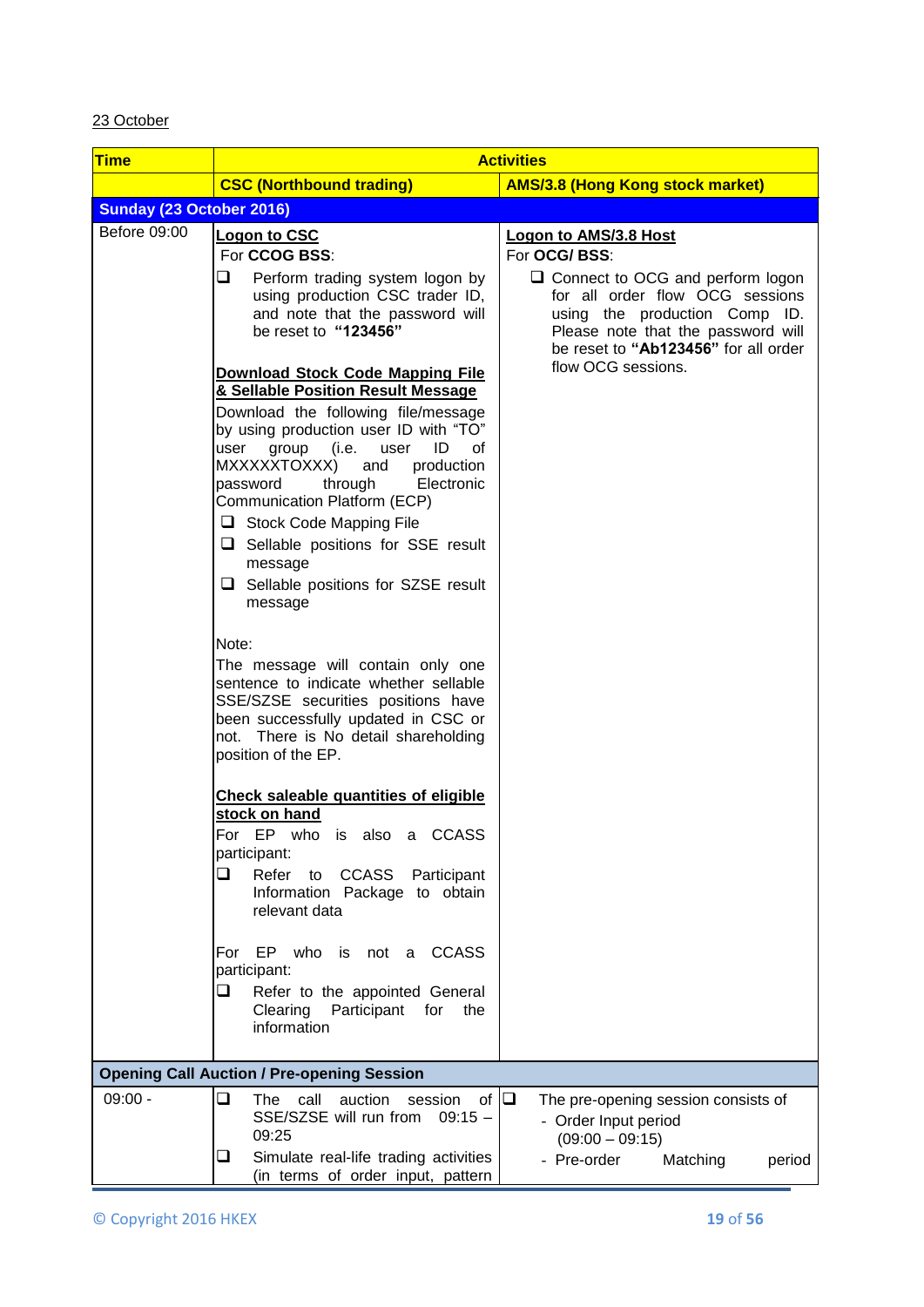23 October

| Time | Activities | |
|---|---|---|
| | **CSC (Northbound trading)** | **AMS/3.8 (Hong Kong stock market)** |
| **Sunday (23 October 2016)** | | |
| Before 09:00 | **Logon to CSC**<br>For **CCOG BSS**:<br>❑ Perform trading system logon by using production CSC trader ID, and note that the password will be reset to **"123456"**<br><br>**Download Stock Code Mapping File & Sellable Position Result Message**<br>Download the following file/message by using production user ID with "TO" user group (i.e. user ID of MXXXXXTOXXX) and production password through Electronic Communication Platform (ECP)<br>❑ Stock Code Mapping File<br>❑ Sellable positions for SSE result message<br>❑ Sellable positions for SZSE result message<br><br>Note:<br>The message will contain only one sentence to indicate whether sellable SSE/SZSE securities positions have been successfully updated in CSC or not. There is No detail shareholding position of the EP.<br><br>**Check saleable quantities of eligible stock on hand**<br>For EP who is also a CCASS participant:<br>❑ Refer to CCASS Participant Information Package to obtain relevant data<br><br>For EP who is not a CCASS participant:<br>❑ Refer to the appointed General Clearing Participant for the information | **Logon to AMS/3.8 Host**<br>For **OCG/ BSS**:<br>❑ Connect to OCG and perform logon for all order flow OCG sessions using the production Comp ID. Please note that the password will be reset to **"Ab123456"** for all order flow OCG sessions. |
| **Opening Call Auction / Pre-opening Session** | | |
| 09:00 - | ❑ The call auction session of SSE/SZSE will run from 09:15 – 09:25<br>❑ Simulate real-life trading activities (in terms of order input, pattern | ❑ The pre-opening session consists of<br>- Order Input period (09:00 – 09:15)<br>- Pre-order Matching period |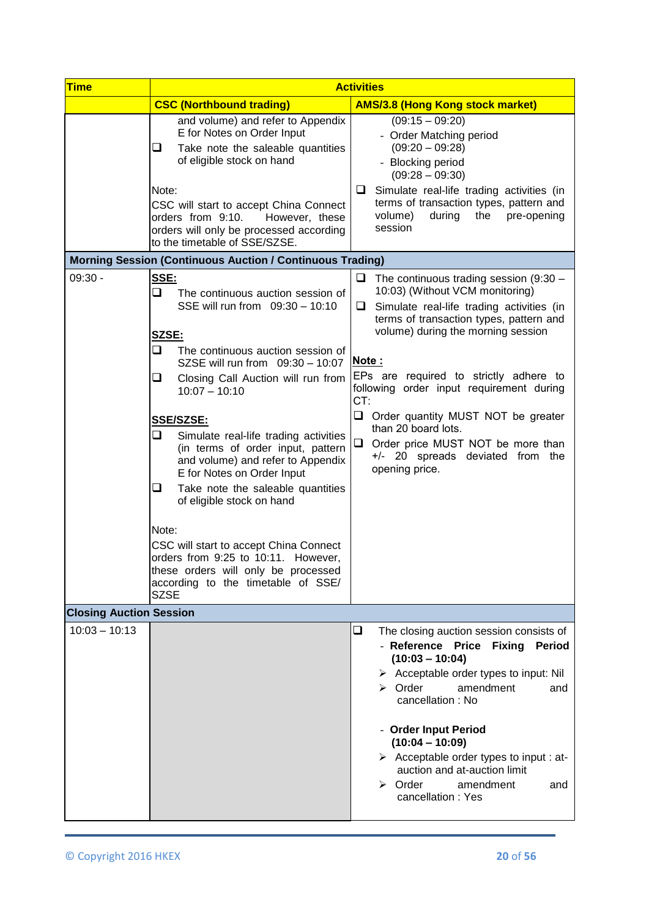| Time | Activities | |
|---|---|---|
| | **CSC (Northbound trading)** | **AMS/3.8 (Hong Kong stock market)** |
| | and volume) and refer to Appendix E for Notes on Order Input<br>❑ Take note the saleable quantities of eligible stock on hand<br><br>Note:<br>CSC will start to accept China Connect orders from 9:10. However, these orders will only be processed according to the timetable of SSE/SZSE. | (09:15 – 09:20)<br>- Order Matching period (09:20 – 09:28)<br>- Blocking period (09:28 – 09:30)<br>❑ Simulate real-life trading activities (in terms of transaction types, pattern and volume) during the pre-opening session |
| **Morning Session (Continuous Auction / Continuous Trading)** | | |
| 09:30 - | **SSE:**<br>❑ The continuous auction session of SSE will run from 09:30 – 10:10<br><br>**SZSE:**<br>❑ The continuous auction session of SZSE will run from 09:30 – 10:07<br>❑ Closing Call Auction will run from 10:07 – 10:10<br><br>**SSE/SZSE:**<br>❑ Simulate real-life trading activities (in terms of order input, pattern and volume) and refer to Appendix E for Notes on Order Input<br>❑ Take note the saleable quantities of eligible stock on hand<br><br>Note:<br>CSC will start to accept China Connect orders from 9:25 to 10:11. However, these orders will only be processed according to the timetable of SSE/ SZSE | ❑ The continuous trading session (9:30 – 10:03) (Without VCM monitoring)<br>❑ Simulate real-life trading activities (in terms of transaction types, pattern and volume) during the morning session<br><br>**Note :**<br>EPs are required to strictly adhere to following order input requirement during CT:<br>❑ Order quantity MUST NOT be greater than 20 board lots.<br>❑ Order price MUST NOT be more than +/- 20 spreads deviated from the opening price. |
| **Closing Auction Session** | | |
| 10:03 – 10:13 | | ❑ The closing auction session consists of<br>- **Reference Price Fixing Period (10:03 – 10:04)**<br>➢ Acceptable order types to input: Nil<br>➢ Order amendment and cancellation : No<br><br>- **Order Input Period (10:04 – 10:09)**<br>➢ Acceptable order types to input : at-auction and at-auction limit<br>➢ Order amendment and cancellation : Yes |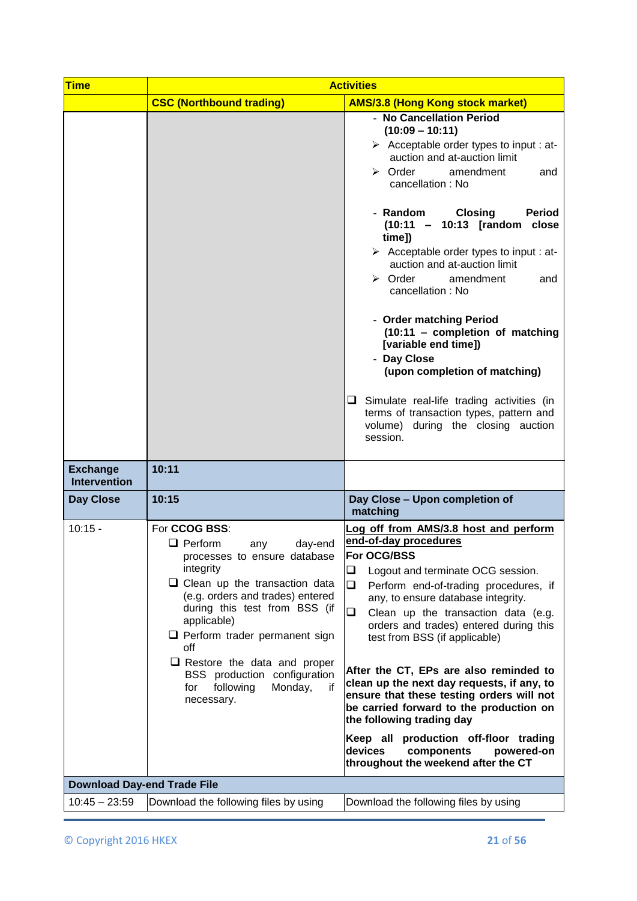| Time | Activities | |
|---|---|---|
| | **CSC (Northbound trading)** | **AMS/3.8 (Hong Kong stock market)** |
| | | - **No Cancellation Period (10:09 – 10:11)**<br>➢ Acceptable order types to input : at-auction and at-auction limit<br>➢ Order amendment and cancellation : No<br><br>- **Random Closing Period (10:11 – 10:13 [random close time])**<br>➢ Acceptable order types to input : at-auction and at-auction limit<br>➢ Order amendment and cancellation : No<br><br>- **Order matching Period (10:11 – completion of matching [variable end time])**<br>- **Day Close (upon completion of matching)**<br><br>❑ Simulate real-life trading activities (in terms of transaction types, pattern and volume) during the closing auction session. |
| **Exchange Intervention** | **10:11** | |
| **Day Close** | **10:15** | **Day Close – Upon completion of matching** |
| 10:15 - | For **CCOG BSS**:<br>❑ Perform any day-end processes to ensure database integrity<br>❑ Clean up the transaction data (e.g. orders and trades) entered during this test from BSS (if applicable)<br>❑ Perform trader permanent sign off<br>❑ Restore the data and proper BSS production configuration for following Monday, if necessary. | <u>**Log off from AMS/3.8 host and perform end-of-day procedures**</u><br>**For OCG/BSS**<br>❑ Logout and terminate OCG session.<br>❑ Perform end-of-trading procedures, if any, to ensure database integrity.<br>❑ Clean up the transaction data (e.g. orders and trades) entered during this test from BSS (if applicable)<br><br>**After the CT, EPs are also reminded to clean up the next day requests, if any, to ensure that these testing orders will not be carried forward to the production on the following trading day**<br><br>**Keep all production off-floor trading devices components powered-on throughout the weekend after the CT** |
| **Download Day-end Trade File** | | |
| 10:45 – 23:59 | Download the following files by using | Download the following files by using |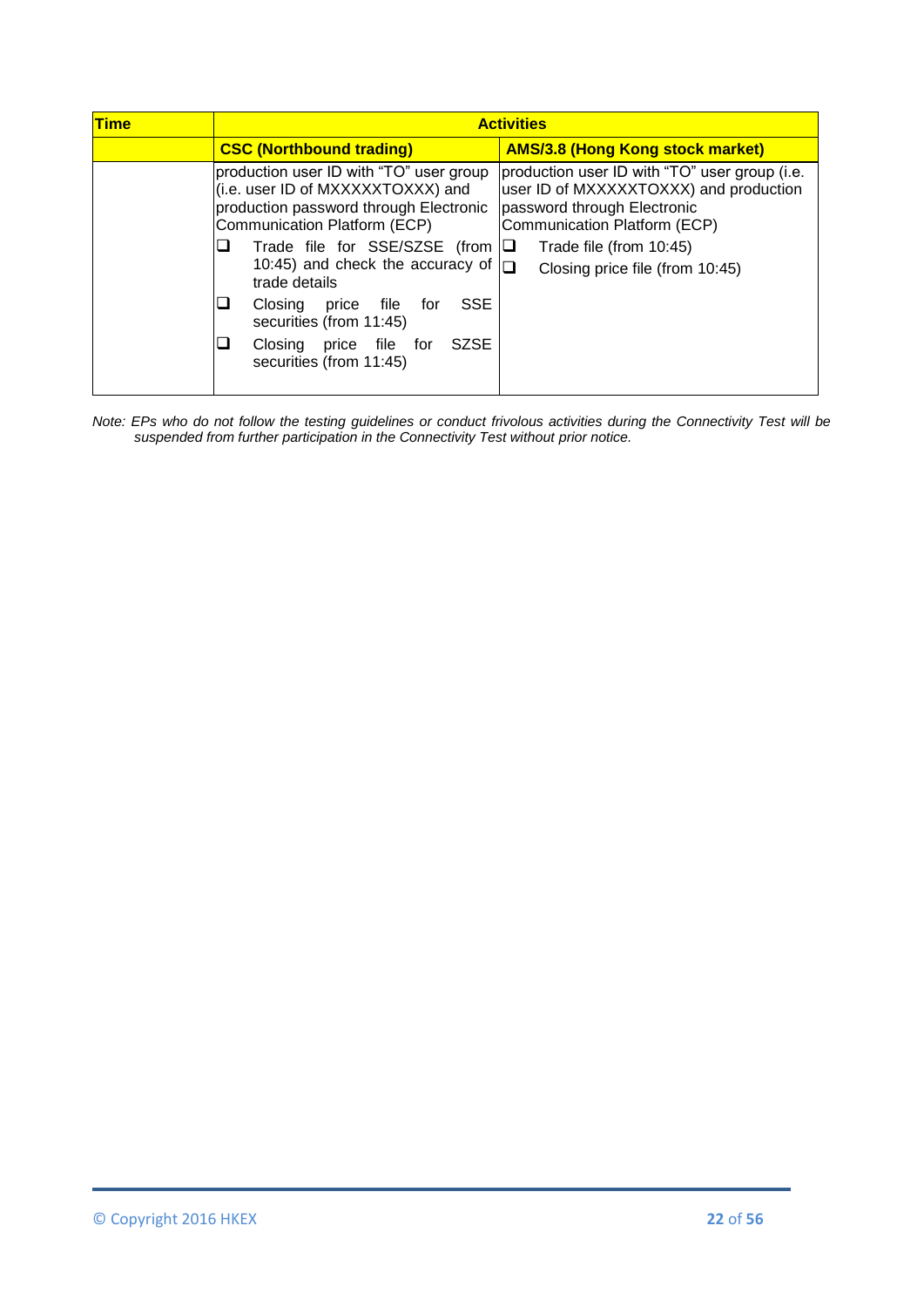| Time | Activities | |
|---|---|---|
| | **CSC (Northbound trading)** | **AMS/3.8 (Hong Kong stock market)** |
| | production user ID with "TO" user group (i.e. user ID of MXXXXXTOXXX) and production password through Electronic Communication Platform (ECP)<br>❑ Trade file for SSE/SZSE (from 10:45) and check the accuracy of trade details<br>❑ Closing price file for SSE securities (from 11:45)<br>❑ Closing price file for SZSE securities (from 11:45) | production user ID with "TO" user group (i.e. user ID of MXXXXXTOXXX) and production password through Electronic Communication Platform (ECP)<br>❑ Trade file (from 10:45)<br>❑ Closing price file (from 10:45) |

*Note: EPs who do not follow the testing guidelines or conduct frivolous activities during the Connectivity Test will be suspended from further participation in the Connectivity Test without prior notice.*

© Copyright 2016 HKEX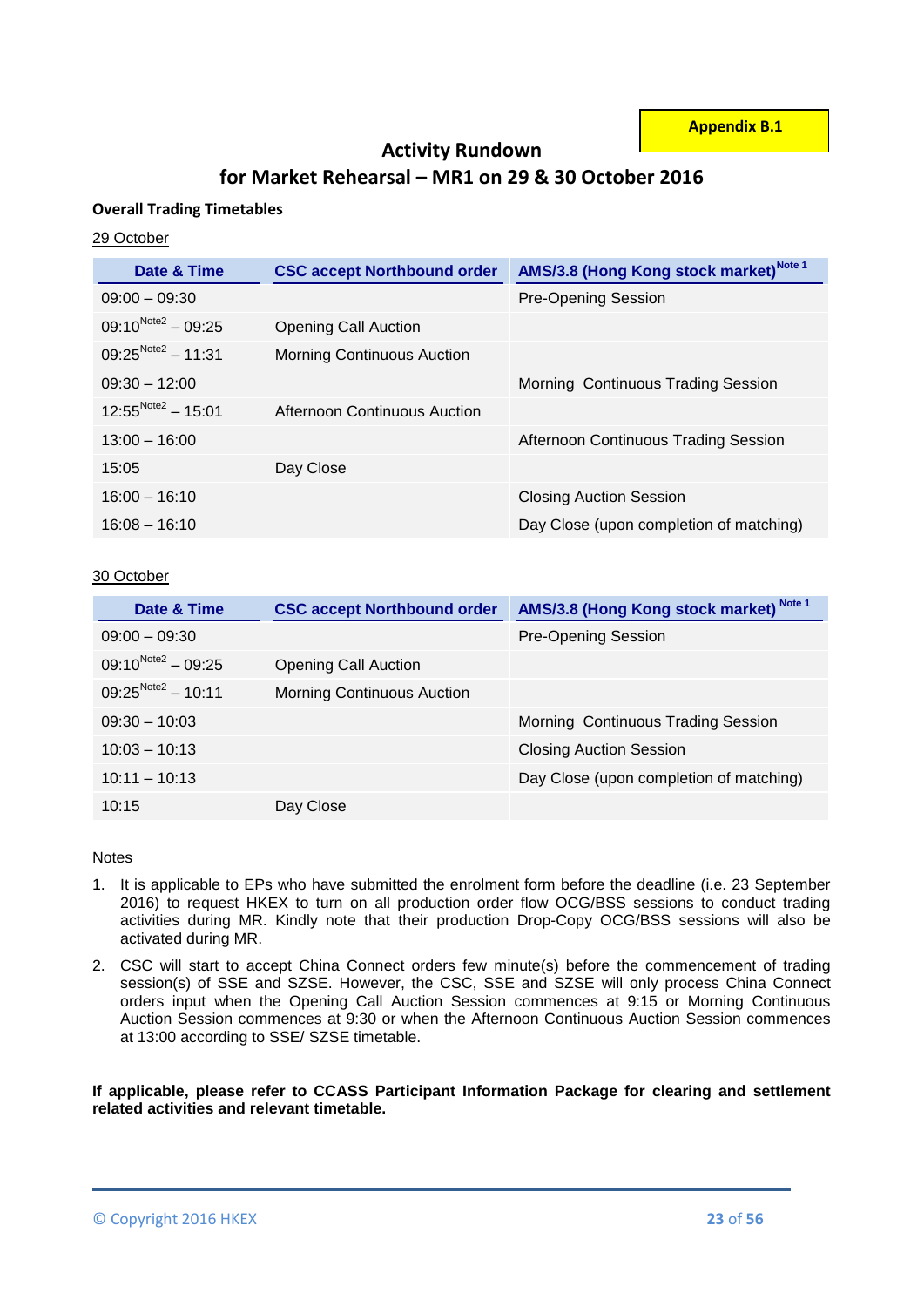**Appendix B.1**

# Activity Rundown
# for Market Rehearsal – MR1 on 29 & 30 October 2016

**Overall Trading Timetables**

29 October

| Date & Time | CSC accept Northbound order | AMS/3.8 (Hong Kong stock market)[Note 1] |
|---|---|---|
| 09:00 – 09:30 | | Pre-Opening Session |
| 09:10[Note2] – 09:25 | Opening Call Auction | |
| 09:25[Note2] – 11:31 | Morning Continuous Auction | |
| 09:30 – 12:00 | | Morning Continuous Trading Session |
| 12:55[Note2] – 15:01 | Afternoon Continuous Auction | |
| 13:00 – 16:00 | | Afternoon Continuous Trading Session |
| 15:05 | Day Close | |
| 16:00 – 16:10 | | Closing Auction Session |
| 16:08 – 16:10 | | Day Close (upon completion of matching) |

30 October

| Date & Time | CSC accept Northbound order | AMS/3.8 (Hong Kong stock market)[Note 1] |
|---|---|---|
| 09:00 – 09:30 | | Pre-Opening Session |
| 09:10[Note2] – 09:25 | Opening Call Auction | |
| 09:25[Note2] – 10:11 | Morning Continuous Auction | |
| 09:30 – 10:03 | | Morning Continuous Trading Session |
| 10:03 – 10:13 | | Closing Auction Session |
| 10:11 – 10:13 | | Day Close (upon completion of matching) |
| 10:15 | Day Close | |

Notes

1. It is applicable to EPs who have submitted the enrolment form before the deadline (i.e. 23 September 2016) to request HKEX to turn on all production order flow OCG/BSS sessions to conduct trading activities during MR. Kindly note that their production Drop-Copy OCG/BSS sessions will also be activated during MR.
2. CSC will start to accept China Connect orders few minute(s) before the commencement of trading session(s) of SSE and SZSE. However, the CSC, SSE and SZSE will only process China Connect orders input when the Opening Call Auction Session commences at 9:15 or Morning Continuous Auction Session commences at 9:30 or when the Afternoon Continuous Auction Session commences at 13:00 according to SSE/ SZSE timetable.

**If applicable, please refer to CCASS Participant Information Package for clearing and settlement related activities and relevant timetable.**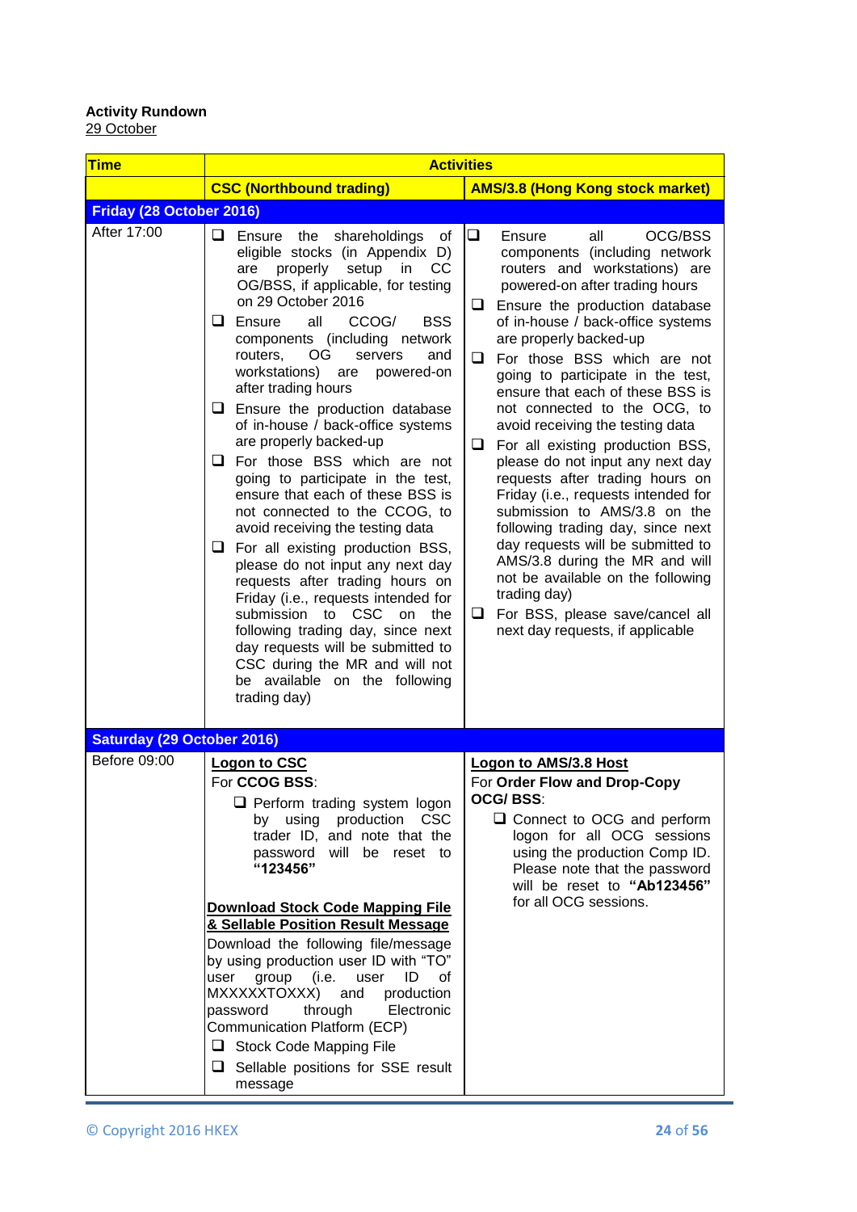**Activity Rundown**
29 October

| Time | Activities | |
|---|---|---|
| | **CSC (Northbound trading)** | **AMS/3.8 (Hong Kong stock market)** |
| **Friday (28 October 2016)** | | |
| After 17:00 | ❑ Ensure the shareholdings of eligible stocks (in Appendix D) are properly setup in CC OG/BSS, if applicable, for testing on 29 October 2016<br>❑ Ensure all CCOG/ BSS components (including network routers, OG servers and workstations) are powered-on after trading hours<br>❑ Ensure the production database of in-house / back-office systems are properly backed-up<br>❑ For those BSS which are not going to participate in the test, ensure that each of these BSS is not connected to the CCOG, to avoid receiving the testing data<br>❑ For all existing production BSS, please do not input any next day requests after trading hours on Friday (i.e., requests intended for submission to CSC on the following trading day, since next day requests will be submitted to CSC during the MR and will not be available on the following trading day) | ❑ Ensure all OCG/BSS components (including network routers and workstations) are powered-on after trading hours<br>❑ Ensure the production database of in-house / back-office systems are properly backed-up<br>❑ For those BSS which are not going to participate in the test, ensure that each of these BSS is not connected to the OCG, to avoid receiving the testing data<br>❑ For all existing production BSS, please do not input any next day requests after trading hours on Friday (i.e., requests intended for submission to AMS/3.8 on the following trading day, since next day requests will be submitted to AMS/3.8 during the MR and will not be available on the following trading day)<br>❑ For BSS, please save/cancel all next day requests, if applicable |
| **Saturday (29 October 2016)** | | |
| Before 09:00 | **<u>Logon to CSC</u>**<br>For **CCOG BSS**:<br>❑ Perform trading system logon by using production CSC trader ID, and note that the password will be reset to **"123456"**<br><br>**<u>Download Stock Code Mapping File & Sellable Position Result Message</u>**<br>Download the following file/message by using production user ID with "TO" user group (i.e. user ID of MXXXXXTOXXX) and production password through Electronic Communication Platform (ECP)<br>❑ Stock Code Mapping File<br>❑ Sellable positions for SSE result message | **<u>Logon to AMS/3.8 Host</u>**<br>For **Order Flow and Drop-Copy OCG/ BSS**:<br>❑ Connect to OCG and perform logon for all OCG sessions using the production Comp ID. Please note that the password will be reset to **"Ab123456"** for all OCG sessions. |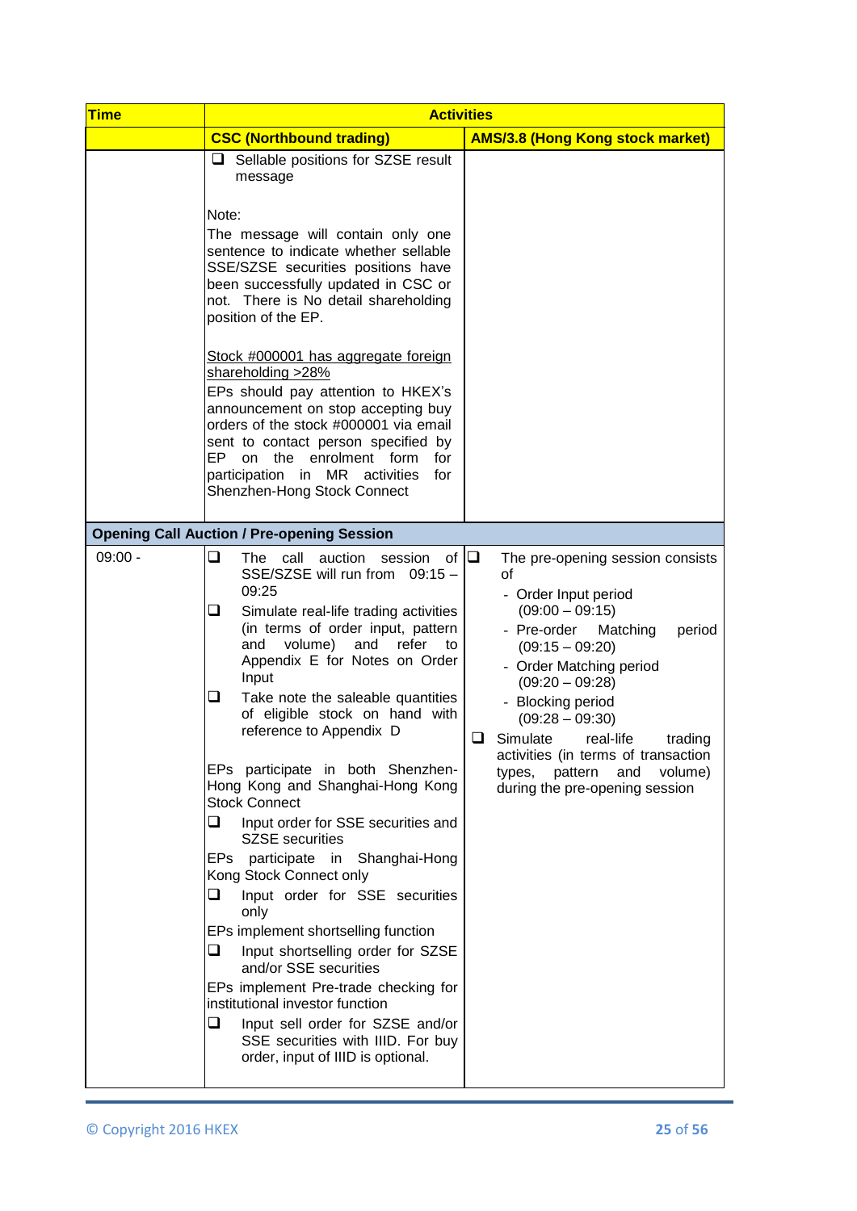| Time | Activities | |
|---|---|---|
| | CSC (Northbound trading) | AMS/3.8 (Hong Kong stock market) |
| | ❑ Sellable positions for SZSE result message<br><br>Note:<br>The message will contain only one sentence to indicate whether sellable SSE/SZSE securities positions have been successfully updated in CSC or not. There is No detail shareholding position of the EP.<br><br><u>Stock #000001 has aggregate foreign shareholding >28%</u><br>EPs should pay attention to HKEX's announcement on stop accepting buy orders of the stock #000001 via email sent to contact person specified by EP on the enrolment form for participation in MR activities for Shenzhen-Hong Stock Connect | |
| **Opening Call Auction / Pre-opening Session** | | |
| 09:00 - | ❑ The call auction session of SSE/SZSE will run from 09:15 – 09:25<br>❑ Simulate real-life trading activities (in terms of order input, pattern and volume) and refer to Appendix E for Notes on Order Input<br>❑ Take note the saleable quantities of eligible stock on hand with reference to Appendix D<br><br>EPs participate in both Shenzhen-Hong Kong and Shanghai-Hong Kong Stock Connect<br>❑ Input order for SSE securities and SZSE securities<br>EPs participate in Shanghai-Hong Kong Stock Connect only<br>❑ Input order for SSE securities only<br>EPs implement shortselling function<br>❑ Input shortselling order for SZSE and/or SSE securities<br>EPs implement Pre-trade checking for institutional investor function<br>❑ Input sell order for SZSE and/or SSE securities with IIID. For buy order, input of IIID is optional. | ❑ The pre-opening session consists of<br>- Order Input period (09:00 – 09:15)<br>- Pre-order Matching period (09:15 – 09:20)<br>- Order Matching period (09:20 – 09:28)<br>- Blocking period (09:28 – 09:30)<br>❑ Simulate real-life trading activities (in terms of transaction types, pattern and volume) during the pre-opening session |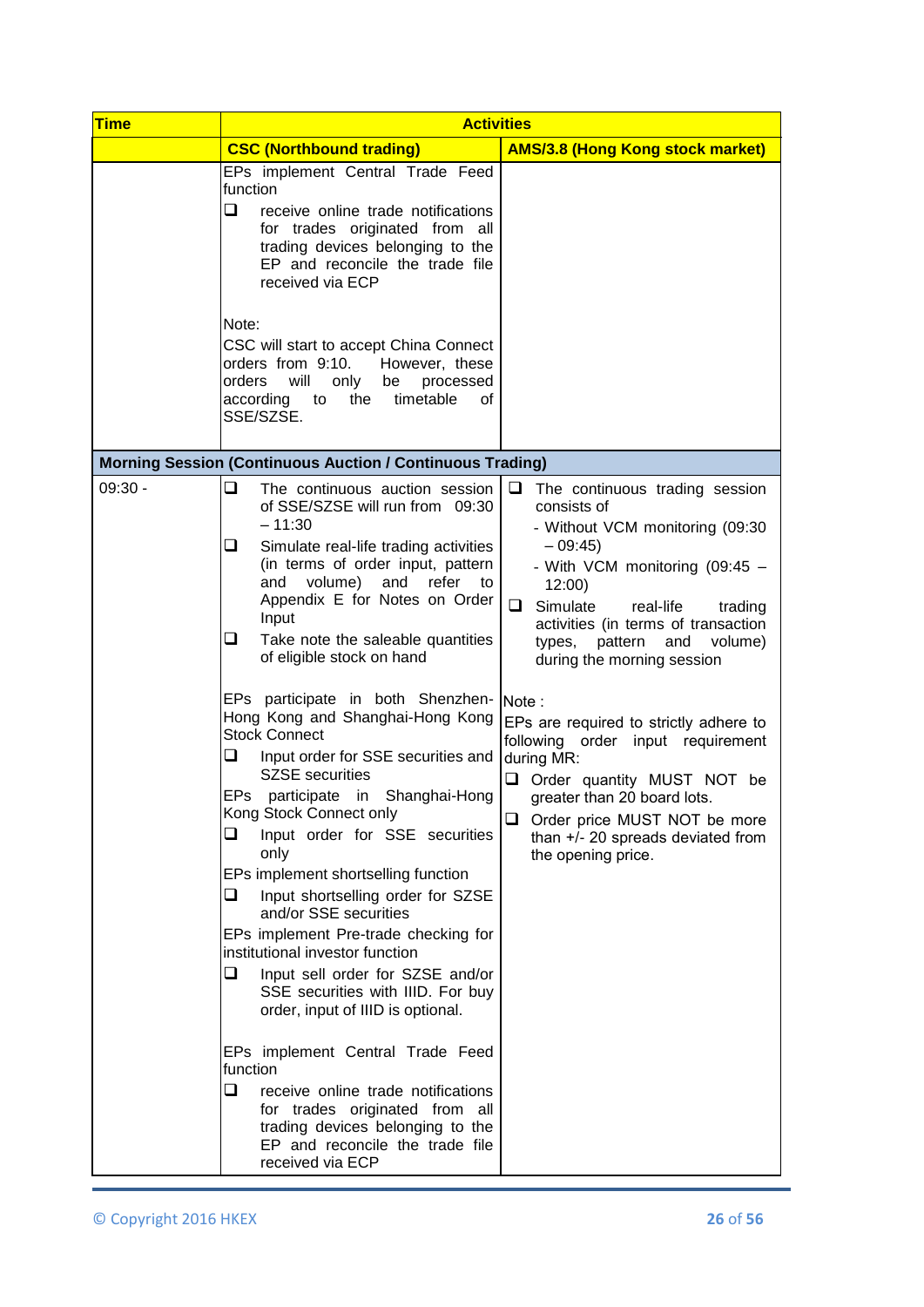| Time | Activities | |
|---|---|---|
| | **CSC (Northbound trading)** | **AMS/3.8 (Hong Kong stock market)** |
| | EPs implement Central Trade Feed function<br>❑ receive online trade notifications for trades originated from all trading devices belonging to the EP and reconcile the trade file received via ECP<br><br>Note:<br>CSC will start to accept China Connect orders from 9:10. However, these orders will only be processed according to the timetable of SSE/SZSE. | |
| **Morning Session (Continuous Auction / Continuous Trading)** | | |
| 09:30 - | ❑ The continuous auction session of SSE/SZSE will run from 09:30 – 11:30<br>❑ Simulate real-life trading activities (in terms of order input, pattern and volume) and refer to Appendix E for Notes on Order Input<br>❑ Take note the saleable quantities of eligible stock on hand<br><br>EPs participate in both Shenzhen-Hong Kong and Shanghai-Hong Kong Stock Connect<br>❑ Input order for SSE securities and SZSE securities<br>EPs participate in Shanghai-Hong Kong Stock Connect only<br>❑ Input order for SSE securities only<br>EPs implement shortselling function<br>❑ Input shortselling order for SZSE and/or SSE securities<br>EPs implement Pre-trade checking for institutional investor function<br>❑ Input sell order for SZSE and/or SSE securities with IIID. For buy order, input of IIID is optional.<br><br>EPs implement Central Trade Feed function<br>❑ receive online trade notifications for trades originated from all trading devices belonging to the EP and reconcile the trade file received via ECP | ❑ The continuous trading session consists of<br>- Without VCM monitoring (09:30 – 09:45)<br>- With VCM monitoring (09:45 – 12:00)<br>❑ Simulate real-life trading activities (in terms of transaction types, pattern and volume) during the morning session<br><br>Note :<br>EPs are required to strictly adhere to following order input requirement during MR:<br>❑ Order quantity MUST NOT be greater than 20 board lots.<br>❑ Order price MUST NOT be more than +/- 20 spreads deviated from the opening price. |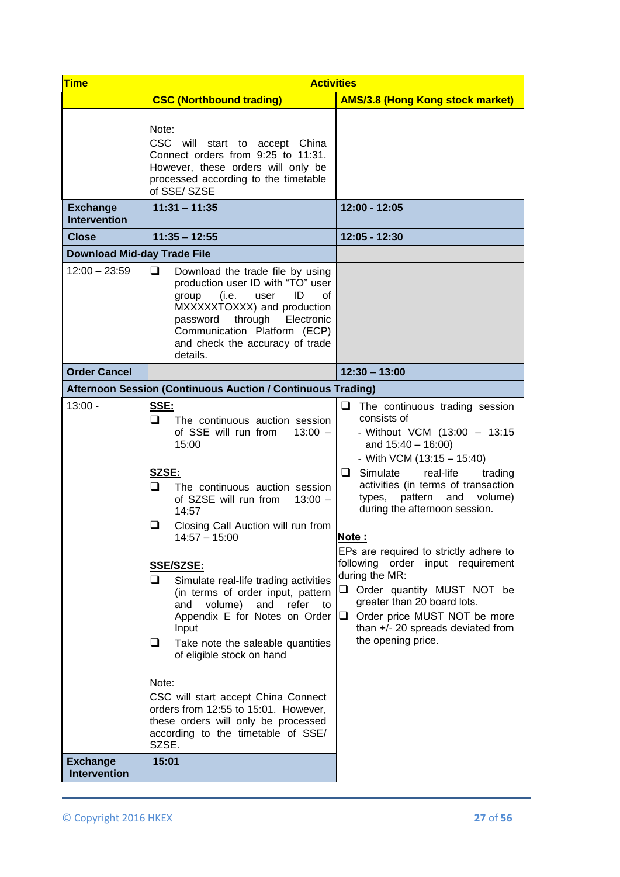| Time | Activities | |
|---|---|---|
| | CSC (Northbound trading) | AMS/3.8 (Hong Kong stock market) |
| | Note:<br>CSC will start to accept China Connect orders from 9:25 to 11:31. However, these orders will only be processed according to the timetable of SSE/ SZSE | |
| **Exchange Intervention** | **11:31 – 11:35** | **12:00 - 12:05** |
| **Close** | **11:35 – 12:55** | **12:05 - 12:30** |
| **Download Mid-day Trade File** | | |
| 12:00 – 23:59 | ❑ Download the trade file by using production user ID with "TO" user group (i.e. user ID of MXXXXXTOXXX) and production password through Electronic Communication Platform (ECP) and check the accuracy of trade details. | |
| **Order Cancel** | | **12:30 – 13:00** |
| **Afternoon Session (Continuous Auction / Continuous Trading)** | | |
| 13:00 - | **SSE:**<br>❑ The continuous auction session of SSE will run from 13:00 – 15:00<br><br>**SZSE:**<br>❑ The continuous auction session of SZSE will run from 13:00 – 14:57<br>❑ Closing Call Auction will run from 14:57 – 15:00<br><br>**SSE/SZSE:**<br>❑ Simulate real-life trading activities (in terms of order input, pattern and volume) and refer to Appendix E for Notes on Order Input<br>❑ Take note the saleable quantities of eligible stock on hand<br><br>Note:<br>CSC will start accept China Connect orders from 12:55 to 15:01. However, these orders will only be processed according to the timetable of SSE/ SZSE. | ❑ The continuous trading session consists of<br>- Without VCM (13:00 – 13:15 and 15:40 – 16:00)<br>- With VCM (13:15 – 15:40)<br>❑ Simulate real-life trading activities (in terms of transaction types, pattern and volume) during the afternoon session.<br><br>**Note :**<br>EPs are required to strictly adhere to following order input requirement during the MR:<br>❑ Order quantity MUST NOT be greater than 20 board lots.<br>❑ Order price MUST NOT be more than +/- 20 spreads deviated from the opening price. |
| **Exchange Intervention** | **15:01** | |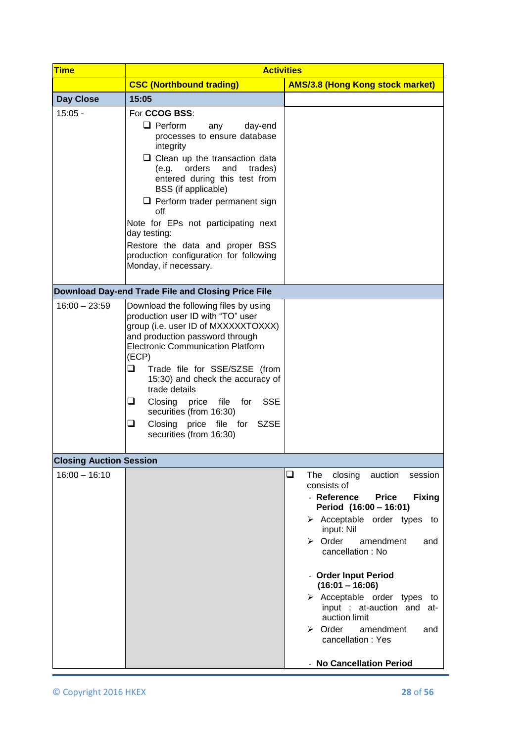| Time | Activities | |
|---|---|---|
| | **CSC (Northbound trading)** | **AMS/3.8 (Hong Kong stock market)** |
| **Day Close** | **15:05** | |
| 15:05 - | For **CCOG BSS**:<br>❑ Perform any day-end processes to ensure database integrity<br>❑ Clean up the transaction data (e.g. orders and trades) entered during this test from BSS (if applicable)<br>❑ Perform trader permanent sign off<br>Note for EPs not participating next day testing:<br>Restore the data and proper BSS production configuration for following Monday, if necessary. | |
| **Download Day-end Trade File and Closing Price File** | | |
| 16:00 – 23:59 | Download the following files by using production user ID with "TO" user group (i.e. user ID of MXXXXXTOXXX) and production password through Electronic Communication Platform (ECP)<br>❑ Trade file for SSE/SZSE (from 15:30) and check the accuracy of trade details<br>❑ Closing price file for SSE securities (from 16:30)<br>❑ Closing price file for SZSE securities (from 16:30) | |
| **Closing Auction Session** | | |
| 16:00 – 16:10 | | ❑ The closing auction session consists of<br>- **Reference Price Fixing Period (16:00 – 16:01)**<br>➢ Acceptable order types to input: Nil<br>➢ Order amendment and cancellation : No<br><br>- **Order Input Period (16:01 – 16:06)**<br>➢ Acceptable order types to input : at-auction and at-auction limit<br>➢ Order amendment and cancellation : Yes<br><br>- **No Cancellation Period** |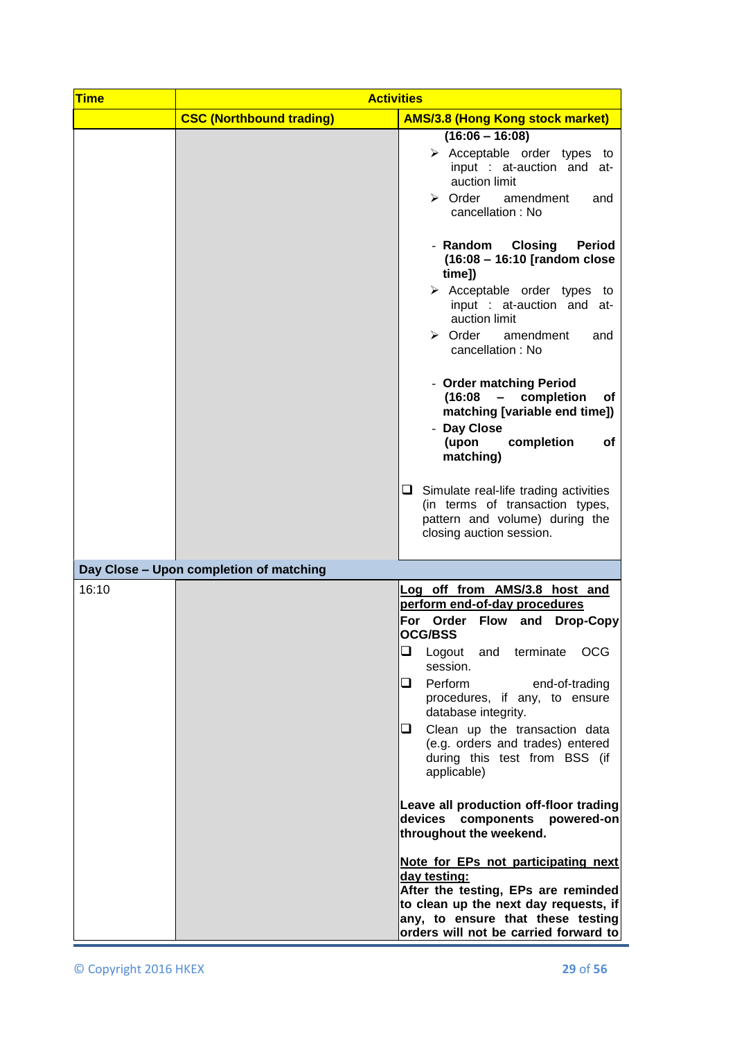| Time | Activities | |
|---|---|---|
| | **CSC (Northbound trading)** | **AMS/3.8 (Hong Kong stock market)** |
| | | **(16:06 – 16:08)**<br>➢ Acceptable order types to input : at-auction and at-auction limit<br>➢ Order amendment and cancellation : No<br><br>- **Random Closing Period (16:08 – 16:10 [random close time])**<br>➢ Acceptable order types to input : at-auction and at-auction limit<br>➢ Order amendment and cancellation : No<br><br>- **Order matching Period (16:08 – completion of matching [variable end time])**<br>- **Day Close (upon completion of matching)**<br><br>❑ Simulate real-life trading activities (in terms of transaction types, pattern and volume) during the closing auction session. |
| **Day Close – Upon completion of matching** | | |
| 16:10 | | **<u>Log off from AMS/3.8 host and perform end-of-day procedures</u>**<br>**For Order Flow and Drop-Copy OCG/BSS**<br>❑ Logout and terminate OCG session.<br>❑ Perform end-of-trading procedures, if any, to ensure database integrity.<br>❑ Clean up the transaction data (e.g. orders and trades) entered during this test from BSS (if applicable)<br><br>**Leave all production off-floor trading devices components powered-on throughout the weekend.**<br><br>**<u>Note for EPs not participating next day testing:</u>**<br>**After the testing, EPs are reminded to clean up the next day requests, if any, to ensure that these testing orders will not be carried forward to** |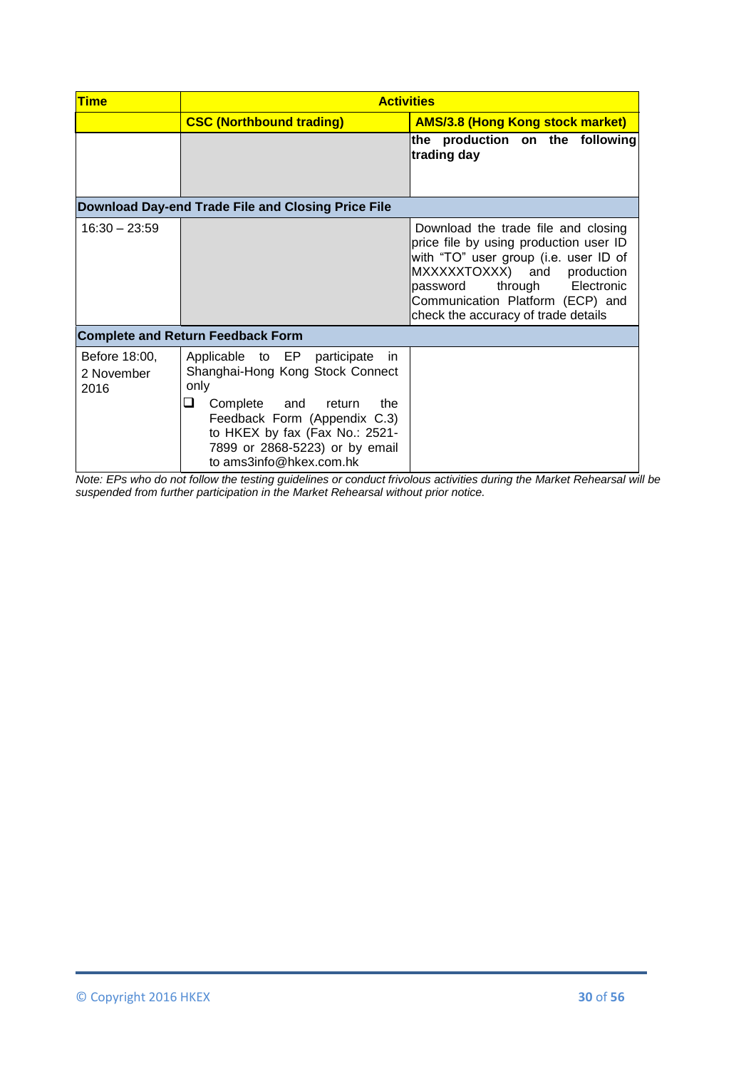| Time | Activities | |
|---|---|---|
| | **CSC (Northbound trading)** | **AMS/3.8 (Hong Kong stock market)** |
| | | **the production on the following trading day** |
| **Download Day-end Trade File and Closing Price File** | | |
| 16:30 – 23:59 | | Download the trade file and closing price file by using production user ID with "TO" user group (i.e. user ID of MXXXXXTOXXX) and production password through Electronic Communication Platform (ECP) and check the accuracy of trade details |
| **Complete and Return Feedback Form** | | |
| Before 18:00, 2 November 2016 | Applicable to EP participate in Shanghai-Hong Kong Stock Connect only<br>❑ Complete and return the Feedback Form (Appendix C.3) to HKEX by fax (Fax No.: 2521-7899 or 2868-5223) or by email to ams3info@hkex.com.hk | |

*Note: EPs who do not follow the testing guidelines or conduct frivolous activities during the Market Rehearsal will be suspended from further participation in the Market Rehearsal without prior notice.*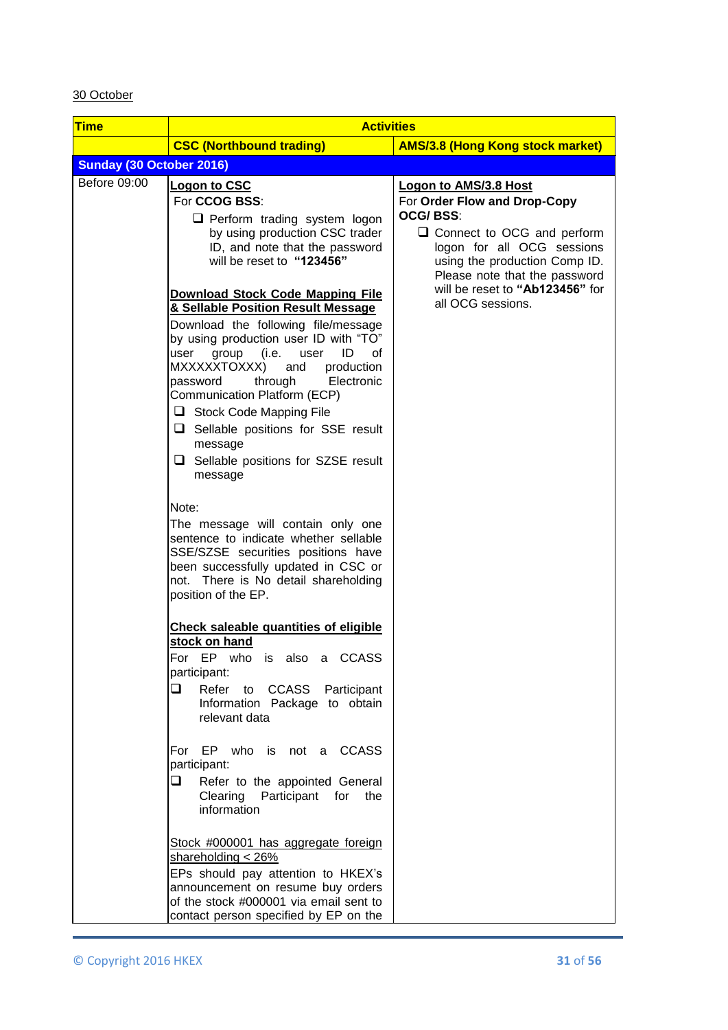30 October

| Time | Activities | |
|---|---|---|
| | **CSC (Northbound trading)** | **AMS/3.8 (Hong Kong stock market)** |
| **Sunday (30 October 2016)** | | |
| Before 09:00 | **Logon to CSC**<br>For **CCOG BSS**:<br>❑ Perform trading system logon by using production CSC trader ID, and note that the password will be reset to **"123456"**<br><br>**Download Stock Code Mapping File & Sellable Position Result Message**<br>Download the following file/message by using production user ID with "TO" user group (i.e. user ID of MXXXXXTOXXX) and production password through Electronic Communication Platform (ECP)<br>❑ Stock Code Mapping File<br>❑ Sellable positions for SSE result message<br>❑ Sellable positions for SZSE result message<br><br>Note:<br>The message will contain only one sentence to indicate whether sellable SSE/SZSE securities positions have been successfully updated in CSC or not. There is No detail shareholding position of the EP.<br><br>**Check saleable quantities of eligible stock on hand**<br>For EP who is also a CCASS participant:<br>❑ Refer to CCASS Participant Information Package to obtain relevant data<br><br>For EP who is not a CCASS participant:<br>❑ Refer to the appointed General Clearing Participant for the information<br><br>Stock #000001 has aggregate foreign shareholding < 26%<br>EPs should pay attention to HKEX's announcement on resume buy orders of the stock #000001 via email sent to contact person specified by EP on the | **Logon to AMS/3.8 Host**<br>For **Order Flow and Drop-Copy OCG/ BSS**:<br>❑ Connect to OCG and perform logon for all OCG sessions using the production Comp ID. Please note that the password will be reset to **"Ab123456"** for all OCG sessions. |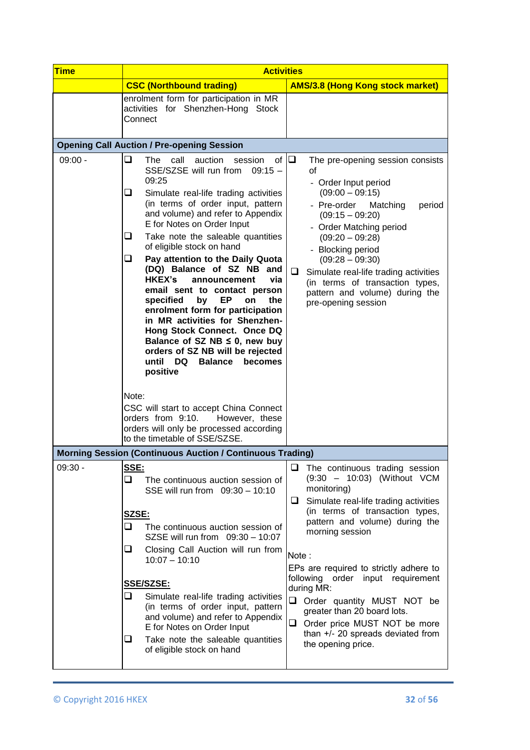| Time | Activities | |
|---|---|---|
| | **CSC (Northbound trading)** | **AMS/3.8 (Hong Kong stock market)** |
| | enrolment form for participation in MR activities for Shenzhen-Hong Stock Connect | |
| **Opening Call Auction / Pre-opening Session** | | |
| 09:00 - | ❑ The call auction session of SSE/SZSE will run from 09:15 – 09:25<br>❑ Simulate real-life trading activities (in terms of order input, pattern and volume) and refer to Appendix E for Notes on Order Input<br>❑ Take note the saleable quantities of eligible stock on hand<br>❑ **Pay attention to the Daily Quota (DQ) Balance of SZ NB and HKEX's announcement via email sent to contact person specified by EP on the enrolment form for participation in MR activities for Shenzhen-Hong Stock Connect. Once DQ Balance of SZ NB ≤ 0, new buy orders of SZ NB will be rejected until DQ Balance becomes positive**<br><br>Note:<br>CSC will start to accept China Connect orders from 9:10. However, these orders will only be processed according to the timetable of SSE/SZSE. | ❑ The pre-opening session consists of<br>- Order Input period (09:00 – 09:15)<br>- Pre-order Matching period (09:15 – 09:20)<br>- Order Matching period (09:20 – 09:28)<br>- Blocking period (09:28 – 09:30)<br>❑ Simulate real-life trading activities (in terms of transaction types, pattern and volume) during the pre-opening session |
| **Morning Session (Continuous Auction / Continuous Trading)** | | |
| 09:30 - | <u>**SSE:**</u><br>❑ The continuous auction session of SSE will run from 09:30 – 10:10<br><br><u>**SZSE:**</u><br>❑ The continuous auction session of SZSE will run from 09:30 – 10:07<br>❑ Closing Call Auction will run from 10:07 – 10:10<br><br><u>**SSE/SZSE:**</u><br>❑ Simulate real-life trading activities (in terms of order input, pattern and volume) and refer to Appendix E for Notes on Order Input<br>❑ Take note the saleable quantities of eligible stock on hand | ❑ The continuous trading session (9:30 – 10:03) (Without VCM monitoring)<br>❑ Simulate real-life trading activities (in terms of transaction types, pattern and volume) during the morning session<br><br>Note :<br>EPs are required to strictly adhere to following order input requirement during MR:<br>❑ Order quantity MUST NOT be greater than 20 board lots.<br>❑ Order price MUST NOT be more than +/- 20 spreads deviated from the opening price. |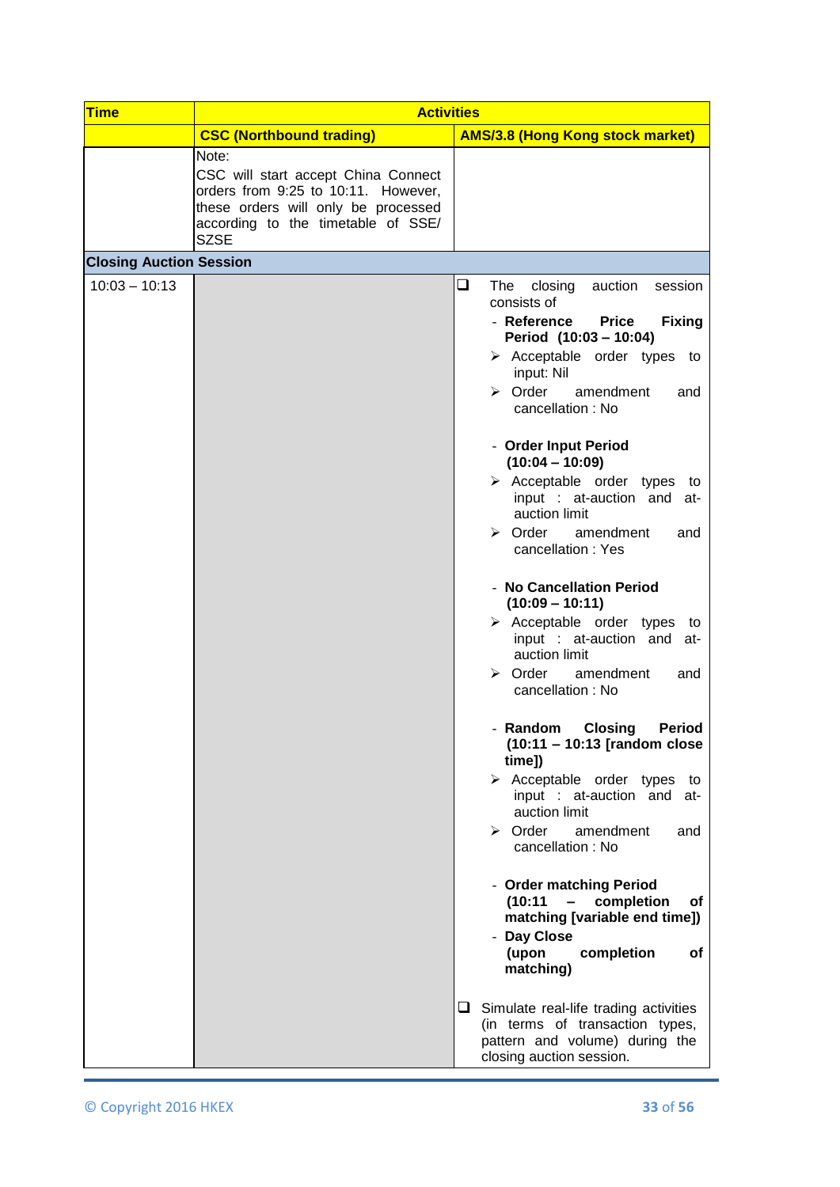| Time | Activities | |
|---|---|---|
| | CSC (Northbound trading) | AMS/3.8 (Hong Kong stock market) |
| | Note:<br>CSC will start accept China Connect orders from 9:25 to 10:11. However, these orders will only be processed according to the timetable of SSE/ SZSE | |
| **Closing Auction Session** | | |
| 10:03 – 10:13 | | ❑ The closing auction session consists of<br>- **Reference Price Fixing Period (10:03 – 10:04)**<br>➢ Acceptable order types to input: Nil<br>➢ Order amendment and cancellation : No<br><br>- **Order Input Period (10:04 – 10:09)**<br>➢ Acceptable order types to input : at-auction and at-auction limit<br>➢ Order amendment and cancellation : Yes<br><br>- **No Cancellation Period (10:09 – 10:11)**<br>➢ Acceptable order types to input : at-auction and at-auction limit<br>➢ Order amendment and cancellation : No<br><br>- **Random Closing Period (10:11 – 10:13 [random close time])**<br>➢ Acceptable order types to input : at-auction and at-auction limit<br>➢ Order amendment and cancellation : No<br><br>- **Order matching Period (10:11 – completion of matching [variable end time])**<br>- **Day Close (upon completion of matching)**<br><br>❑ Simulate real-life trading activities (in terms of transaction types, pattern and volume) during the closing auction session. |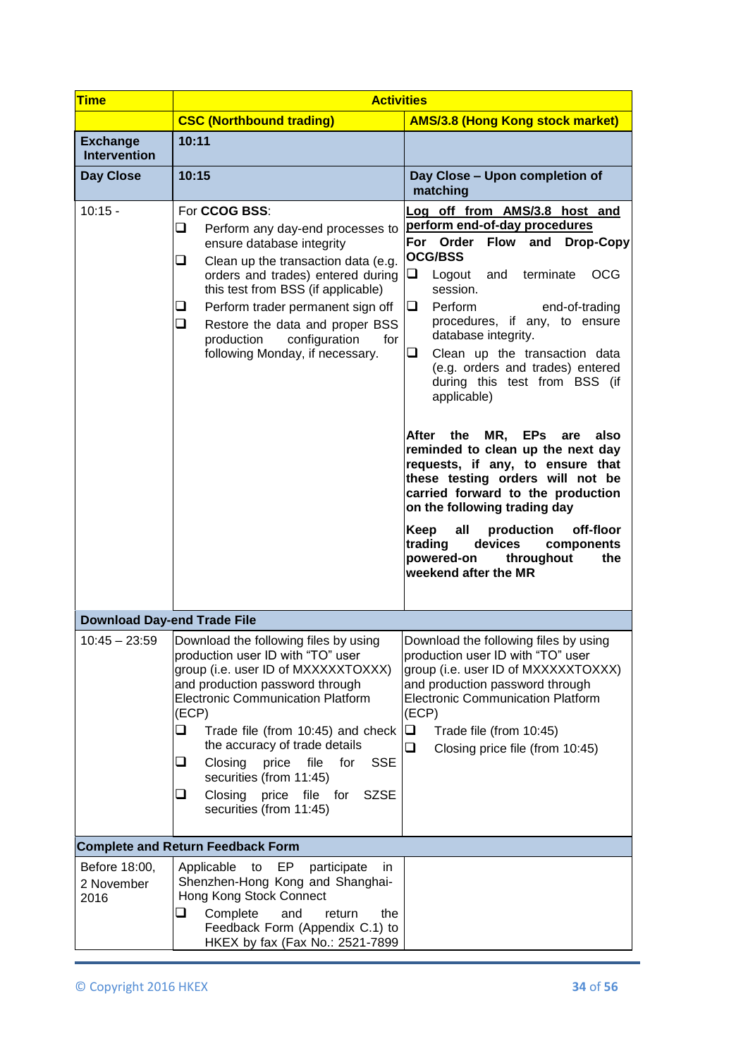| Time | Activities | |
|---|---|---|
| | **CSC (Northbound trading)** | **AMS/3.8 (Hong Kong stock market)** |
| **Exchange Intervention** | **10:11** | |
| **Day Close** | **10:15** | **Day Close – Upon completion of matching** |
| 10:15 - | For **CCOG BSS**:<br>❑ Perform any day-end processes to ensure database integrity<br>❑ Clean up the transaction data (e.g. orders and trades) entered during this test from BSS (if applicable)<br>❑ Perform trader permanent sign off<br>❑ Restore the data and proper BSS production configuration for following Monday, if necessary. | **Log off from AMS/3.8 host and perform end-of-day procedures**<br>**For Order Flow and Drop-Copy OCG/BSS**<br>❑ Logout and terminate OCG session.<br>❑ Perform end-of-trading procedures, if any, to ensure database integrity.<br>❑ Clean up the transaction data (e.g. orders and trades) entered during this test from BSS (if applicable)<br><br>**After the MR, EPs are also reminded to clean up the next day requests, if any, to ensure that these testing orders will not be carried forward to the production on the following trading day**<br><br>**Keep all production off-floor trading devices components powered-on throughout the weekend after the MR** |
| **Download Day-end Trade File** | | |
| 10:45 – 23:59 | Download the following files by using production user ID with "TO" user group (i.e. user ID of MXXXXXTOXXX) and production password through Electronic Communication Platform (ECP)<br>❑ Trade file (from 10:45) and check the accuracy of trade details<br>❑ Closing price file for SSE securities (from 11:45)<br>❑ Closing price file for SZSE securities (from 11:45) | Download the following files by using production user ID with "TO" user group (i.e. user ID of MXXXXXTOXXX) and production password through Electronic Communication Platform (ECP)<br>❑ Trade file (from 10:45)<br>❑ Closing price file (from 10:45) |
| **Complete and Return Feedback Form** | | |
| Before 18:00, 2 November 2016 | Applicable to EP participate in Shenzhen-Hong Kong and Shanghai-Hong Kong Stock Connect<br>❑ Complete and return the Feedback Form (Appendix C.1) to HKEX by fax (Fax No.: 2521-7899 | |

© Copyright 2016 HKEX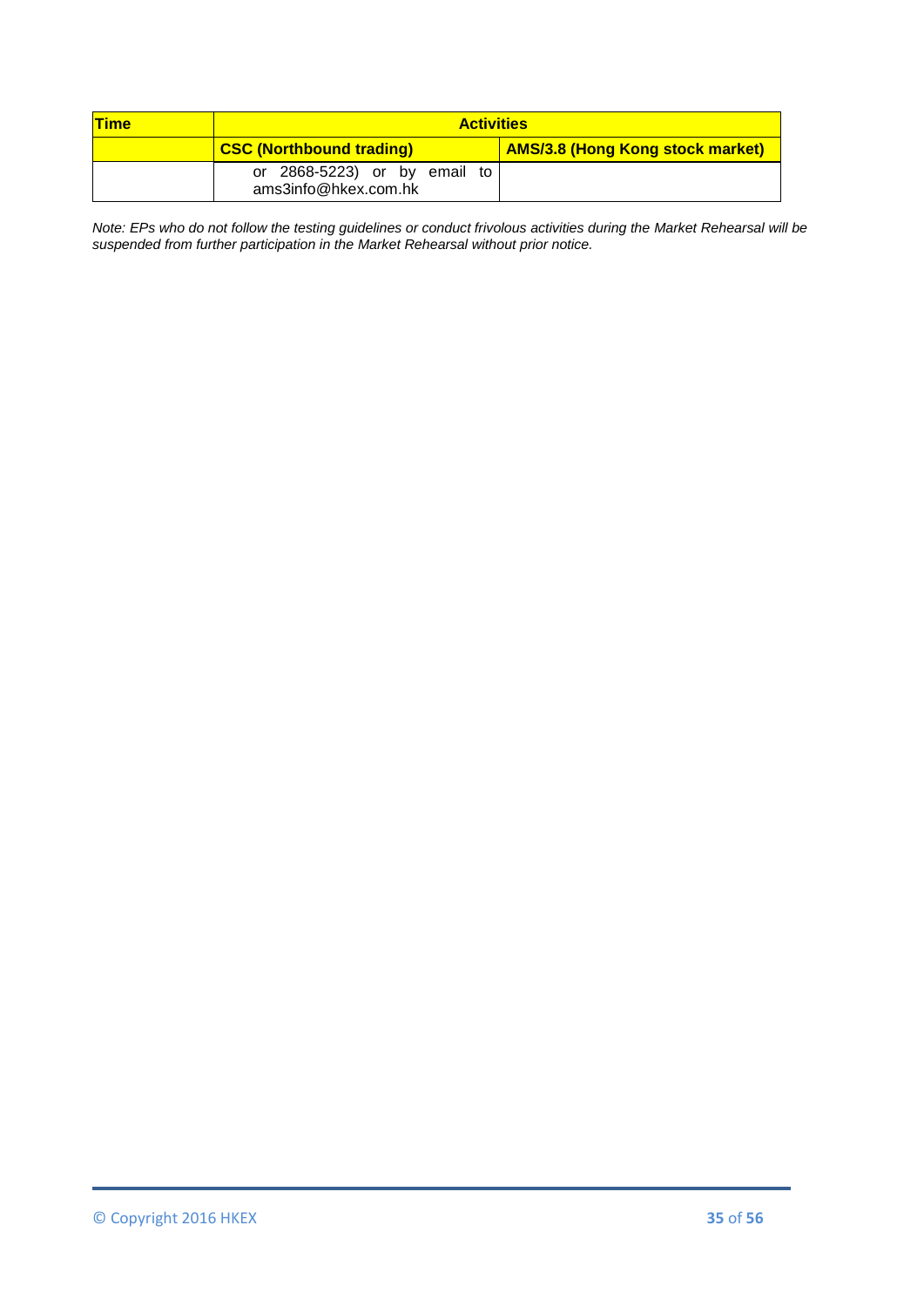| Time | Activities | |
|---|---|---|
| | **CSC (Northbound trading)** | **AMS/3.8 (Hong Kong stock market)** |
| | or 2868-5223) or by email to ams3info@hkex.com.hk | |

*Note: EPs who do not follow the testing guidelines or conduct frivolous activities during the Market Rehearsal will be suspended from further participation in the Market Rehearsal without prior notice.*

© Copyright 2016 HKEX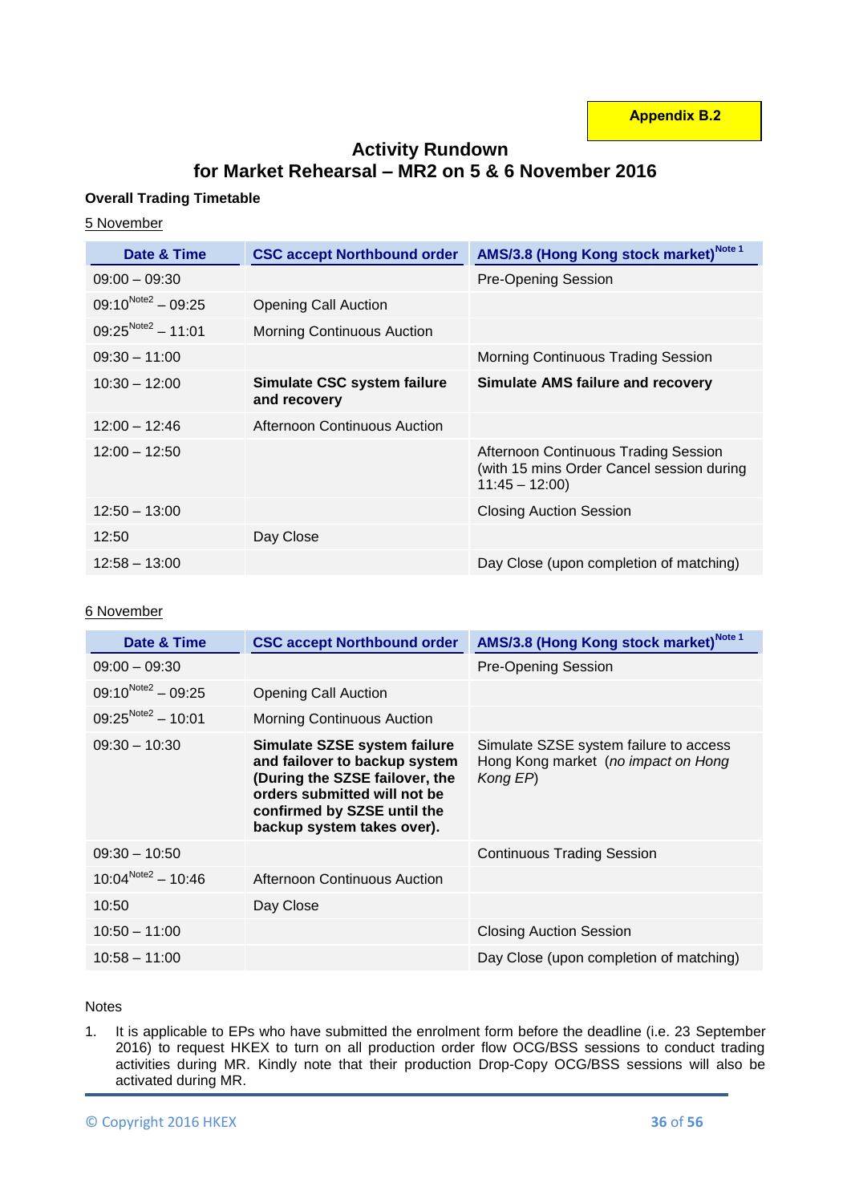Appendix B.2

# Activity Rundown
# for Market Rehearsal – MR2 on 5 & 6 November 2016

**Overall Trading Timetable**

5 November

| Date & Time | CSC accept Northbound order | AMS/3.8 (Hong Kong stock market)[Note 1] |
|---|---|---|
| 09:00 – 09:30 | | Pre-Opening Session |
| 09:10[Note2] – 09:25 | Opening Call Auction | |
| 09:25[Note2] – 11:01 | Morning Continuous Auction | |
| 09:30 – 11:00 | | Morning Continuous Trading Session |
| 10:30 – 12:00 | **Simulate CSC system failure and recovery** | **Simulate AMS failure and recovery** |
| 12:00 – 12:46 | Afternoon Continuous Auction | |
| 12:00 – 12:50 | | Afternoon Continuous Trading Session (with 15 mins Order Cancel session during 11:45 – 12:00) |
| 12:50 – 13:00 | | Closing Auction Session |
| 12:50 | Day Close | |
| 12:58 – 13:00 | | Day Close (upon completion of matching) |

6 November

| Date & Time | CSC accept Northbound order | AMS/3.8 (Hong Kong stock market)[Note 1] |
|---|---|---|
| 09:00 – 09:30 | | Pre-Opening Session |
| 09:10[Note2] – 09:25 | Opening Call Auction | |
| 09:25[Note2] – 10:01 | Morning Continuous Auction | |
| 09:30 – 10:30 | **Simulate SZSE system failure and failover to backup system (During the SZSE failover, the orders submitted will not be confirmed by SZSE until the backup system takes over).** | Simulate SZSE system failure to access Hong Kong market (*no impact on Hong Kong EP*) |
| 09:30 – 10:50 | | Continuous Trading Session |
| 10:04[Note2] – 10:46 | Afternoon Continuous Auction | |
| 10:50 | Day Close | |
| 10:50 – 11:00 | | Closing Auction Session |
| 10:58 – 11:00 | | Day Close (upon completion of matching) |

Notes

1. It is applicable to EPs who have submitted the enrolment form before the deadline (i.e. 23 September 2016) to request HKEX to turn on all production order flow OCG/BSS sessions to conduct trading activities during MR. Kindly note that their production Drop-Copy OCG/BSS sessions will also be activated during MR.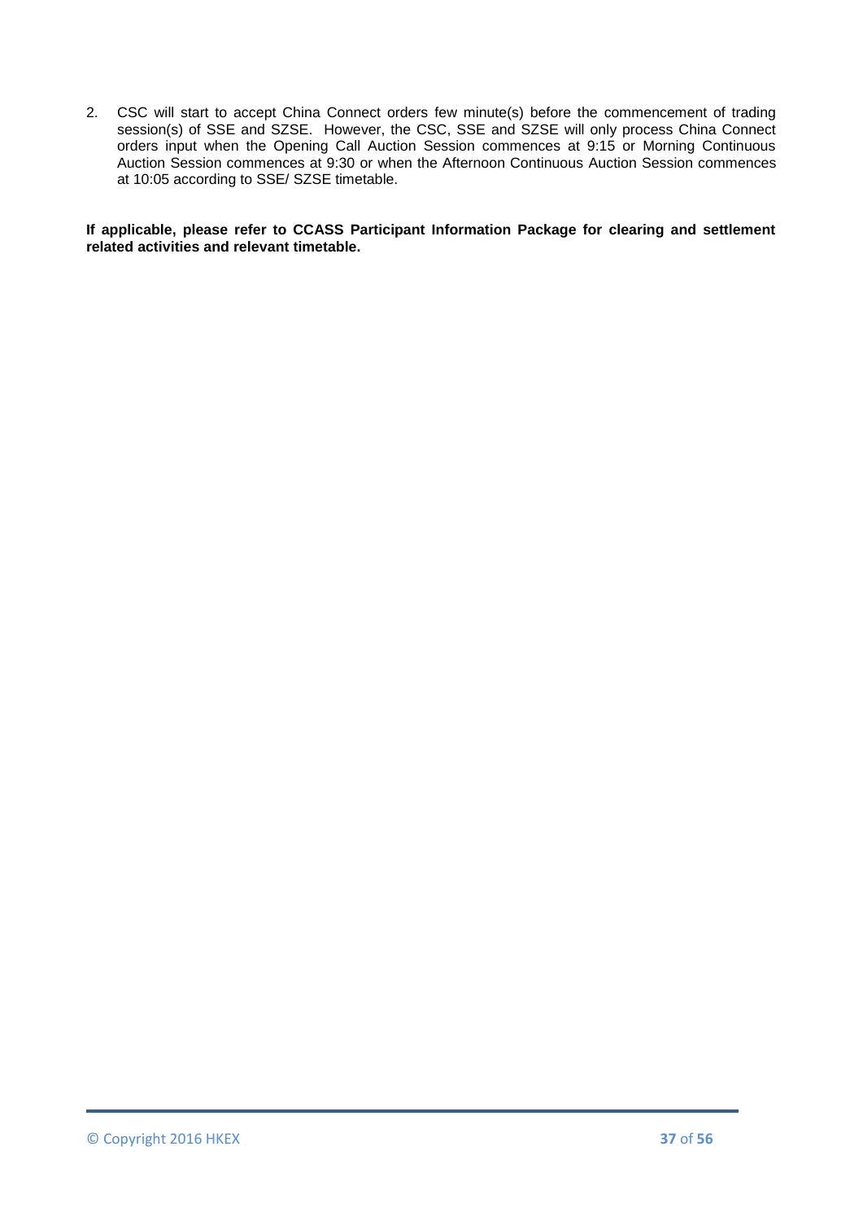2. CSC will start to accept China Connect orders few minute(s) before the commencement of trading session(s) of SSE and SZSE. However, the CSC, SSE and SZSE will only process China Connect orders input when the Opening Call Auction Session commences at 9:15 or Morning Continuous Auction Session commences at 9:30 or when the Afternoon Continuous Auction Session commences at 10:05 according to SSE/ SZSE timetable.

**If applicable, please refer to CCASS Participant Information Package for clearing and settlement related activities and relevant timetable.**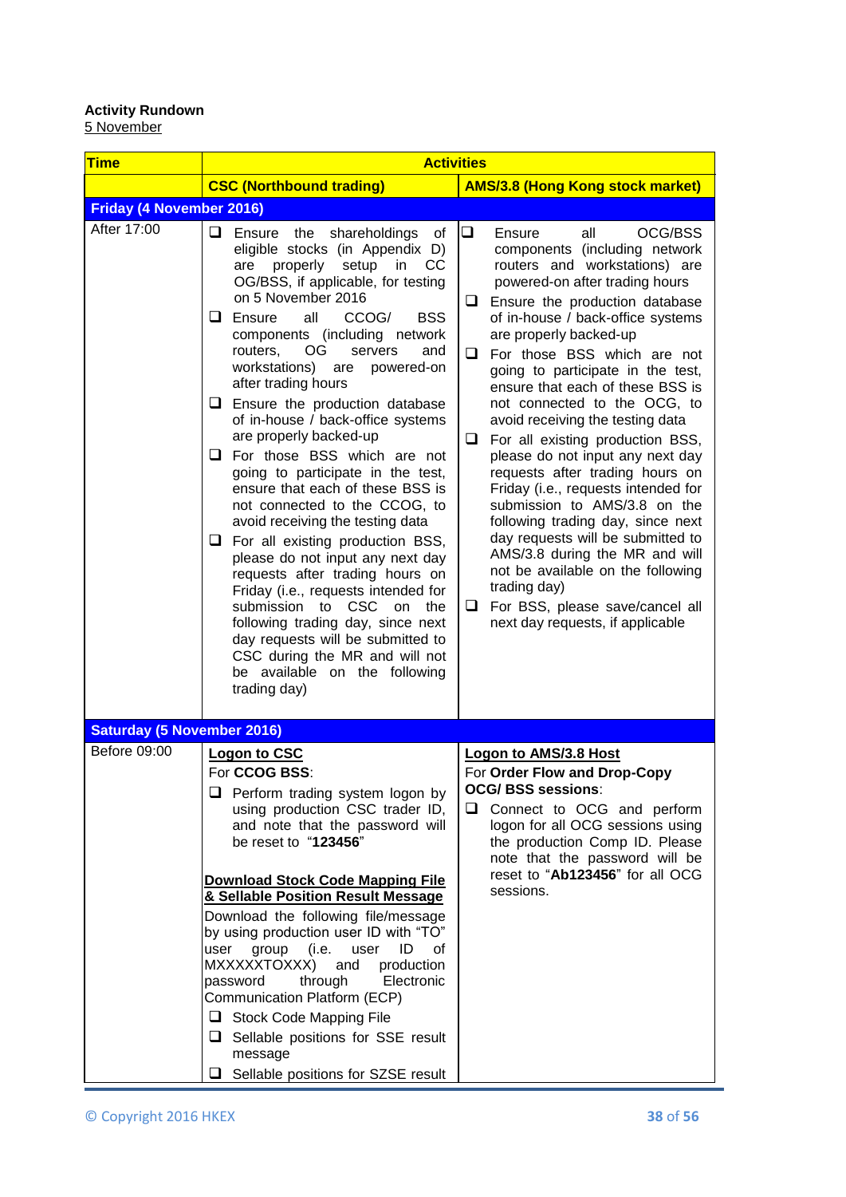**Activity Rundown**

5 November

| Time | Activities | |
|---|---|---|
| | **CSC (Northbound trading)** | **AMS/3.8 (Hong Kong stock market)** |
| **Friday (4 November 2016)** | | |
| After 17:00 | ❑ Ensure the shareholdings of eligible stocks (in Appendix D) are properly setup in CC OG/BSS, if applicable, for testing on 5 November 2016<br>❑ Ensure all CCOG/ BSS components (including network routers, OG servers and workstations) are powered-on after trading hours<br>❑ Ensure the production database of in-house / back-office systems are properly backed-up<br>❑ For those BSS which are not going to participate in the test, ensure that each of these BSS is not connected to the CCOG, to avoid receiving the testing data<br>❑ For all existing production BSS, please do not input any next day requests after trading hours on Friday (i.e., requests intended for submission to CSC on the following trading day, since next day requests will be submitted to CSC during the MR and will not be available on the following trading day) | ❑ Ensure all OCG/BSS components (including network routers and workstations) are powered-on after trading hours<br>❑ Ensure the production database of in-house / back-office systems are properly backed-up<br>❑ For those BSS which are not going to participate in the test, ensure that each of these BSS is not connected to the OCG, to avoid receiving the testing data<br>❑ For all existing production BSS, please do not input any next day requests after trading hours on Friday (i.e., requests intended for submission to AMS/3.8 on the following trading day, since next day requests will be submitted to AMS/3.8 during the MR and will not be available on the following trading day)<br>❑ For BSS, please save/cancel all next day requests, if applicable |
| **Saturday (5 November 2016)** | | |
| Before 09:00 | <u>**Logon to CSC**</u><br>For **CCOG BSS**:<br>❑ Perform trading system logon by using production CSC trader ID, and note that the password will be reset to "**123456**"<br><br><u>**Download Stock Code Mapping File & Sellable Position Result Message**</u><br>Download the following file/message by using production user ID with "TO" user group (i.e. user ID of MXXXXXTOXXX) and production password through Electronic Communication Platform (ECP)<br>❑ Stock Code Mapping File<br>❑ Sellable positions for SSE result message<br>❑ Sellable positions for SZSE result | <u>**Logon to AMS/3.8 Host**</u><br>For **Order Flow and Drop-Copy OCG/ BSS sessions**:<br>❑ Connect to OCG and perform logon for all OCG sessions using the production Comp ID. Please note that the password will be reset to "**Ab123456**" for all OCG sessions. |

© Copyright 2016 HKEX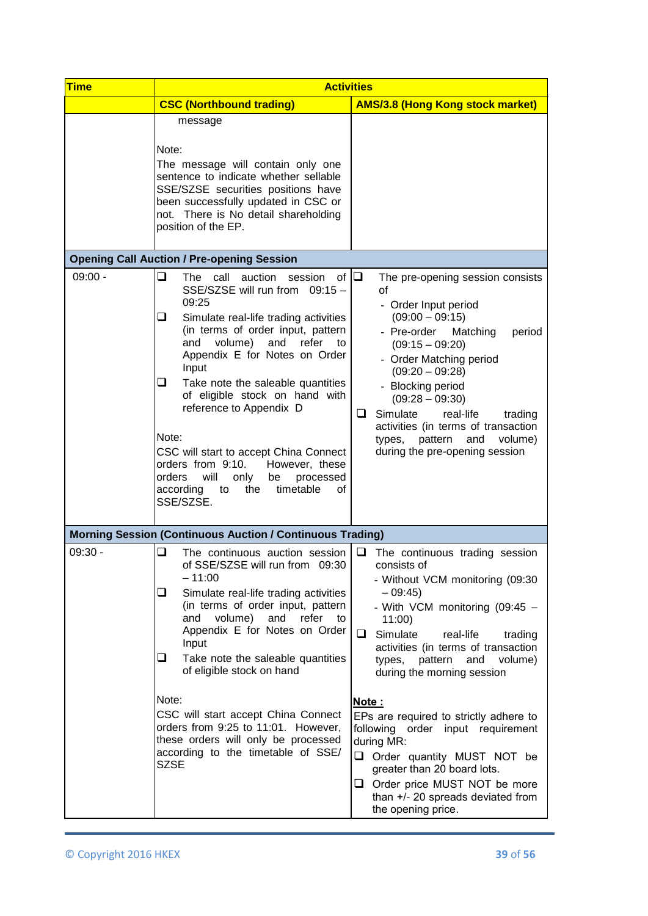| Time | Activities | |
|---|---|---|
| | **CSC (Northbound trading)** | **AMS/3.8 (Hong Kong stock market)** |
| | message<br><br>Note:<br>The message will contain only one sentence to indicate whether sellable SSE/SZSE securities positions have been successfully updated in CSC or not. There is No detail shareholding position of the EP. | |
| **Opening Call Auction / Pre-opening Session** | | |
| 09:00 - | ❑ The call auction session of SSE/SZSE will run from 09:15 – 09:25<br>❑ Simulate real-life trading activities (in terms of order input, pattern and volume) and refer to Appendix E for Notes on Order Input<br>❑ Take note the saleable quantities of eligible stock on hand with reference to Appendix D<br><br>Note:<br>CSC will start to accept China Connect orders from 9:10. However, these orders will only be processed according to the timetable of SSE/SZSE. | ❑ The pre-opening session consists of<br>- Order Input period (09:00 – 09:15)<br>- Pre-order Matching period (09:15 – 09:20)<br>- Order Matching period (09:20 – 09:28)<br>- Blocking period (09:28 – 09:30)<br>❑ Simulate real-life trading activities (in terms of transaction types, pattern and volume) during the pre-opening session |
| **Morning Session (Continuous Auction / Continuous Trading)** | | |
| 09:30 - | ❑ The continuous auction session of SSE/SZSE will run from 09:30 – 11:00<br>❑ Simulate real-life trading activities (in terms of order input, pattern and volume) and refer to Appendix E for Notes on Order Input<br>❑ Take note the saleable quantities of eligible stock on hand<br><br>Note:<br>CSC will start accept China Connect orders from 9:25 to 11:01. However, these orders will only be processed according to the timetable of SSE/SZSE | ❑ The continuous trading session consists of<br>- Without VCM monitoring (09:30 – 09:45)<br>- With VCM monitoring (09:45 – 11:00)<br>❑ Simulate real-life trading activities (in terms of transaction types, pattern and volume) during the morning session<br><br>**Note :**<br>EPs are required to strictly adhere to following order input requirement during MR:<br>❑ Order quantity MUST NOT be greater than 20 board lots.<br>❑ Order price MUST NOT be more than +/- 20 spreads deviated from the opening price. |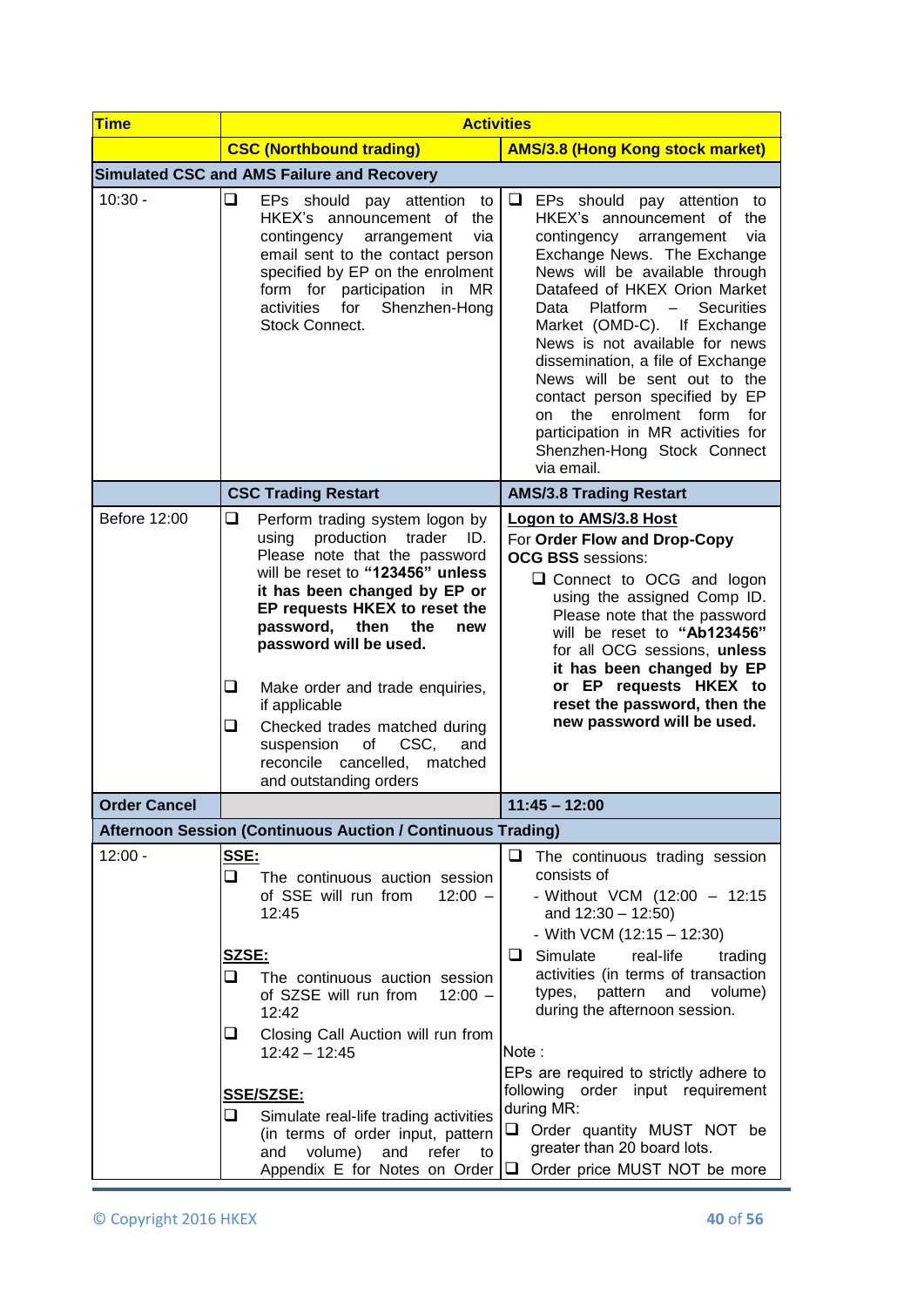| Time | Activities | |
|---|---|---|
| | **CSC (Northbound trading)** | **AMS/3.8 (Hong Kong stock market)** |
| **Simulated CSC and AMS Failure and Recovery** | | |
| 10:30 - | ❑ EPs should pay attention to HKEX's announcement of the contingency arrangement via email sent to the contact person specified by EP on the enrolment form for participation in MR activities for Shenzhen-Hong Stock Connect. | ❑ EPs should pay attention to HKEX's announcement of the contingency arrangement via Exchange News. The Exchange News will be available through Datafeed of HKEX Orion Market Data Platform – Securities Market (OMD-C). If Exchange News is not available for news dissemination, a file of Exchange News will be sent out to the contact person specified by EP on the enrolment form for participation in MR activities for Shenzhen-Hong Stock Connect via email. |
| | **CSC Trading Restart** | **AMS/3.8 Trading Restart** |
| Before 12:00 | ❑ Perform trading system logon by using production trader ID. Please note that the password will be reset to **"123456" unless it has been changed by EP or EP requests HKEX to reset the password, then the new password will be used.**<br><br>❑ Make order and trade enquiries, if applicable<br>❑ Checked trades matched during suspension of CSC, and reconcile cancelled, matched and outstanding orders | **<u>Logon to AMS/3.8 Host</u>**<br>For **Order Flow and Drop-Copy OCG BSS** sessions:<br>❑ Connect to OCG and logon using the assigned Comp ID. Please note that the password will be reset to **"Ab123456"** for all OCG sessions, **unless it has been changed by EP or EP requests HKEX to reset the password, then the new password will be used.** |
| **Order Cancel** | | **11:45 – 12:00** |
| **Afternoon Session (Continuous Auction / Continuous Trading)** | | |
| 12:00 - | **<u>SSE:</u>**<br>❑ The continuous auction session of SSE will run from 12:00 – 12:45<br><br>**<u>SZSE:</u>**<br>❑ The continuous auction session of SZSE will run from 12:00 – 12:42<br>❑ Closing Call Auction will run from 12:42 – 12:45<br><br>**<u>SSE/SZSE:</u>**<br>❑ Simulate real-life trading activities (in terms of order input, pattern and volume) and refer to Appendix E for Notes on Order | ❑ The continuous trading session consists of<br>- Without VCM (12:00 – 12:15 and 12:30 – 12:50)<br>- With VCM (12:15 – 12:30)<br>❑ Simulate real-life trading activities (in terms of transaction types, pattern and volume) during the afternoon session.<br><br>Note :<br>EPs are required to strictly adhere to following order input requirement during MR:<br>❑ Order quantity MUST NOT be greater than 20 board lots.<br>❑ Order price MUST NOT be more |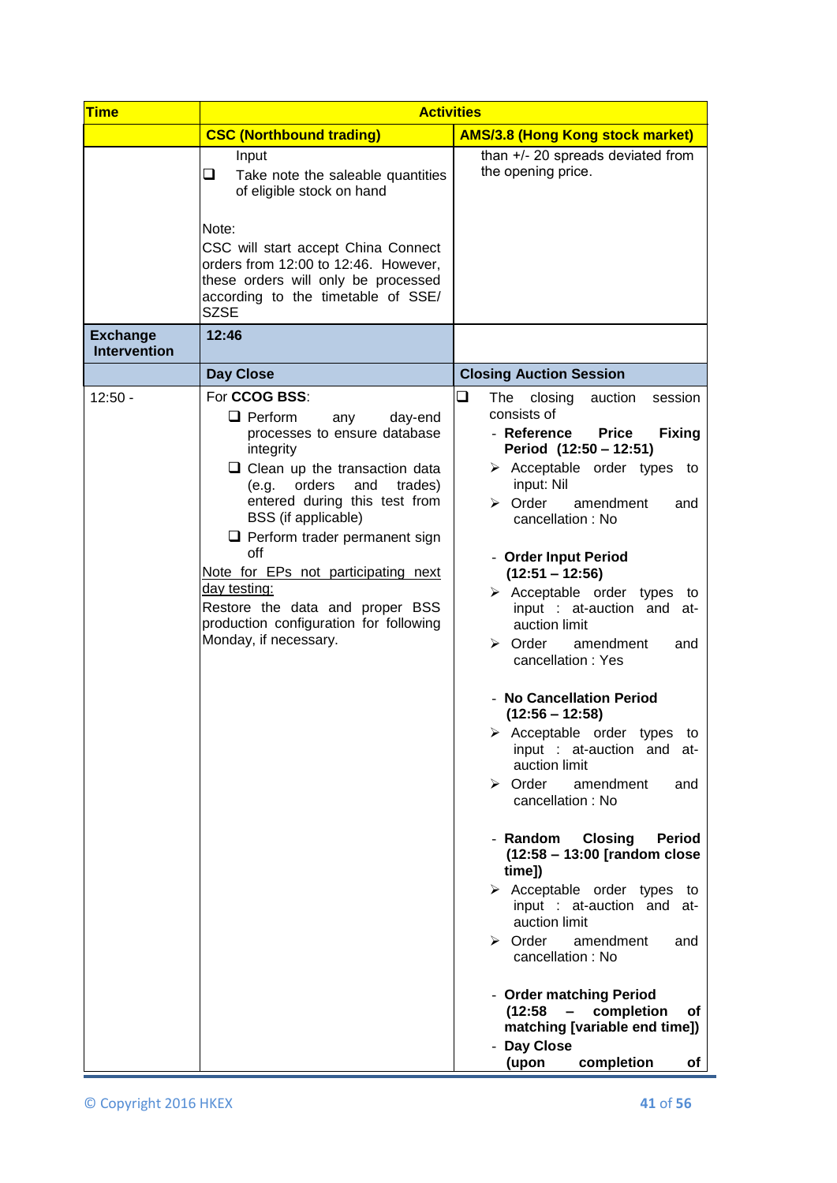| Time | Activities | |
|---|---|---|
| | CSC (Northbound trading) | AMS/3.8 (Hong Kong stock market) |
| | Input<br>❑ Take note the saleable quantities of eligible stock on hand<br><br>Note:<br>CSC will start accept China Connect orders from 12:00 to 12:46. However, these orders will only be processed according to the timetable of SSE/ SZSE | than +/- 20 spreads deviated from the opening price. |
| **Exchange Intervention** | **12:46** | |
| | **Day Close** | **Closing Auction Session** |
| 12:50 - | For **CCOG BSS**:<br>❑ Perform any day-end processes to ensure database integrity<br>❑ Clean up the transaction data (e.g. orders and trades) entered during this test from BSS (if applicable)<br>❑ Perform trader permanent sign off<br><br><u>Note for EPs not participating next day testing:</u><br>Restore the data and proper BSS production configuration for following Monday, if necessary. | ❑ The closing auction session consists of<br>- **Reference Price Fixing Period (12:50 – 12:51)**<br>➢ Acceptable order types to input: Nil<br>➢ Order amendment and cancellation : No<br><br>- **Order Input Period (12:51 – 12:56)**<br>➢ Acceptable order types to input : at-auction and at-auction limit<br>➢ Order amendment and cancellation : Yes<br><br>- **No Cancellation Period (12:56 – 12:58)**<br>➢ Acceptable order types to input : at-auction and at-auction limit<br>➢ Order amendment and cancellation : No<br><br>- **Random Closing Period (12:58 – 13:00 [random close time])**<br>➢ Acceptable order types to input : at-auction and at-auction limit<br>➢ Order amendment and cancellation : No<br><br>- **Order matching Period (12:58 – completion of matching [variable end time])**<br>- **Day Close (upon completion of** |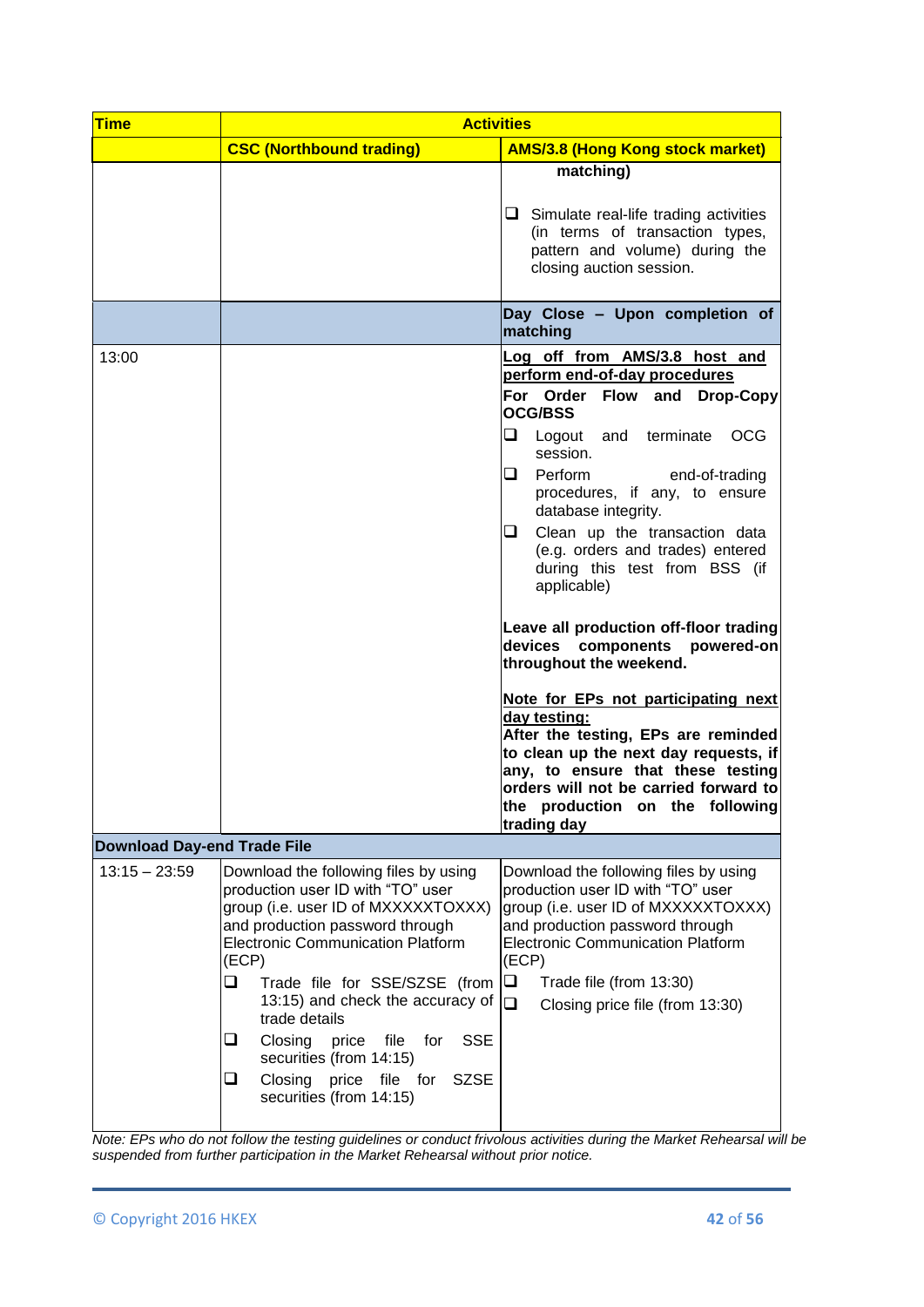| Time | Activities | |
|---|---|---|
| | **CSC (Northbound trading)** | **AMS/3.8 (Hong Kong stock market)** |
| | | **matching)**<br><br>❑ Simulate real-life trading activities (in terms of transaction types, pattern and volume) during the closing auction session. |
| | | **Day Close – Upon completion of matching** |
| 13:00 | | **Log off from AMS/3.8 host and perform end-of-day procedures**<br>**For Order Flow and Drop-Copy OCG/BSS**<br>❑ Logout and terminate OCG session.<br>❑ Perform end-of-trading procedures, if any, to ensure database integrity.<br>❑ Clean up the transaction data (e.g. orders and trades) entered during this test from BSS (if applicable)<br><br>**Leave all production off-floor trading devices components powered-on throughout the weekend.**<br><br>**Note for EPs not participating next day testing:**<br>**After the testing, EPs are reminded to clean up the next day requests, if any, to ensure that these testing orders will not be carried forward to the production on the following trading day** |
| **Download Day-end Trade File** | | |
| 13:15 – 23:59 | Download the following files by using production user ID with "TO" user group (i.e. user ID of MXXXXXTOXXX) and production password through Electronic Communication Platform (ECP)<br>❑ Trade file for SSE/SZSE (from 13:15) and check the accuracy of trade details<br>❑ Closing price file for SSE securities (from 14:15)<br>❑ Closing price file for SZSE securities (from 14:15) | Download the following files by using production user ID with "TO" user group (i.e. user ID of MXXXXXTOXXX) and production password through Electronic Communication Platform (ECP)<br>❑ Trade file (from 13:30)<br>❑ Closing price file (from 13:30) |

*Note: EPs who do not follow the testing guidelines or conduct frivolous activities during the Market Rehearsal will be suspended from further participation in the Market Rehearsal without prior notice.*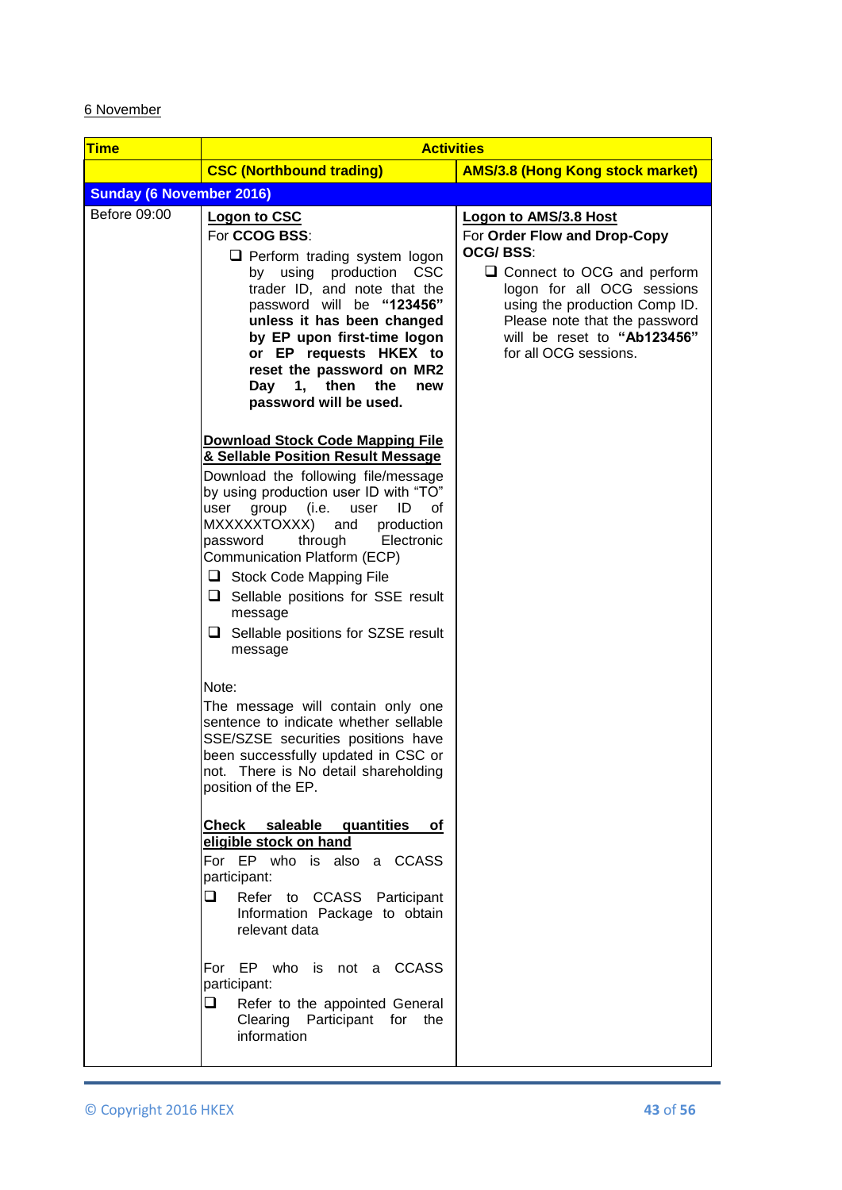6 November

| Time | Activities | |
|---|---|---|
| | **CSC (Northbound trading)** | **AMS/3.8 (Hong Kong stock market)** |
| **Sunday (6 November 2016)** | | |
| Before 09:00 | **Logon to CSC**<br>For **CCOG BSS**:<br>❑ Perform trading system logon by using production CSC trader ID, and note that the password will be **"123456" unless it has been changed by EP upon first-time logon or EP requests HKEX to reset the password on MR2 Day 1, then the new password will be used.**<br><br>**Download Stock Code Mapping File & Sellable Position Result Message**<br>Download the following file/message by using production user ID with "TO" user group (i.e. user ID of MXXXXXTOXXX) and production password through Electronic Communication Platform (ECP)<br>❑ Stock Code Mapping File<br>❑ Sellable positions for SSE result message<br>❑ Sellable positions for SZSE result message<br><br>Note:<br>The message will contain only one sentence to indicate whether sellable SSE/SZSE securities positions have been successfully updated in CSC or not. There is No detail shareholding position of the EP.<br><br>**Check saleable quantities of eligible stock on hand**<br>For EP who is also a CCASS participant:<br>❑ Refer to CCASS Participant Information Package to obtain relevant data<br><br>For EP who is not a CCASS participant:<br>❑ Refer to the appointed General Clearing Participant for the information | **Logon to AMS/3.8 Host**<br>For **Order Flow and Drop-Copy OCG/ BSS**:<br>❑ Connect to OCG and perform logon for all OCG sessions using the production Comp ID. Please note that the password will be reset to **"Ab123456"** for all OCG sessions. |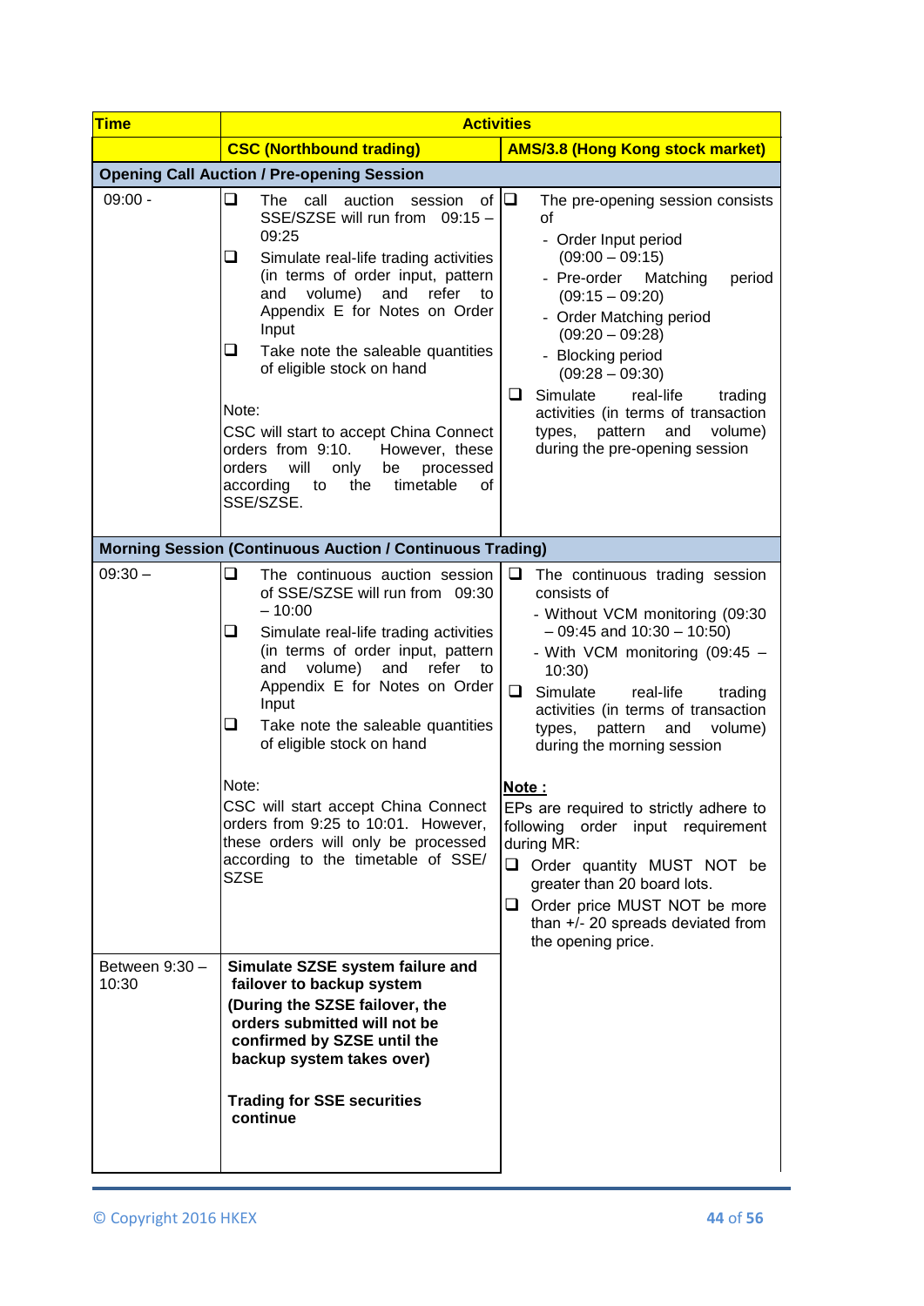| Time | Activities | |
|---|---|---|
| | **CSC (Northbound trading)** | **AMS/3.8 (Hong Kong stock market)** |
| **Opening Call Auction / Pre-opening Session** | | |
| 09:00 - | ❑ The call auction session of SSE/SZSE will run from 09:15 – 09:25<br>❑ Simulate real-life trading activities (in terms of order input, pattern and volume) and refer to Appendix E for Notes on Order Input<br>❑ Take note the saleable quantities of eligible stock on hand<br><br>Note:<br>CSC will start to accept China Connect orders from 9:10. However, these orders will only be processed according to the timetable of SSE/SZSE. | ❑ The pre-opening session consists of<br>- Order Input period (09:00 – 09:15)<br>- Pre-order Matching period (09:15 – 09:20)<br>- Order Matching period (09:20 – 09:28)<br>- Blocking period (09:28 – 09:30)<br>❑ Simulate real-life trading activities (in terms of transaction types, pattern and volume) during the pre-opening session |
| **Morning Session (Continuous Auction / Continuous Trading)** | | |
| 09:30 – | ❑ The continuous auction session of SSE/SZSE will run from 09:30 – 10:00<br>❑ Simulate real-life trading activities (in terms of order input, pattern and volume) and refer to Appendix E for Notes on Order Input<br>❑ Take note the saleable quantities of eligible stock on hand<br><br>Note:<br>CSC will start accept China Connect orders from 9:25 to 10:01. However, these orders will only be processed according to the timetable of SSE/SZSE | ❑ The continuous trading session consists of<br>- Without VCM monitoring (09:30 – 09:45 and 10:30 – 10:50)<br>- With VCM monitoring (09:45 – 10:30)<br>❑ Simulate real-life trading activities (in terms of transaction types, pattern and volume) during the morning session<br><br>**Note :**<br>EPs are required to strictly adhere to following order input requirement during MR:<br>❑ Order quantity MUST NOT be greater than 20 board lots.<br>❑ Order price MUST NOT be more than +/- 20 spreads deviated from the opening price. |
| Between 9:30 – 10:30 | **Simulate SZSE system failure and failover to backup system**<br>**(During the SZSE failover, the orders submitted will not be confirmed by SZSE until the backup system takes over)**<br><br>**Trading for SSE securities continue** | |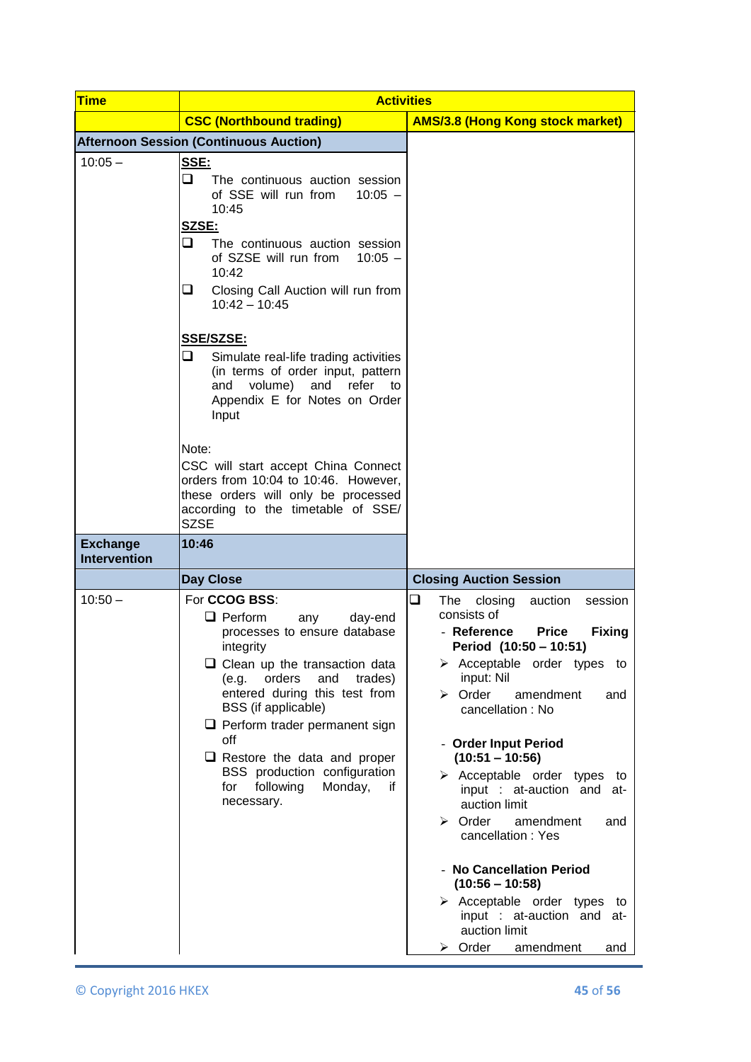| Time | Activities | |
|---|---|---|
| | CSC (Northbound trading) | AMS/3.8 (Hong Kong stock market) |
| Afternoon Session (Continuous Auction) | | |
| 10:05 – | **SSE:**<br>❑ The continuous auction session of SSE will run from 10:05 – 10:45<br>**SZSE:**<br>❑ The continuous auction session of SZSE will run from 10:05 – 10:42<br>❑ Closing Call Auction will run from 10:42 – 10:45<br><br>**SSE/SZSE:**<br>❑ Simulate real-life trading activities (in terms of order input, pattern and volume) and refer to Appendix E for Notes on Order Input<br><br>Note:<br>CSC will start accept China Connect orders from 10:04 to 10:46. However, these orders will only be processed according to the timetable of SSE/ SZSE | |
| **Exchange Intervention** | **10:46** | |
| | **Day Close** | **Closing Auction Session** |
| 10:50 – | For **CCOG BSS**:<br>❑ Perform any day-end processes to ensure database integrity<br>❑ Clean up the transaction data (e.g. orders and trades) entered during this test from BSS (if applicable)<br>❑ Perform trader permanent sign off<br>❑ Restore the data and proper BSS production configuration for following Monday, if necessary. | ❑ The closing auction session consists of<br>- **Reference Price Fixing Period (10:50 – 10:51)**<br>➢ Acceptable order types to input: Nil<br>➢ Order amendment and cancellation : No<br><br>- **Order Input Period (10:51 – 10:56)**<br>➢ Acceptable order types to input : at-auction and at-auction limit<br>➢ Order amendment and cancellation : Yes<br><br>- **No Cancellation Period (10:56 – 10:58)**<br>➢ Acceptable order types to input : at-auction and at-auction limit<br>➢ Order amendment and |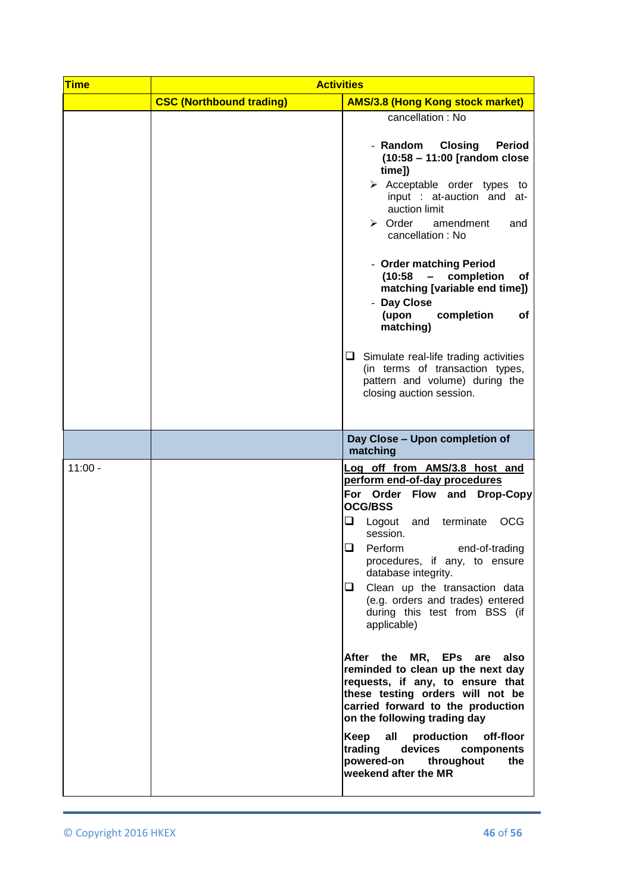| Time | Activities | |
|---|---|---|
| | **CSC (Northbound trading)** | **AMS/3.8 (Hong Kong stock market)** |
| | | cancellation : No<br><br>- **Random Closing Period (10:58 – 11:00 [random close time])**<br>➢ Acceptable order types to input : at-auction and at-auction limit<br>➢ Order amendment and cancellation : No<br><br>- **Order matching Period (10:58 – completion of matching [variable end time])**<br>- **Day Close (upon completion of matching)**<br><br>❑ Simulate real-life trading activities (in terms of transaction types, pattern and volume) during the closing auction session. |
| | | **Day Close – Upon completion of matching** |
| 11:00 - | | **<u>Log off from AMS/3.8 host and perform end-of-day procedures</u>**<br>**For Order Flow and Drop-Copy OCG/BSS**<br>❑ Logout and terminate OCG session.<br>❑ Perform end-of-trading procedures, if any, to ensure database integrity.<br>❑ Clean up the transaction data (e.g. orders and trades) entered during this test from BSS (if applicable)<br><br>**After the MR, EPs are also reminded to clean up the next day requests, if any, to ensure that these testing orders will not be carried forward to the production on the following trading day**<br>**Keep all production off-floor trading devices components powered-on throughout the weekend after the MR** |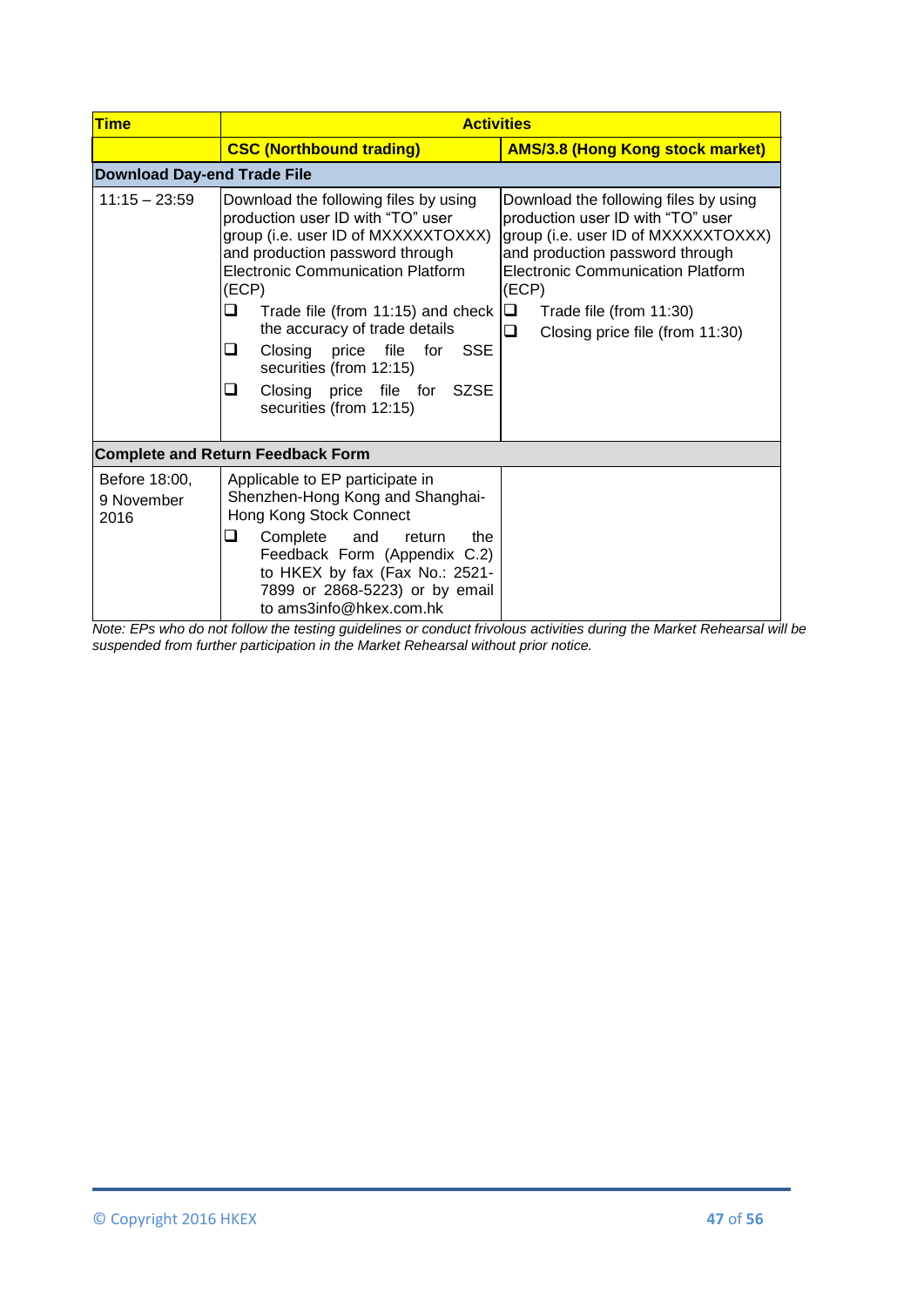| Time | Activities | |
|---|---|---|
| | **CSC (Northbound trading)** | **AMS/3.8 (Hong Kong stock market)** |
| **Download Day-end Trade File** | | |
| 11:15 – 23:59 | Download the following files by using production user ID with "TO" user group (i.e. user ID of MXXXXXTOXXX) and production password through Electronic Communication Platform (ECP)<br>❑ Trade file (from 11:15) and check the accuracy of trade details<br>❑ Closing price file for SSE securities (from 12:15)<br>❑ Closing price file for SZSE securities (from 12:15) | Download the following files by using production user ID with "TO" user group (i.e. user ID of MXXXXXTOXXX) and production password through Electronic Communication Platform (ECP)<br>❑ Trade file (from 11:30)<br>❑ Closing price file (from 11:30) |
| **Complete and Return Feedback Form** | | |
| Before 18:00, 9 November 2016 | Applicable to EP participate in Shenzhen-Hong Kong and Shanghai-Hong Kong Stock Connect<br>❑ Complete and return the Feedback Form (Appendix C.2) to HKEX by fax (Fax No.: 2521-7899 or 2868-5223) or by email to ams3info@hkex.com.hk | |

*Note: EPs who do not follow the testing guidelines or conduct frivolous activities during the Market Rehearsal will be suspended from further participation in the Market Rehearsal without prior notice.*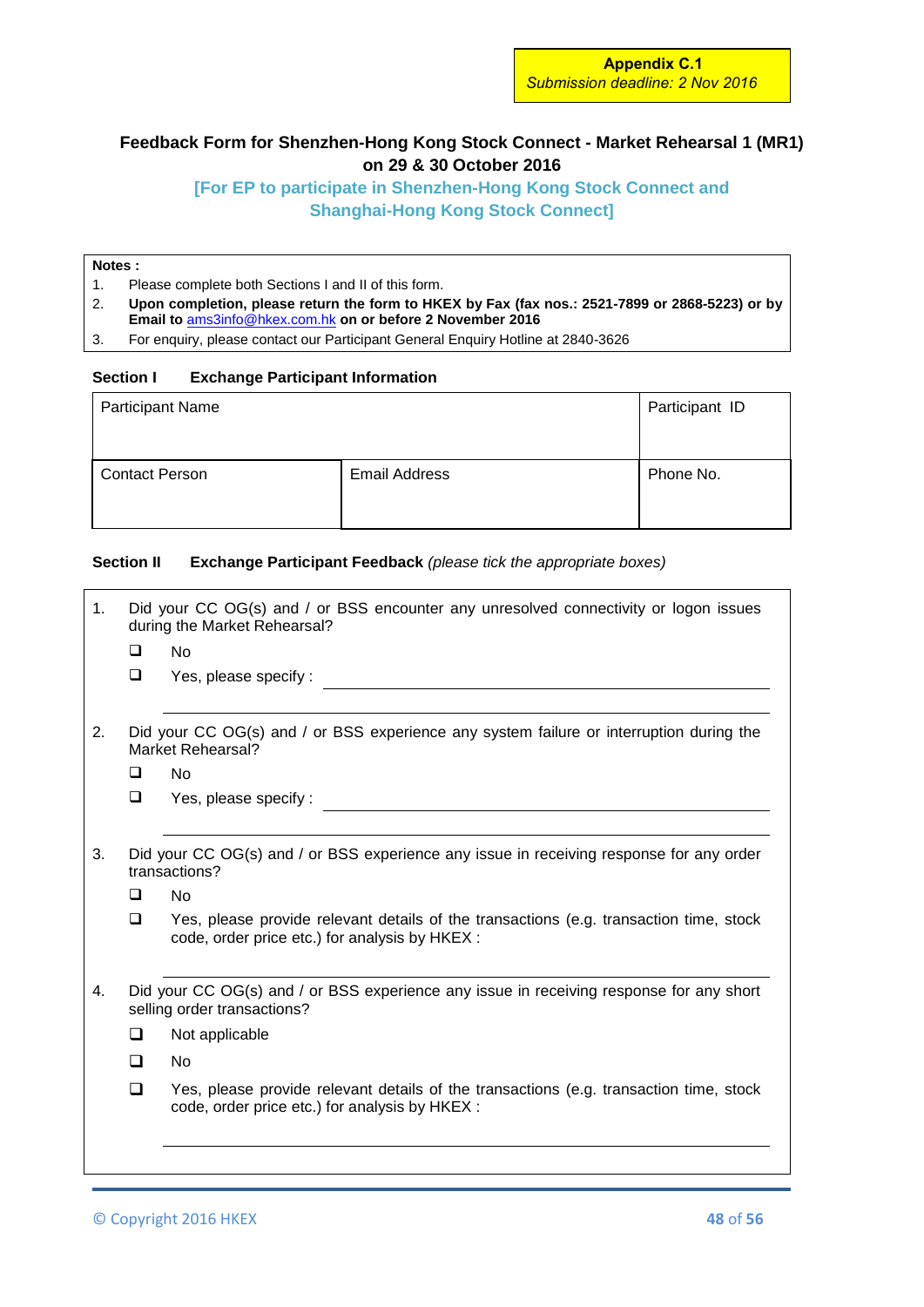**Appendix C.1**
*Submission deadline: 2 Nov 2016*

## Feedback Form for Shenzhen-Hong Kong Stock Connect - Market Rehearsal 1 (MR1) on 29 & 30 October 2016

### [For EP to participate in Shenzhen-Hong Kong Stock Connect and Shanghai-Hong Kong Stock Connect]

**Notes :**

1. Please complete both Sections I and II of this form.
2. **Upon completion, please return the form to HKEX by Fax (fax nos.: 2521-7899 or 2868-5223) or by Email to** ams3info@hkex.com.hk **on or before 2 November 2016**
3. For enquiry, please contact our Participant General Enquiry Hotline at 2840-3626

**Section I Exchange Participant Information**

| Participant Name | | Participant ID |
|---|---|---|
| | | |
| Contact Person | Email Address | Phone No. |
| | | |

**Section II Exchange Participant Feedback** *(please tick the appropriate boxes)*

1. Did your CC OG(s) and / or BSS encounter any unresolved connectivity or logon issues during the Market Rehearsal?
   - ❑ No
   - ❑ Yes, please specify : ______________________________

   ______________________________

2. Did your CC OG(s) and / or BSS experience any system failure or interruption during the Market Rehearsal?
   - ❑ No
   - ❑ Yes, please specify : ______________________________

   ______________________________

3. Did your CC OG(s) and / or BSS experience any issue in receiving response for any order transactions?
   - ❑ No
   - ❑ Yes, please provide relevant details of the transactions (e.g. transaction time, stock code, order price etc.) for analysis by HKEX :

   ______________________________

4. Did your CC OG(s) and / or BSS experience any issue in receiving response for any short selling order transactions?
   - ❑ Not applicable
   - ❑ No
   - ❑ Yes, please provide relevant details of the transactions (e.g. transaction time, stock code, order price etc.) for analysis by HKEX :

   ______________________________

© Copyright 2016 HKEX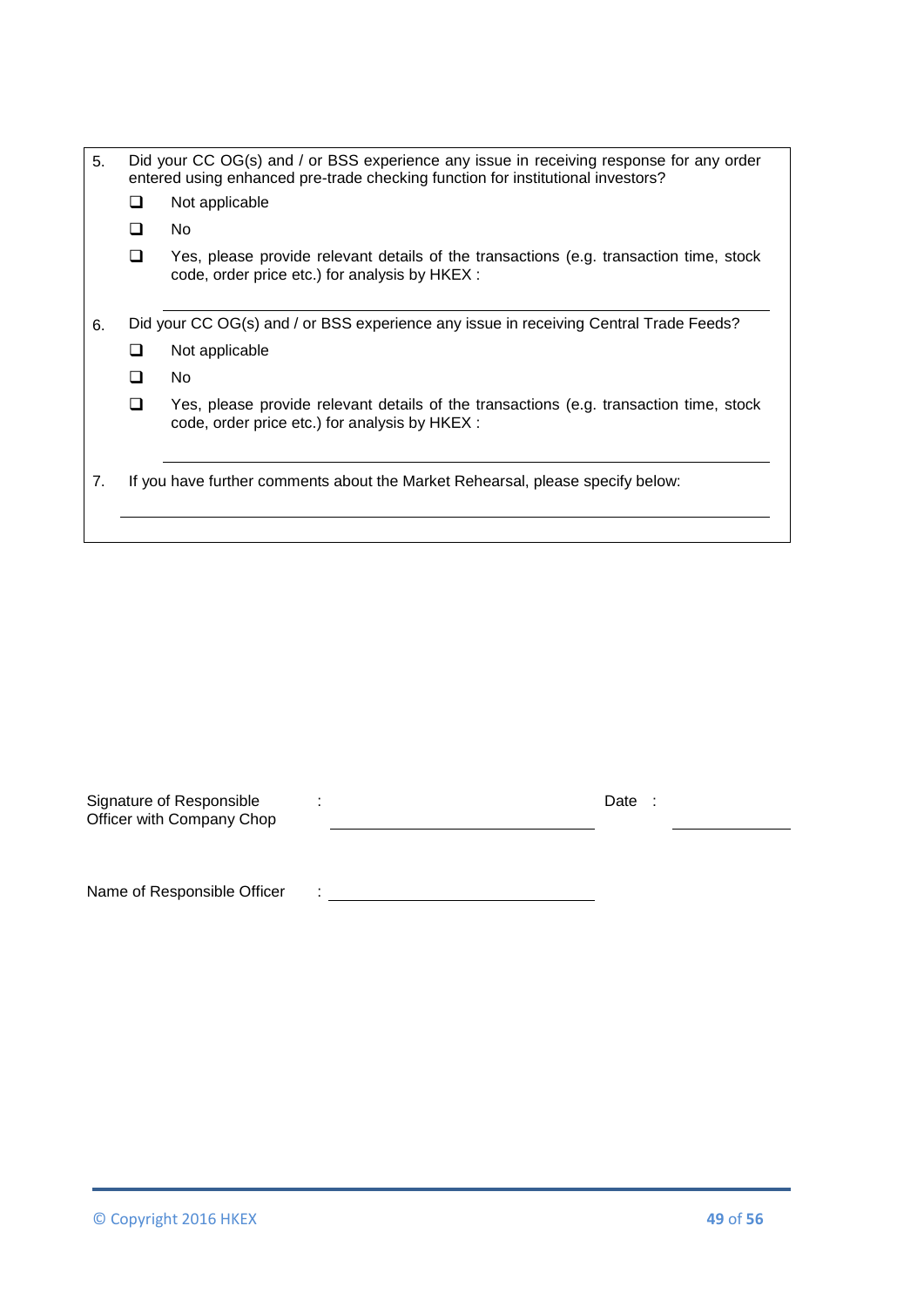5. Did your CC OG(s) and / or BSS experience any issue in receiving response for any order entered using enhanced pre-trade checking function for institutional investors?

   ❑ Not applicable

   ❑ No

   ❑ Yes, please provide relevant details of the transactions (e.g. transaction time, stock code, order price etc.) for analysis by HKEX :

   ______________________________________________

6. Did your CC OG(s) and / or BSS experience any issue in receiving Central Trade Feeds?

   ❑ Not applicable

   ❑ No

   ❑ Yes, please provide relevant details of the transactions (e.g. transaction time, stock code, order price etc.) for analysis by HKEX :

   ______________________________________________

7. If you have further comments about the Market Rehearsal, please specify below:

   ______________________________________________

Signature of Responsible Officer with Company Chop : ______________________ Date : ______________

Name of Responsible Officer : ______________________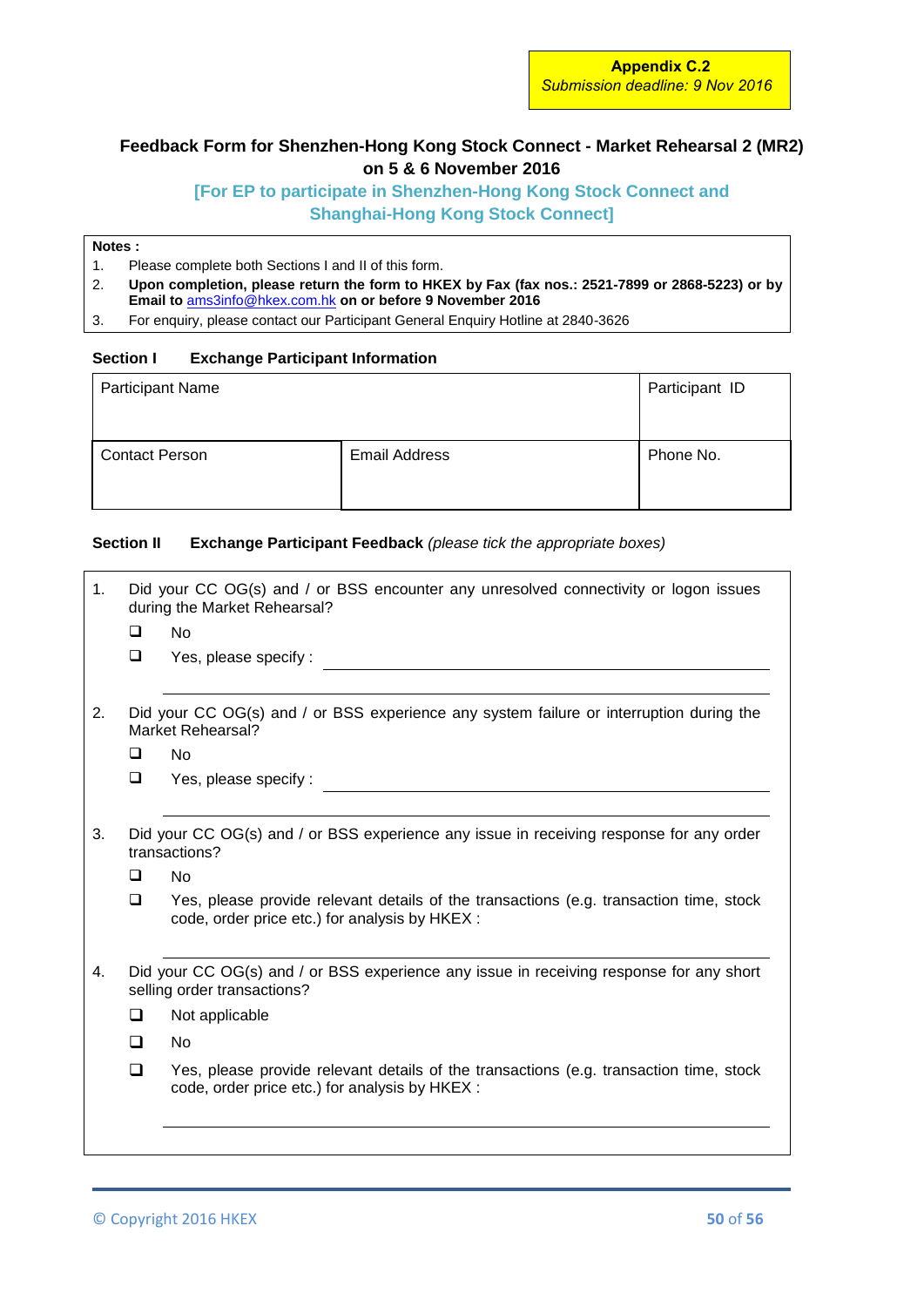**Appendix C.2**
*Submission deadline: 9 Nov 2016*

## Feedback Form for Shenzhen-Hong Kong Stock Connect - Market Rehearsal 2 (MR2) on 5 & 6 November 2016

### [For EP to participate in Shenzhen-Hong Kong Stock Connect and Shanghai-Hong Kong Stock Connect]

**Notes :**

1. Please complete both Sections I and II of this form.
2. **Upon completion, please return the form to HKEX by Fax (fax nos.: 2521-7899 or 2868-5223) or by Email to** ams3info@hkex.com.hk **on or before 9 November 2016**
3. For enquiry, please contact our Participant General Enquiry Hotline at 2840-3626

**Section I Exchange Participant Information**

| Participant Name | | Participant ID |
|---|---|---|
| Contact Person | Email Address | Phone No. |
| | | |

**Section II Exchange Participant Feedback** *(please tick the appropriate boxes)*

1. Did your CC OG(s) and / or BSS encounter any unresolved connectivity or logon issues during the Market Rehearsal?
   - ❑ No
   - ❑ Yes, please specify : ____________________

2. Did your CC OG(s) and / or BSS experience any system failure or interruption during the Market Rehearsal?
   - ❑ No
   - ❑ Yes, please specify : ____________________

3. Did your CC OG(s) and / or BSS experience any issue in receiving response for any order transactions?
   - ❑ No
   - ❑ Yes, please provide relevant details of the transactions (e.g. transaction time, stock code, order price etc.) for analysis by HKEX :
     ____________________

4. Did your CC OG(s) and / or BSS experience any issue in receiving response for any short selling order transactions?
   - ❑ Not applicable
   - ❑ No
   - ❑ Yes, please provide relevant details of the transactions (e.g. transaction time, stock code, order price etc.) for analysis by HKEX :
     ____________________

© Copyright 2016 HKEX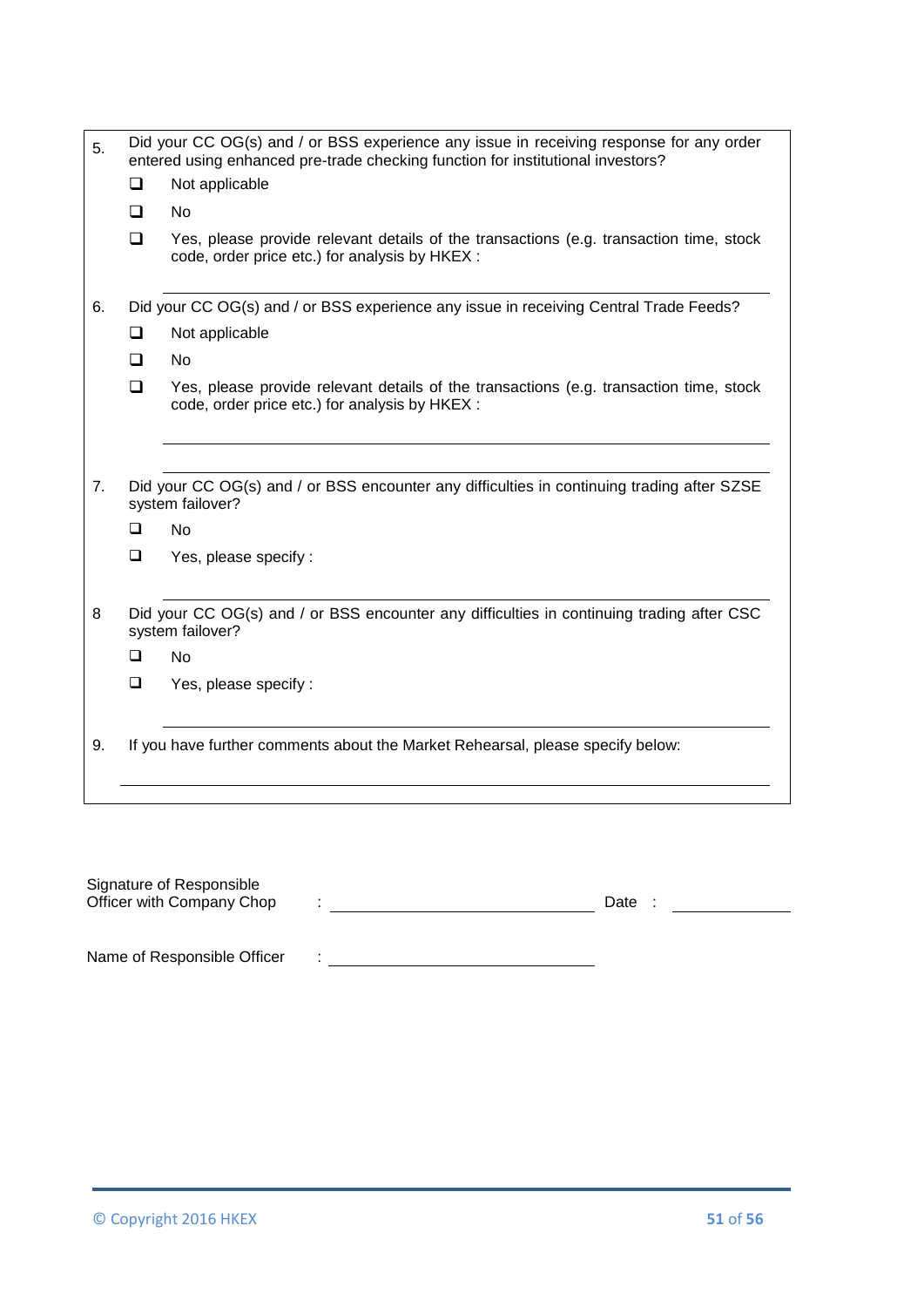5. Did your CC OG(s) and / or BSS experience any issue in receiving response for any order entered using enhanced pre-trade checking function for institutional investors?

   - ❑ Not applicable
   - ❑ No
   - ❑ Yes, please provide relevant details of the transactions (e.g. transaction time, stock code, order price etc.) for analysis by HKEX :

   ______________________________________________

6. Did your CC OG(s) and / or BSS experience any issue in receiving Central Trade Feeds?

   - ❑ Not applicable
   - ❑ No
   - ❑ Yes, please provide relevant details of the transactions (e.g. transaction time, stock code, order price etc.) for analysis by HKEX :

   ______________________________________________

   ______________________________________________

7. Did your CC OG(s) and / or BSS encounter any difficulties in continuing trading after SZSE system failover?

   - ❑ No
   - ❑ Yes, please specify :

   ______________________________________________

8 Did your CC OG(s) and / or BSS encounter any difficulties in continuing trading after CSC system failover?

   - ❑ No
   - ❑ Yes, please specify :

   ______________________________________________

9. If you have further comments about the Market Rehearsal, please specify below:

   ______________________________________________

Signature of Responsible Officer with Company Chop : ______________________ Date : ____________

Name of Responsible Officer : ______________________

© Copyright 2016 HKEX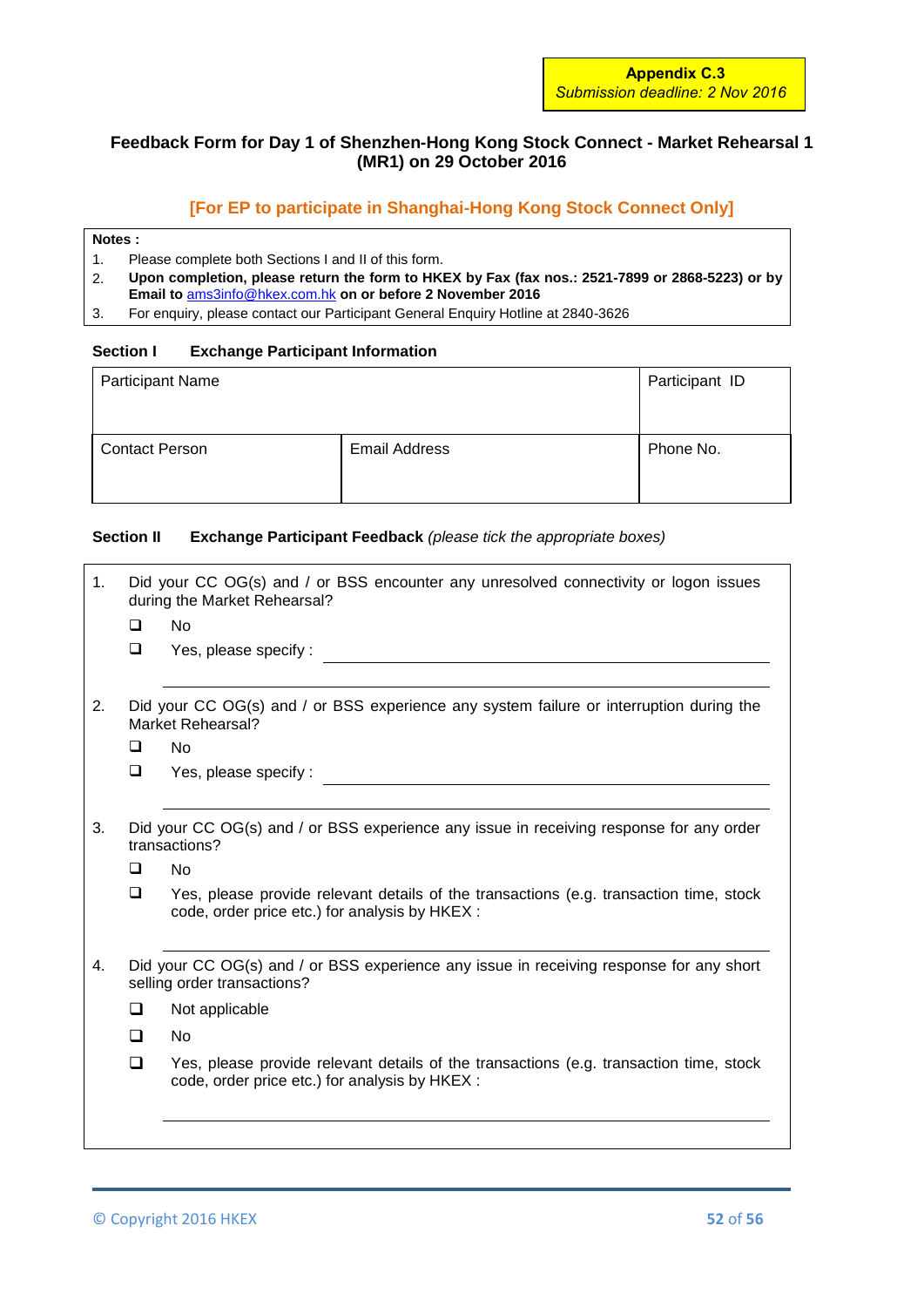**Appendix C.3**
*Submission deadline: 2 Nov 2016*

## Feedback Form for Day 1 of Shenzhen-Hong Kong Stock Connect - Market Rehearsal 1 (MR1) on 29 October 2016

### [For EP to participate in Shanghai-Hong Kong Stock Connect Only]

**Notes :**

1. Please complete both Sections I and II of this form.
2. **Upon completion, please return the form to HKEX by Fax (fax nos.: 2521-7899 or 2868-5223) or by Email to** ams3info@hkex.com.hk **on or before 2 November 2016**
3. For enquiry, please contact our Participant General Enquiry Hotline at 2840-3626

**Section I Exchange Participant Information**

| Participant Name | | Participant ID |
|---|---|---|
| | | |
| Contact Person | Email Address | Phone No. |
| | | |

**Section II Exchange Participant Feedback** *(please tick the appropriate boxes)*

1. Did your CC OG(s) and / or BSS encounter any unresolved connectivity or logon issues during the Market Rehearsal?
   - ❑ No
   - ❑ Yes, please specify : ______________________________

   ______________________________

2. Did your CC OG(s) and / or BSS experience any system failure or interruption during the Market Rehearsal?
   - ❑ No
   - ❑ Yes, please specify : ______________________________

   ______________________________

3. Did your CC OG(s) and / or BSS experience any issue in receiving response for any order transactions?
   - ❑ No
   - ❑ Yes, please provide relevant details of the transactions (e.g. transaction time, stock code, order price etc.) for analysis by HKEX :

   ______________________________

4. Did your CC OG(s) and / or BSS experience any issue in receiving response for any short selling order transactions?
   - ❑ Not applicable
   - ❑ No
   - ❑ Yes, please provide relevant details of the transactions (e.g. transaction time, stock code, order price etc.) for analysis by HKEX :

   ______________________________

© Copyright 2016 HKEX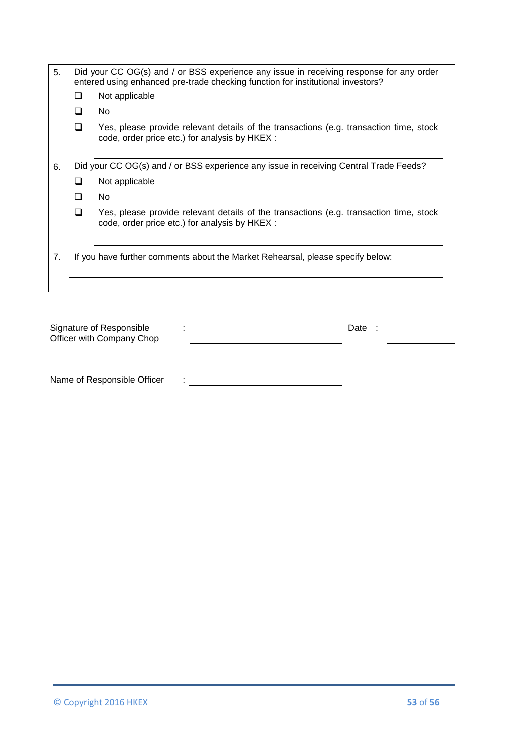5. Did your CC OG(s) and / or BSS experience any issue in receiving response for any order entered using enhanced pre-trade checking function for institutional investors?

   - ❑ Not applicable
   - ❑ No
   - ❑ Yes, please provide relevant details of the transactions (e.g. transaction time, stock code, order price etc.) for analysis by HKEX :

   ______________________________________________

6. Did your CC OG(s) and / or BSS experience any issue in receiving Central Trade Feeds?

   - ❑ Not applicable
   - ❑ No
   - ❑ Yes, please provide relevant details of the transactions (e.g. transaction time, stock code, order price etc.) for analysis by HKEX :

   ______________________________________________

7. If you have further comments about the Market Rehearsal, please specify below:

   ______________________________________________

Signature of Responsible Officer with Company Chop : ______________________ Date : ____________

Name of Responsible Officer : ______________________

© Copyright 2016 HKEX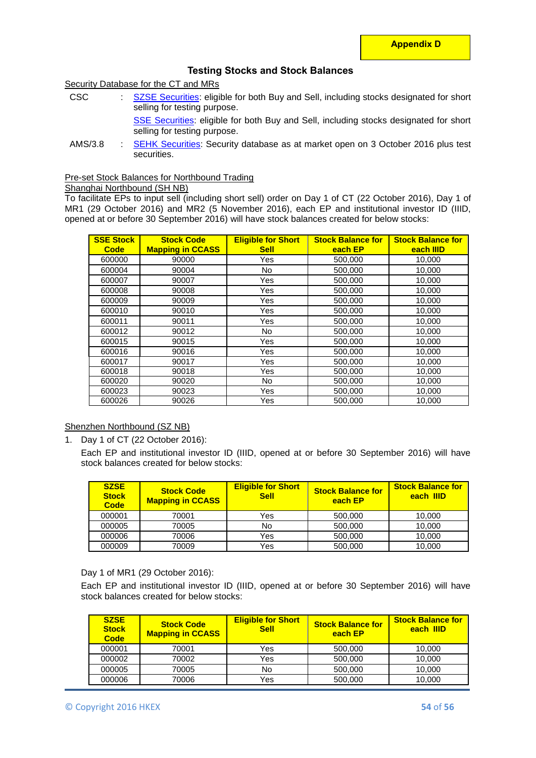**Appendix D**

## Testing Stocks and Stock Balances

Security Database for the CT and MRs

CSC : SZSE Securities: eligible for both Buy and Sell, including stocks designated for short selling for testing purpose.

SSE Securities: eligible for both Buy and Sell, including stocks designated for short selling for testing purpose.

AMS/3.8 : SEHK Securities: Security database as at market open on 3 October 2016 plus test securities.

Pre-set Stock Balances for Northbound Trading

Shanghai Northbound (SH NB)

To facilitate EPs to input sell (including short sell) order on Day 1 of CT (22 October 2016), Day 1 of MR1 (29 October 2016) and MR2 (5 November 2016), each EP and institutional investor ID (IIID, opened at or before 30 September 2016) will have stock balances created for below stocks:

| SSE Stock Code | Stock Code Mapping in CCASS | Eligible for Short Sell | Stock Balance for each EP | Stock Balance for each IIID |
|---|---|---|---|---|
| 600000 | 90000 | Yes | 500,000 | 10,000 |
| 600004 | 90004 | No | 500,000 | 10,000 |
| 600007 | 90007 | Yes | 500,000 | 10,000 |
| 600008 | 90008 | Yes | 500,000 | 10,000 |
| 600009 | 90009 | Yes | 500,000 | 10,000 |
| 600010 | 90010 | Yes | 500,000 | 10,000 |
| 600011 | 90011 | Yes | 500,000 | 10,000 |
| 600012 | 90012 | No | 500,000 | 10,000 |
| 600015 | 90015 | Yes | 500,000 | 10,000 |
| 600016 | 90016 | Yes | 500,000 | 10,000 |
| 600017 | 90017 | Yes | 500,000 | 10,000 |
| 600018 | 90018 | Yes | 500,000 | 10,000 |
| 600020 | 90020 | No | 500,000 | 10,000 |
| 600023 | 90023 | Yes | 500,000 | 10,000 |
| 600026 | 90026 | Yes | 500,000 | 10,000 |

Shenzhen Northbound (SZ NB)

1. Day 1 of CT (22 October 2016):

   Each EP and institutional investor ID (IIID, opened at or before 30 September 2016) will have stock balances created for below stocks:

| SZSE Stock Code | Stock Code Mapping in CCASS | Eligible for Short Sell | Stock Balance for each EP | Stock Balance for each IIID |
|---|---|---|---|---|
| 000001 | 70001 | Yes | 500,000 | 10,000 |
| 000005 | 70005 | No | 500,000 | 10,000 |
| 000006 | 70006 | Yes | 500,000 | 10,000 |
| 000009 | 70009 | Yes | 500,000 | 10,000 |

   Day 1 of MR1 (29 October 2016):

   Each EP and institutional investor ID (IIID, opened at or before 30 September 2016) will have stock balances created for below stocks:

| SZSE Stock Code | Stock Code Mapping in CCASS | Eligible for Short Sell | Stock Balance for each EP | Stock Balance for each IIID |
|---|---|---|---|---|
| 000001 | 70001 | Yes | 500,000 | 10,000 |
| 000002 | 70002 | Yes | 500,000 | 10,000 |
| 000005 | 70005 | No | 500,000 | 10,000 |
| 000006 | 70006 | Yes | 500,000 | 10,000 |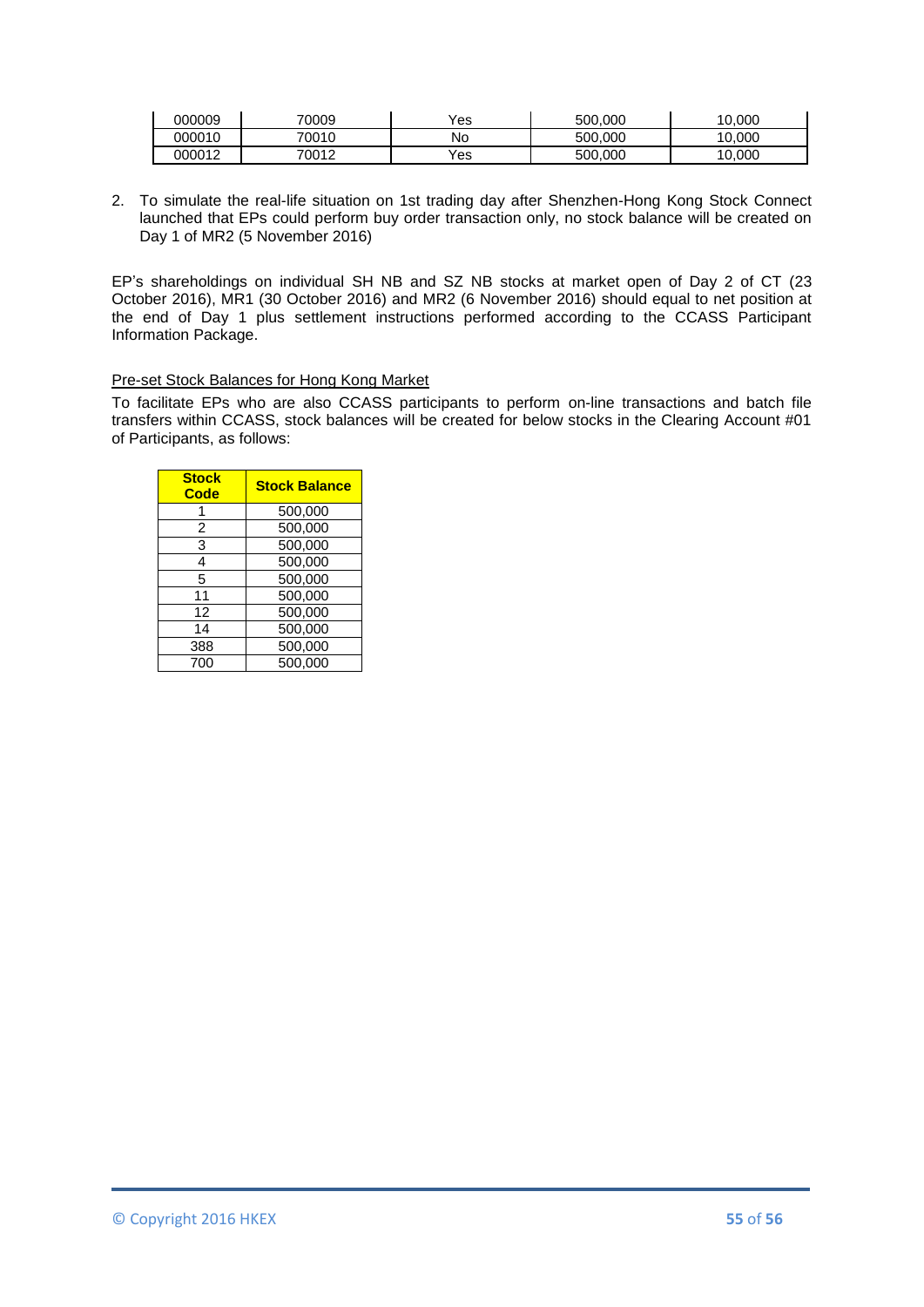| 000009 | 70009 | Yes | 500,000 | 10,000 |
|---|---|---|---|---|
| 000010 | 70010 | No | 500,000 | 10,000 |
| 000012 | 70012 | Yes | 500,000 | 10,000 |

2. To simulate the real-life situation on 1st trading day after Shenzhen-Hong Kong Stock Connect launched that EPs could perform buy order transaction only, no stock balance will be created on Day 1 of MR2 (5 November 2016)

EP's shareholdings on individual SH NB and SZ NB stocks at market open of Day 2 of CT (23 October 2016), MR1 (30 October 2016) and MR2 (6 November 2016) should equal to net position at the end of Day 1 plus settlement instructions performed according to the CCASS Participant Information Package.

Pre-set Stock Balances for Hong Kong Market

To facilitate EPs who are also CCASS participants to perform on-line transactions and batch file transfers within CCASS, stock balances will be created for below stocks in the Clearing Account #01 of Participants, as follows:

| Stock Code | Stock Balance |
|---|---|
| 1 | 500,000 |
| 2 | 500,000 |
| 3 | 500,000 |
| 4 | 500,000 |
| 5 | 500,000 |
| 11 | 500,000 |
| 12 | 500,000 |
| 14 | 500,000 |
| 388 | 500,000 |
| 700 | 500,000 |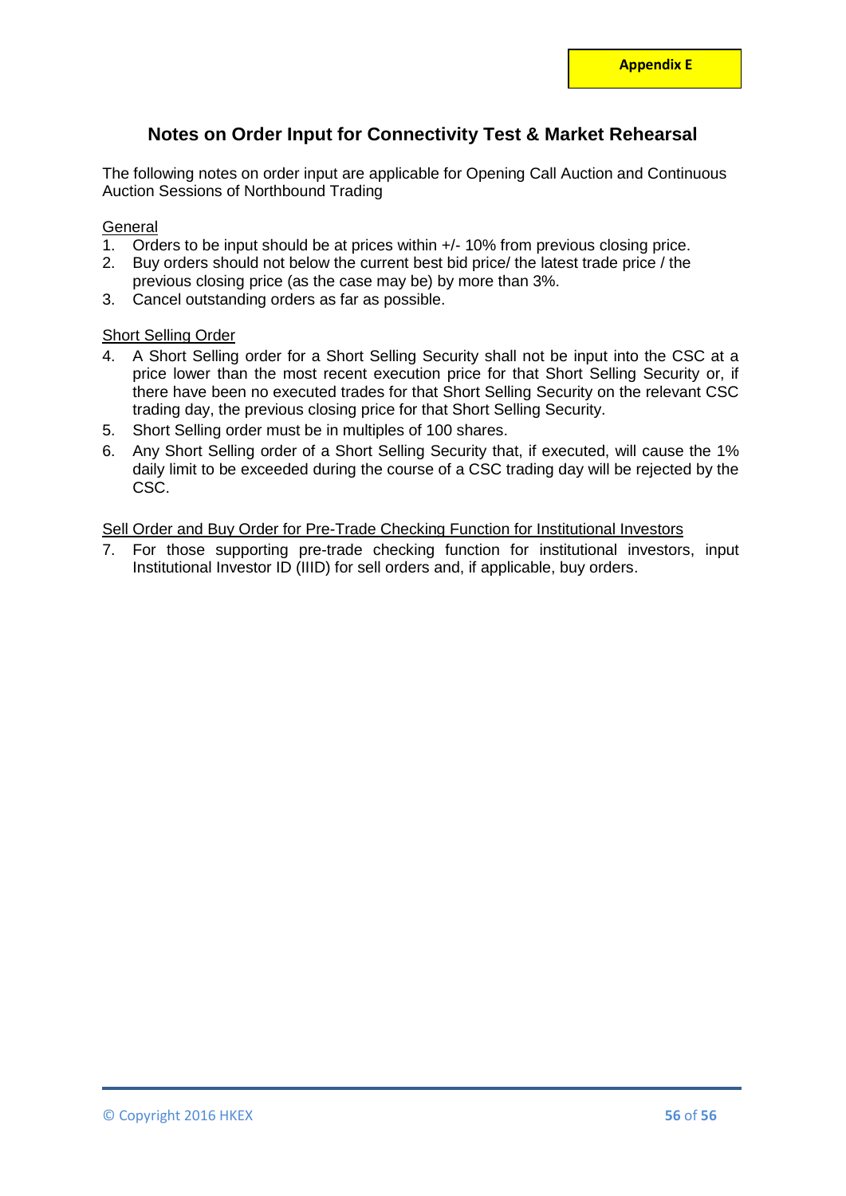Appendix E

# Notes on Order Input for Connectivity Test & Market Rehearsal

The following notes on order input are applicable for Opening Call Auction and Continuous Auction Sessions of Northbound Trading

General

1. Orders to be input should be at prices within +/- 10% from previous closing price.
2. Buy orders should not below the current best bid price/ the latest trade price / the previous closing price (as the case may be) by more than 3%.
3. Cancel outstanding orders as far as possible.

Short Selling Order

4. A Short Selling order for a Short Selling Security shall not be input into the CSC at a price lower than the most recent execution price for that Short Selling Security or, if there have been no executed trades for that Short Selling Security on the relevant CSC trading day, the previous closing price for that Short Selling Security.
5. Short Selling order must be in multiples of 100 shares.
6. Any Short Selling order of a Short Selling Security that, if executed, will cause the 1% daily limit to be exceeded during the course of a CSC trading day will be rejected by the CSC.

Sell Order and Buy Order for Pre-Trade Checking Function for Institutional Investors

7. For those supporting pre-trade checking function for institutional investors, input Institutional Investor ID (IIID) for sell orders and, if applicable, buy orders.

© Copyright 2016 HKEX